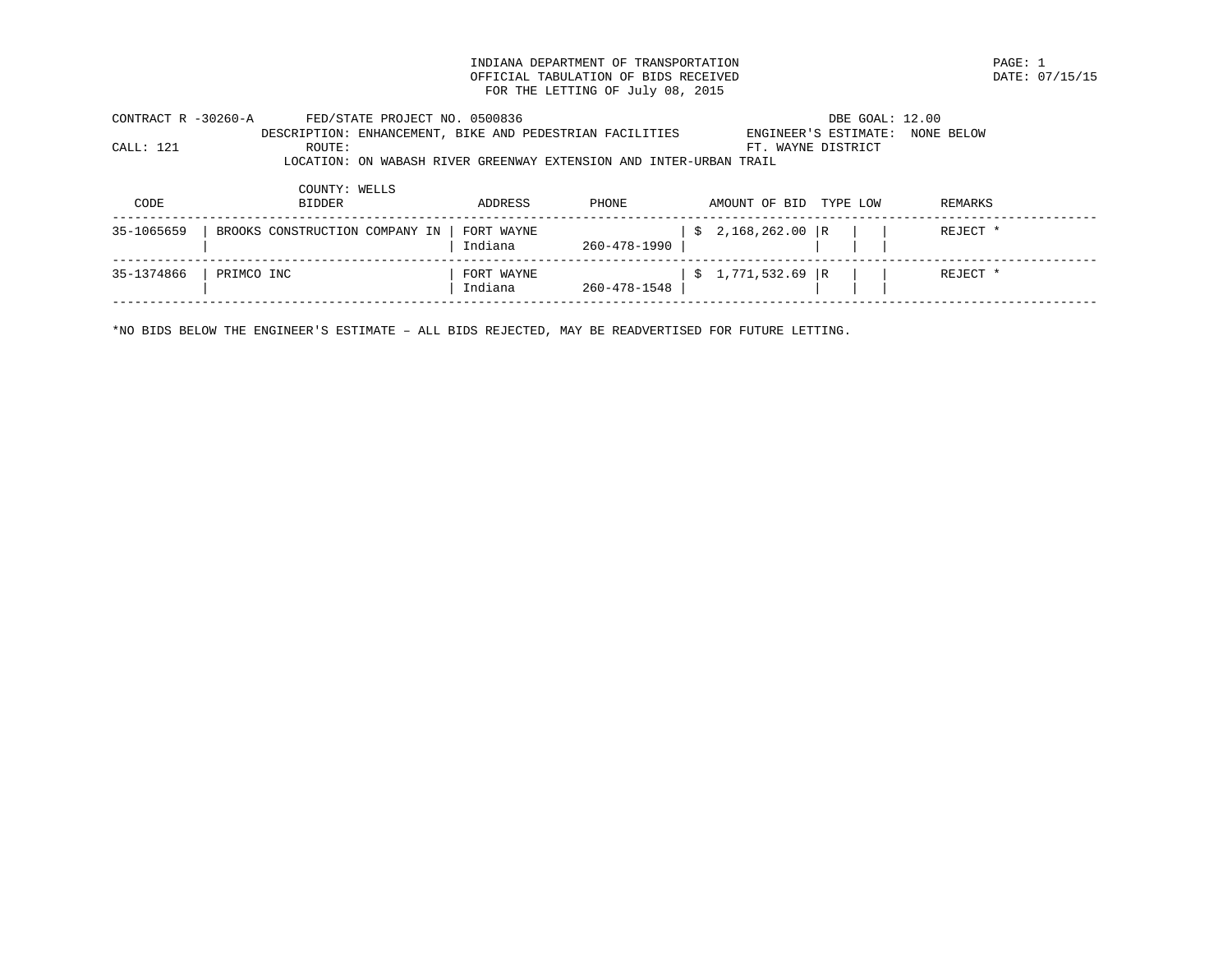INDIANA DEPARTMENT OF TRANSPORTATION
OFFICIAL TABULATION OF BIDS RECEIVED
FOR THE LETTING OF July 08, 2015

PAGE: 1
DATE: 07/15/15

CONTRACT R -30260-A FED/STATE PROJECT NO. 0500836 DBE GOAL: 12.00
DESCRIPTION: ENHANCEMENT, BIKE AND PEDESTRIAN FACILITIES ENGINEER'S ESTIMATE: NONE BELOW
CALL: 121 ROUTE: FT. WAYNE DISTRICT
LOCATION: ON WABASH RIVER GREENWAY EXTENSION AND INTER-URBAN TRAIL
COUNTY: WELLS

| CODE | BIDDER | ADDRESS | PHONE | AMOUNT OF BID | TYPE | LOW | REMARKS |
|---|---|---|---|---|---|---|---|
| 35-1065659 | BROOKS CONSTRUCTION COMPANY IN | FORT WAYNE Indiana | 260-478-1990 | $ 2,168,262.00 | R | | REJECT * |
| 35-1374866 | PRIMCO INC | FORT WAYNE Indiana | 260-478-1548 | $ 1,771,532.69 | R | | REJECT * |

*NO BIDS BELOW THE ENGINEER'S ESTIMATE – ALL BIDS REJECTED, MAY BE READVERTISED FOR FUTURE LETTING.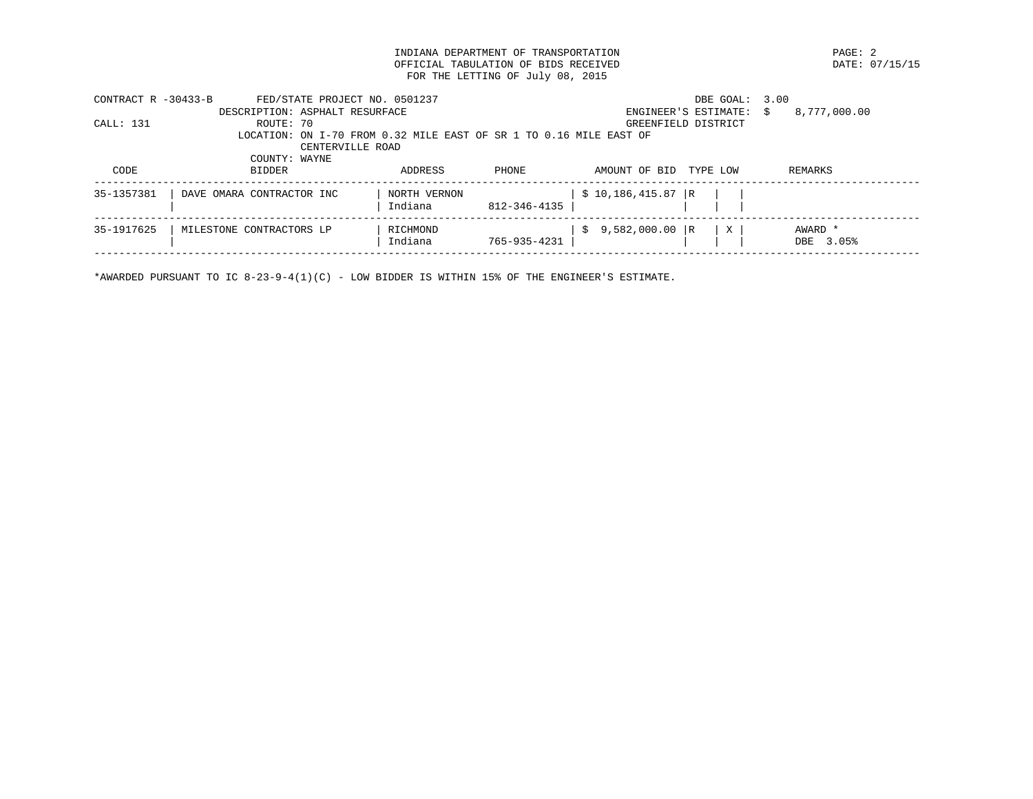INDIANA DEPARTMENT OF TRANSPORTATION
OFFICIAL TABULATION OF BIDS RECEIVED
FOR THE LETTING OF July 08, 2015

DATE: 07/15/15

CONTRACT R -30433-B    FED/STATE PROJECT NO. 0501237    DBE GOAL: 3.00
DESCRIPTION: ASPHALT RESURFACE    ENGINEER'S ESTIMATE: $ 8,777,000.00
CALL: 131    ROUTE: 70    GREENFIELD DISTRICT
LOCATION: ON I-70 FROM 0.32 MILE EAST OF SR 1 TO 0.16 MILE EAST OF CENTERVILLE ROAD
COUNTY: WAYNE

| CODE | BIDDER | ADDRESS | PHONE | AMOUNT OF BID | TYPE | LOW | REMARKS |
|---|---|---|---|---|---|---|---|
| 35-1357381 | DAVE OMARA CONTRACTOR INC | NORTH VERNON Indiana | 812-346-4135 | $ 10,186,415.87 | R | | |
| 35-1917625 | MILESTONE CONTRACTORS LP | RICHMOND Indiana | 765-935-4231 | $ 9,582,000.00 | R | X | AWARD * DBE 3.05% |

*AWARDED PURSUANT TO IC 8-23-9-4(1)(C) - LOW BIDDER IS WITHIN 15% OF THE ENGINEER'S ESTIMATE.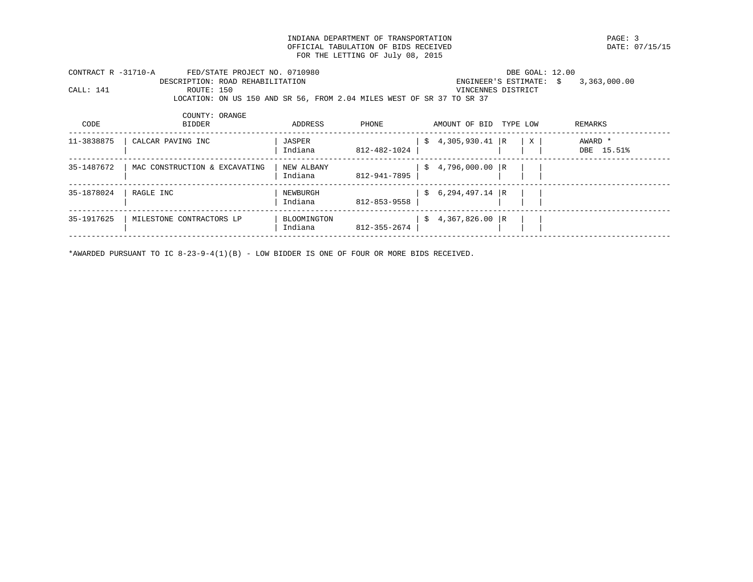INDIANA DEPARTMENT OF TRANSPORTATION
OFFICIAL TABULATION OF BIDS RECEIVED
FOR THE LETTING OF July 08, 2015

DATE: 07/15/15

CONTRACT R -31710-A    FED/STATE PROJECT NO. 0710980    DBE GOAL: 12.00
DESCRIPTION: ROAD REHABILITATION    ENGINEER'S ESTIMATE: $ 3,363,000.00
CALL: 141    ROUTE: 150    VINCENNES DISTRICT
LOCATION: ON US 150 AND SR 56, FROM 2.04 MILES WEST OF SR 37 TO SR 37
COUNTY: ORANGE

| CODE | BIDDER | ADDRESS | PHONE | AMOUNT OF BID | TYPE | LOW | REMARKS |
|---|---|---|---|---|---|---|---|
| 11-3838875 | CALCAR PAVING INC | JASPER Indiana | 812-482-1024 | $ 4,305,930.41 | R | X | AWARD * DBE 15.51% |
| 35-1487672 | MAC CONSTRUCTION & EXCAVATING | NEW ALBANY Indiana | 812-941-7895 | $ 4,796,000.00 | R | | |
| 35-1878024 | RAGLE INC | NEWBURGH Indiana | 812-853-9558 | $ 6,294,497.14 | R | | |
| 35-1917625 | MILESTONE CONTRACTORS LP | BLOOMINGTON Indiana | 812-355-2674 | $ 4,367,826.00 | R | | |

*AWARDED PURSUANT TO IC 8-23-9-4(1)(B) - LOW BIDDER IS ONE OF FOUR OR MORE BIDS RECEIVED.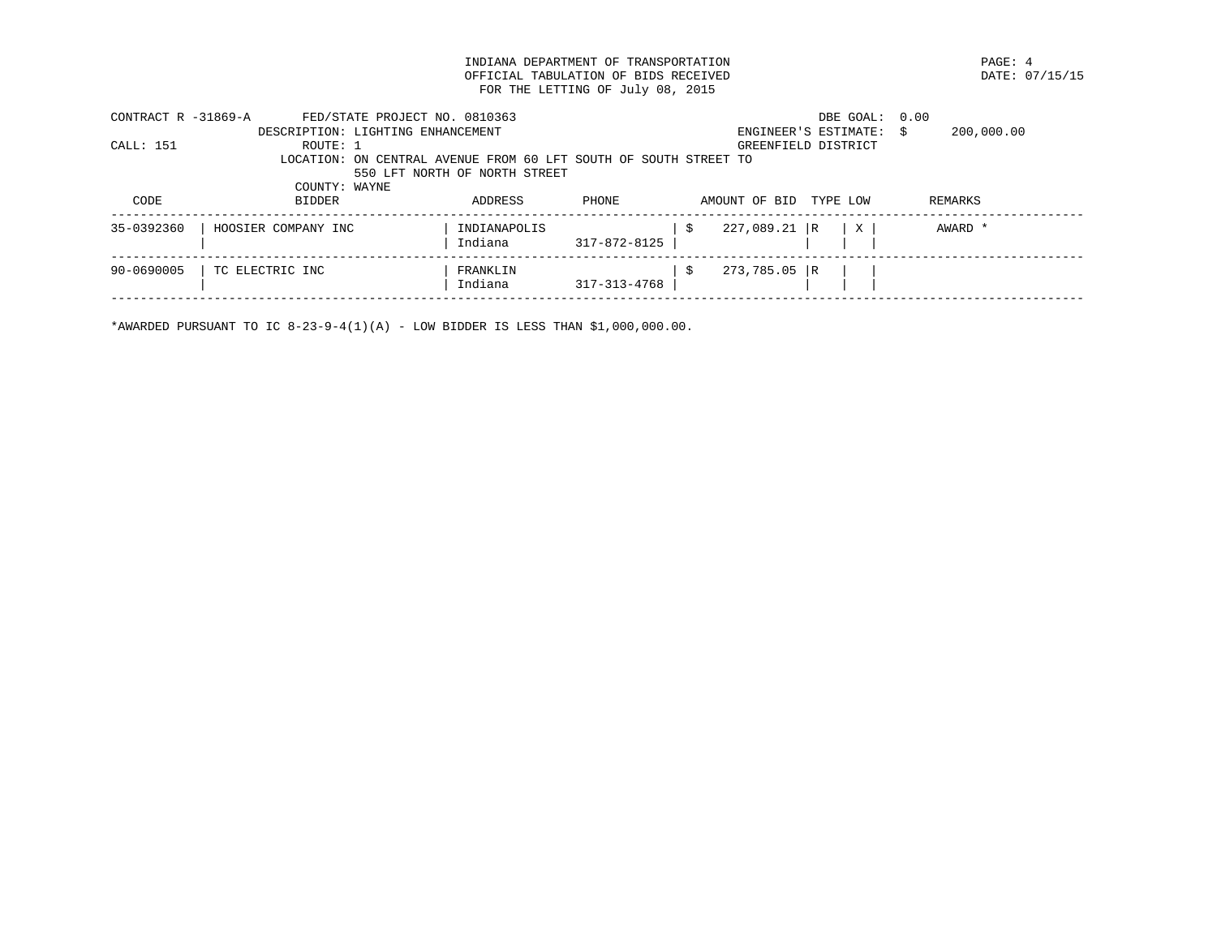INDIANA DEPARTMENT OF TRANSPORTATION
OFFICIAL TABULATION OF BIDS RECEIVED
FOR THE LETTING OF July 08, 2015

DATE: 07/15/15

CONTRACT R -31869-A    FED/STATE PROJECT NO. 0810363    DBE GOAL: 0.00
DESCRIPTION: LIGHTING ENHANCEMENT    ENGINEER'S ESTIMATE: $ 200,000.00
CALL: 151    ROUTE: 1    GREENFIELD DISTRICT
LOCATION: ON CENTRAL AVENUE FROM 60 LFT SOUTH OF SOUTH STREET TO 550 LFT NORTH OF NORTH STREET
COUNTY: WAYNE

| CODE | BIDDER | ADDRESS | PHONE | AMOUNT OF BID | TYPE | LOW | REMARKS |
|---|---|---|---|---|---|---|---|
| 35-0392360 | HOOSIER COMPANY INC | INDIANAPOLIS Indiana | 317-872-8125 | $ 227,089.21 | R | X | AWARD * |
| 90-0690005 | TC ELECTRIC INC | FRANKLIN Indiana | 317-313-4768 | $ 273,785.05 | R | | |

*AWARDED PURSUANT TO IC 8-23-9-4(1)(A) - LOW BIDDER IS LESS THAN $1,000,000.00.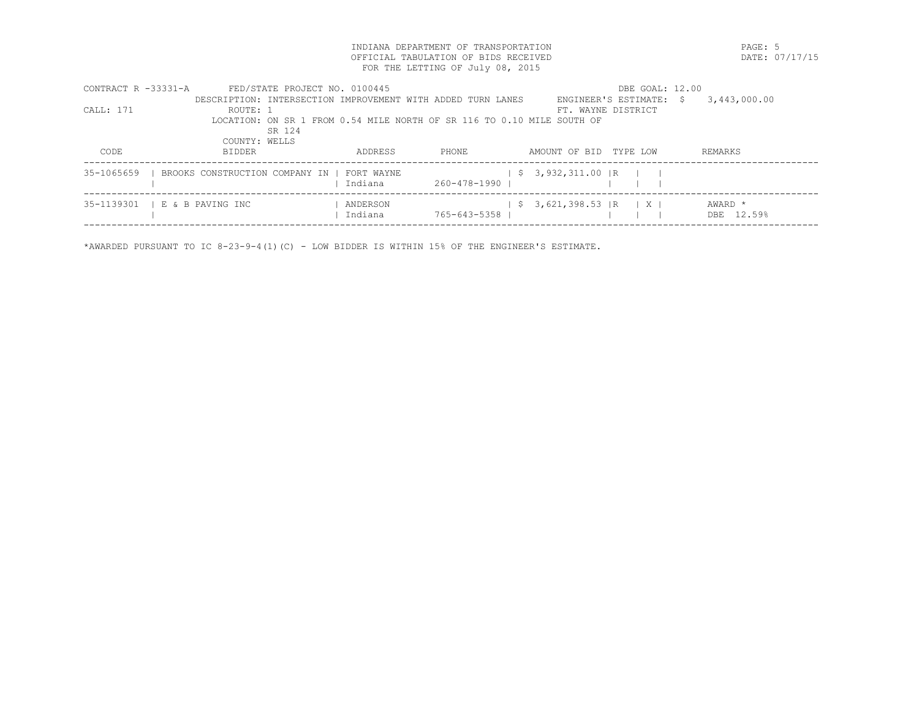INDIANA DEPARTMENT OF TRANSPORTATION
OFFICIAL TABULATION OF BIDS RECEIVED
FOR THE LETTING OF July 08, 2015

DATE: 07/17/15

CONTRACT R -33331-A    FED/STATE PROJECT NO. 0100445    DBE GOAL: 12.00

DESCRIPTION: INTERSECTION IMPROVEMENT WITH ADDED TURN LANES    ENGINEER'S ESTIMATE: $ 3,443,000.00

CALL: 171    ROUTE: 1    FT. WAYNE DISTRICT

LOCATION: ON SR 1 FROM 0.54 MILE NORTH OF SR 116 TO 0.10 MILE SOUTH OF SR 124

COUNTY: WELLS

| CODE | BIDDER | ADDRESS | PHONE | AMOUNT OF BID | TYPE | LOW | REMARKS |
|---|---|---|---|---|---|---|---|
| 35-1065659 | BROOKS CONSTRUCTION COMPANY IN | FORT WAYNE<br>Indiana | 260-478-1990 | $ 3,932,311.00 | R | | |
| 35-1139301 | E & B PAVING INC | ANDERSON<br>Indiana | 765-643-5358 | $ 3,621,398.53 | R | X | AWARD *<br>DBE 12.59% |

*AWARDED PURSUANT TO IC 8-23-9-4(1)(C) - LOW BIDDER IS WITHIN 15% OF THE ENGINEER'S ESTIMATE.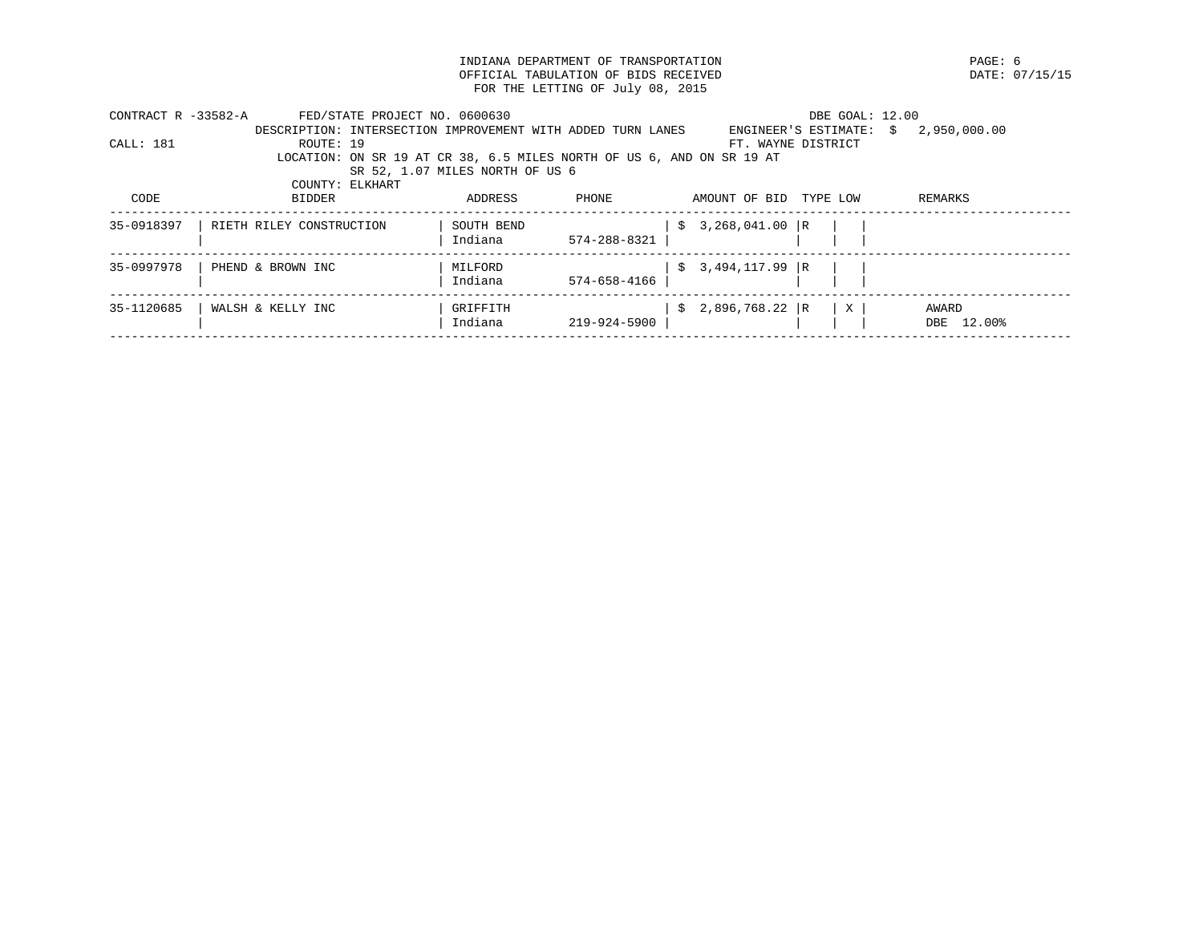INDIANA DEPARTMENT OF TRANSPORTATION
OFFICIAL TABULATION OF BIDS RECEIVED
FOR THE LETTING OF July 08, 2015

DATE: 07/15/15

CONTRACT R -33582-A FED/STATE PROJECT NO. 0600630 DBE GOAL: 12.00

DESCRIPTION: INTERSECTION IMPROVEMENT WITH ADDED TURN LANES ENGINEER'S ESTIMATE: $ 2,950,000.00

CALL: 181 ROUTE: 19 FT. WAYNE DISTRICT

LOCATION: ON SR 19 AT CR 38, 6.5 MILES NORTH OF US 6, AND ON SR 19 AT SR 52, 1.07 MILES NORTH OF US 6

COUNTY: ELKHART

| CODE | BIDDER | ADDRESS | PHONE | AMOUNT OF BID | TYPE | LOW | REMARKS |
|---|---|---|---|---|---|---|---|
| 35-0918397 | RIETH RILEY CONSTRUCTION | SOUTH BEND Indiana | 574-288-8321 | $ 3,268,041.00 | R | | |
| 35-0997978 | PHEND & BROWN INC | MILFORD Indiana | 574-658-4166 | $ 3,494,117.99 | R | | |
| 35-1120685 | WALSH & KELLY INC | GRIFFITH Indiana | 219-924-5900 | $ 2,896,768.22 | R | X | AWARD DBE 12.00% |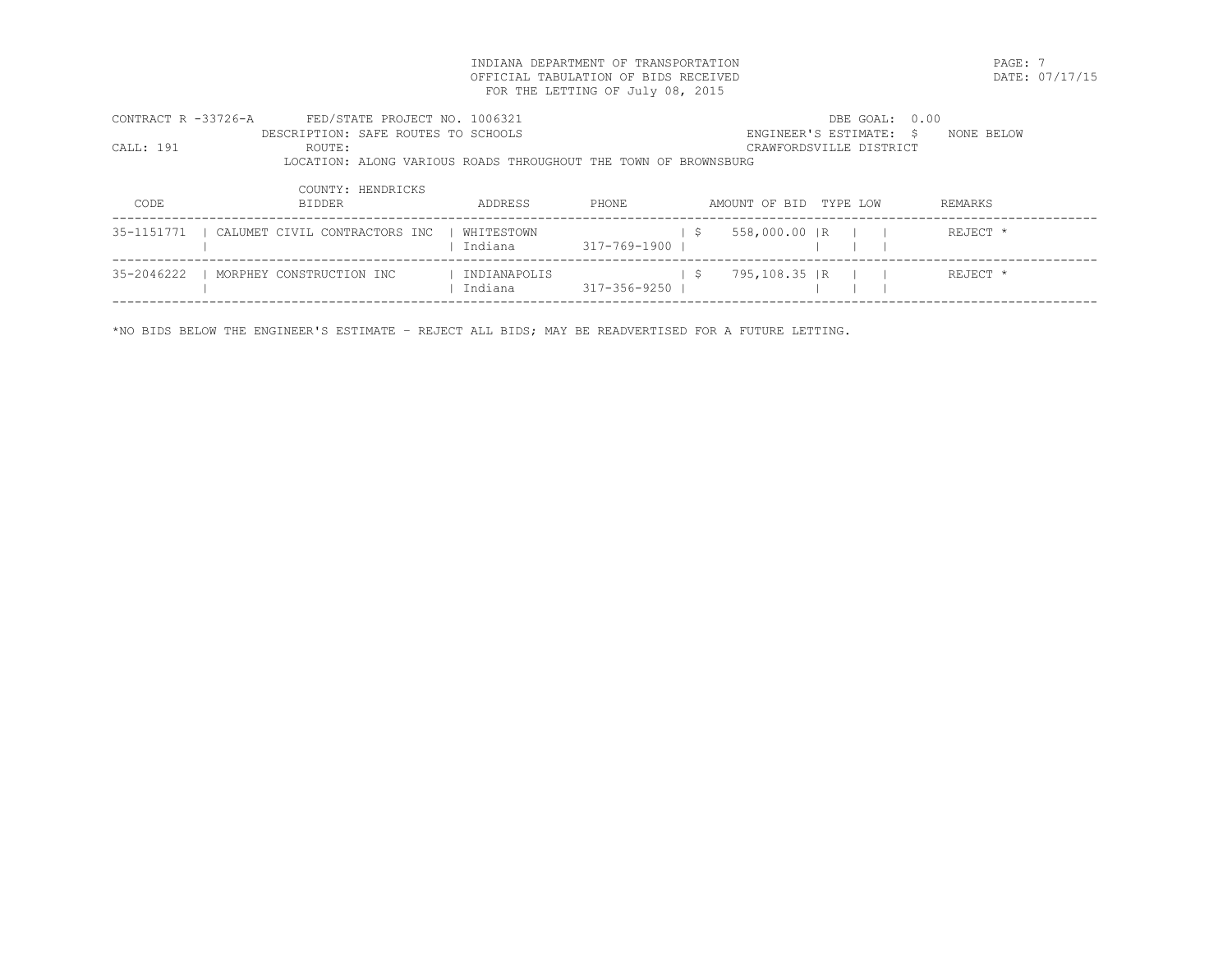INDIANA DEPARTMENT OF TRANSPORTATION
OFFICIAL TABULATION OF BIDS RECEIVED
FOR THE LETTING OF July 08, 2015

DATE: 07/17/15

CONTRACT R -33726-A    FED/STATE PROJECT NO. 1006321    DBE GOAL: 0.00
DESCRIPTION: SAFE ROUTES TO SCHOOLS    ENGINEER'S ESTIMATE: $ NONE BELOW
CALL: 191    ROUTE:    CRAWFORDSVILLE DISTRICT
LOCATION: ALONG VARIOUS ROADS THROUGHOUT THE TOWN OF BROWNSBURG

COUNTY: HENDRICKS

| CODE | BIDDER | ADDRESS | PHONE | AMOUNT OF BID | TYPE | LOW | REMARKS |
|---|---|---|---|---|---|---|---|
| 35-1151771 | CALUMET CIVIL CONTRACTORS INC | WHITESTOWN Indiana | 317-769-1900 | $ 558,000.00 | R | | REJECT * |
| 35-2046222 | MORPHEY CONSTRUCTION INC | INDIANAPOLIS Indiana | 317-356-9250 | $ 795,108.35 | R | | REJECT * |

*NO BIDS BELOW THE ENGINEER'S ESTIMATE - REJECT ALL BIDS; MAY BE READVERTISED FOR A FUTURE LETTING.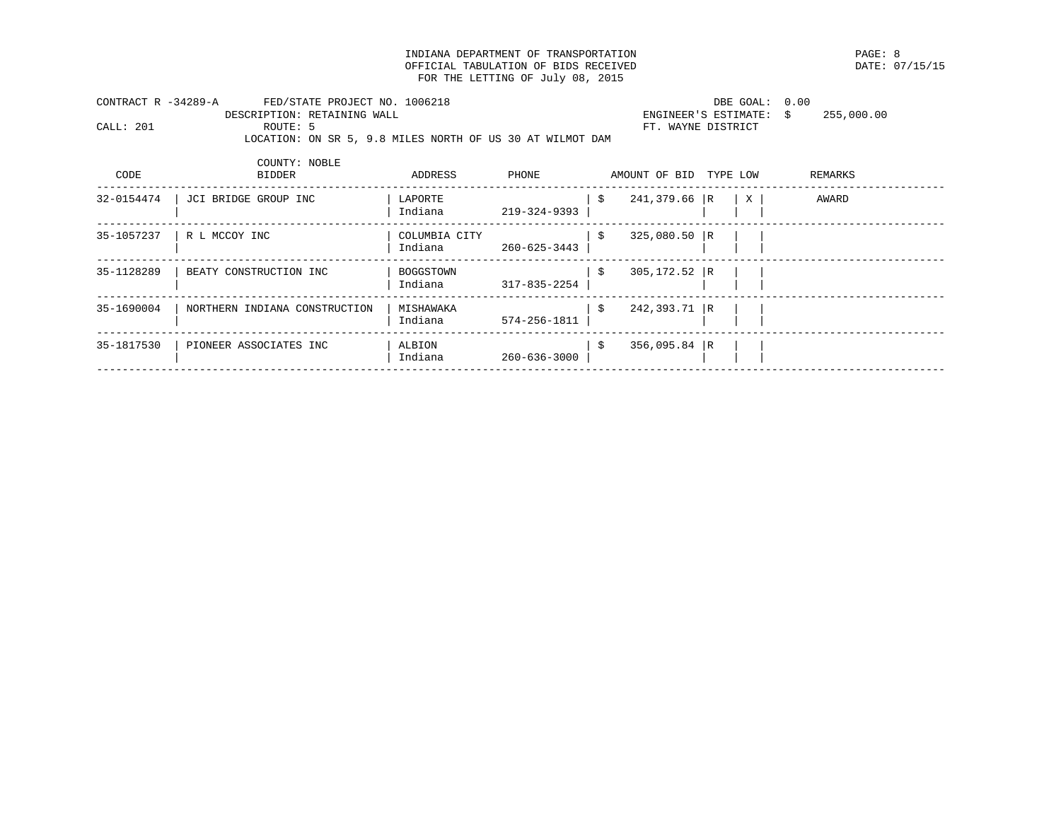INDIANA DEPARTMENT OF TRANSPORTATION
OFFICIAL TABULATION OF BIDS RECEIVED
FOR THE LETTING OF July 08, 2015

DATE: 07/15/15

CONTRACT R -34289-A    FED/STATE PROJECT NO. 1006218    DBE GOAL: 0.00
DESCRIPTION: RETAINING WALL    ENGINEER'S ESTIMATE: $ 255,000.00
CALL: 201    ROUTE: 5    FT. WAYNE DISTRICT
LOCATION: ON SR 5, 9.8 MILES NORTH OF US 30 AT WILMOT DAM
COUNTY: NOBLE

| CODE | BIDDER | ADDRESS | PHONE | AMOUNT OF BID | TYPE | LOW | REMARKS |
|---|---|---|---|---|---|---|---|
| 32-0154474 | JCI BRIDGE GROUP INC | LAPORTE Indiana | 219-324-9393 | $ 241,379.66 | R | X | AWARD |
| 35-1057237 | R L MCCOY INC | COLUMBIA CITY Indiana | 260-625-3443 | $ 325,080.50 | R | | |
| 35-1128289 | BEATY CONSTRUCTION INC | BOGGSTOWN Indiana | 317-835-2254 | $ 305,172.52 | R | | |
| 35-1690004 | NORTHERN INDIANA CONSTRUCTION | MISHAWAKA Indiana | 574-256-1811 | $ 242,393.71 | R | | |
| 35-1817530 | PIONEER ASSOCIATES INC | ALBION Indiana | 260-636-3000 | $ 356,095.84 | R | | |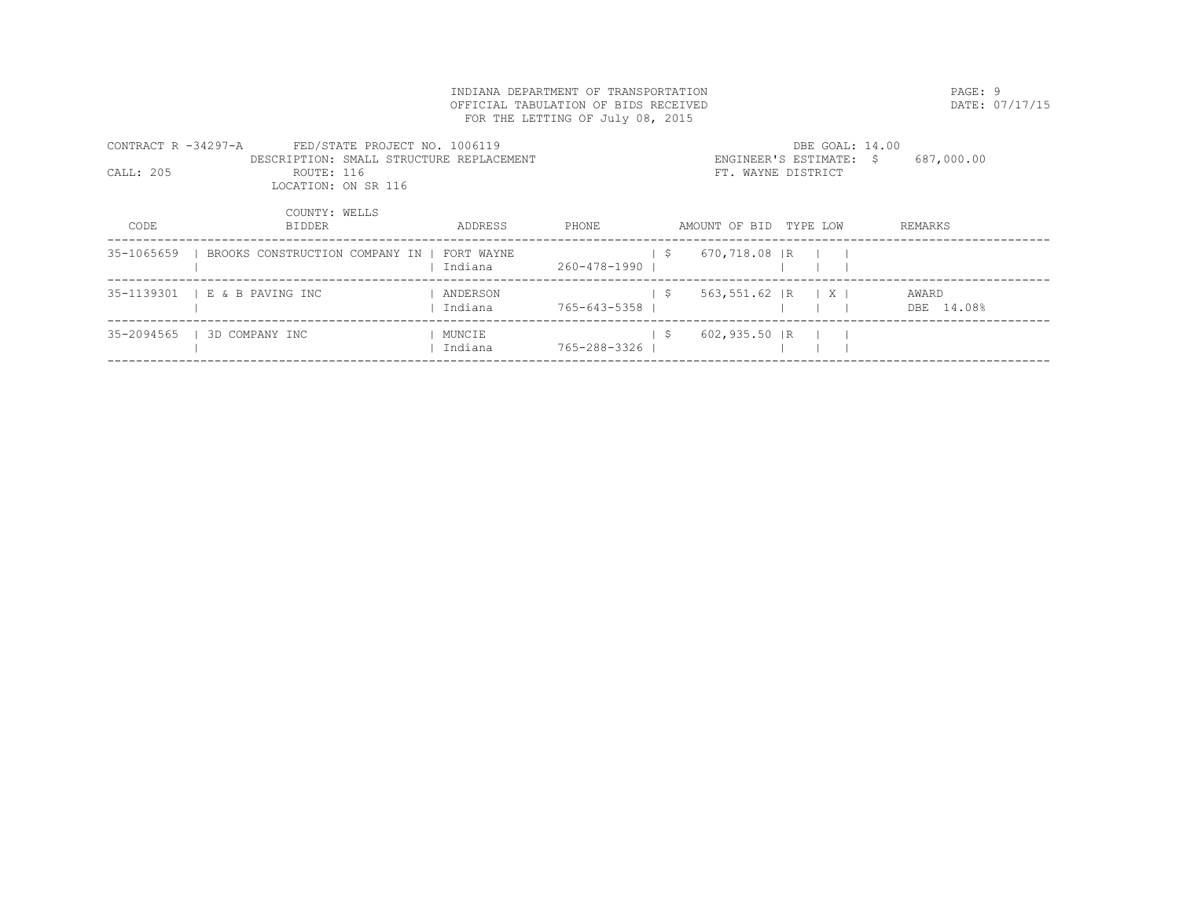INDIANA DEPARTMENT OF TRANSPORTATION
OFFICIAL TABULATION OF BIDS RECEIVED
FOR THE LETTING OF July 08, 2015

DATE: 07/17/15

CONTRACT R -34297-A    FED/STATE PROJECT NO. 1006119    DBE GOAL: 14.00
DESCRIPTION: SMALL STRUCTURE REPLACEMENT    ENGINEER'S ESTIMATE: $ 687,000.00
CALL: 205    ROUTE: 116    FT. WAYNE DISTRICT
LOCATION: ON SR 116
COUNTY: WELLS

| CODE | BIDDER | ADDRESS | PHONE | AMOUNT OF BID | TYPE | LOW | REMARKS |
|---|---|---|---|---|---|---|---|
| 35-1065659 | BROOKS CONSTRUCTION COMPANY IN | FORT WAYNE Indiana | 260-478-1990 | $ 670,718.08 | R | | |
| 35-1139301 | E & B PAVING INC | ANDERSON Indiana | 765-643-5358 | $ 563,551.62 | R | X | AWARD DBE 14.08% |
| 35-2094565 | 3D COMPANY INC | MUNCIE Indiana | 765-288-3326 | $ 602,935.50 | R | | |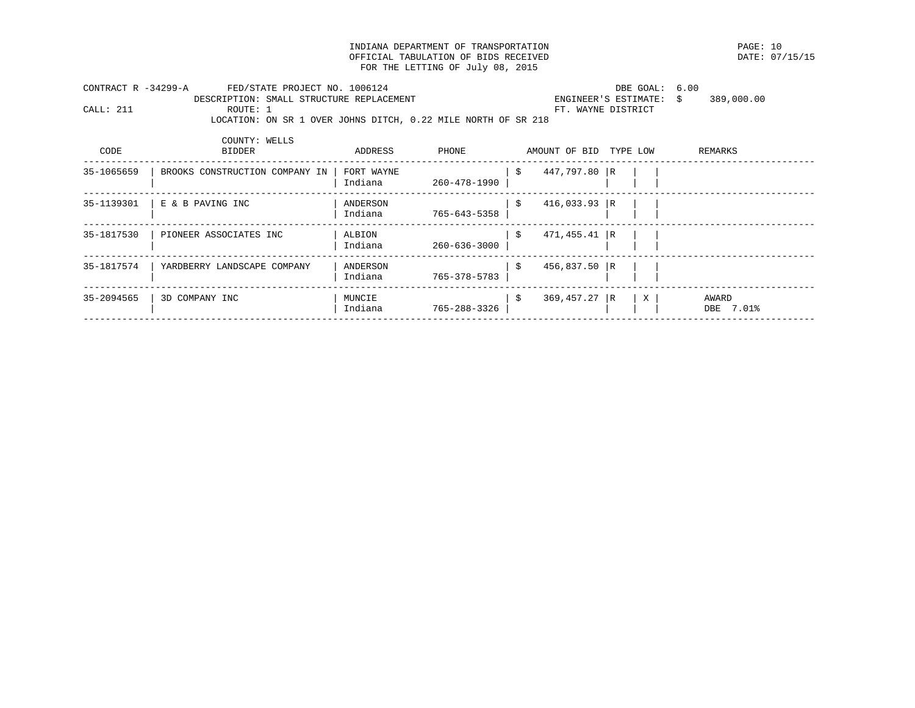INDIANA DEPARTMENT OF TRANSPORTATION
OFFICIAL TABULATION OF BIDS RECEIVED
FOR THE LETTING OF July 08, 2015

DATE: 07/15/15

CONTRACT R -34299-A FED/STATE PROJECT NO. 1006124
DESCRIPTION: SMALL STRUCTURE REPLACEMENT
CALL: 211 ROUTE: 1
LOCATION: ON SR 1 OVER JOHNS DITCH, 0.22 MILE NORTH OF SR 218
COUNTY: WELLS

DBE GOAL: 6.00
ENGINEER'S ESTIMATE: $ 389,000.00
FT. WAYNE DISTRICT

| CODE | BIDDER | ADDRESS | PHONE | AMOUNT OF BID | TYPE | LOW | REMARKS |
|---|---|---|---|---|---|---|---|
| 35-1065659 | BROOKS CONSTRUCTION COMPANY IN | FORT WAYNE Indiana | 260-478-1990 | $ 447,797.80 | R | | |
| 35-1139301 | E & B PAVING INC | ANDERSON Indiana | 765-643-5358 | $ 416,033.93 | R | | |
| 35-1817530 | PIONEER ASSOCIATES INC | ALBION Indiana | 260-636-3000 | $ 471,455.41 | R | | |
| 35-1817574 | YARDBERRY LANDSCAPE COMPANY | ANDERSON Indiana | 765-378-5783 | $ 456,837.50 | R | | |
| 35-2094565 | 3D COMPANY INC | MUNCIE Indiana | 765-288-3326 | $ 369,457.27 | R | X | AWARD DBE 7.01% |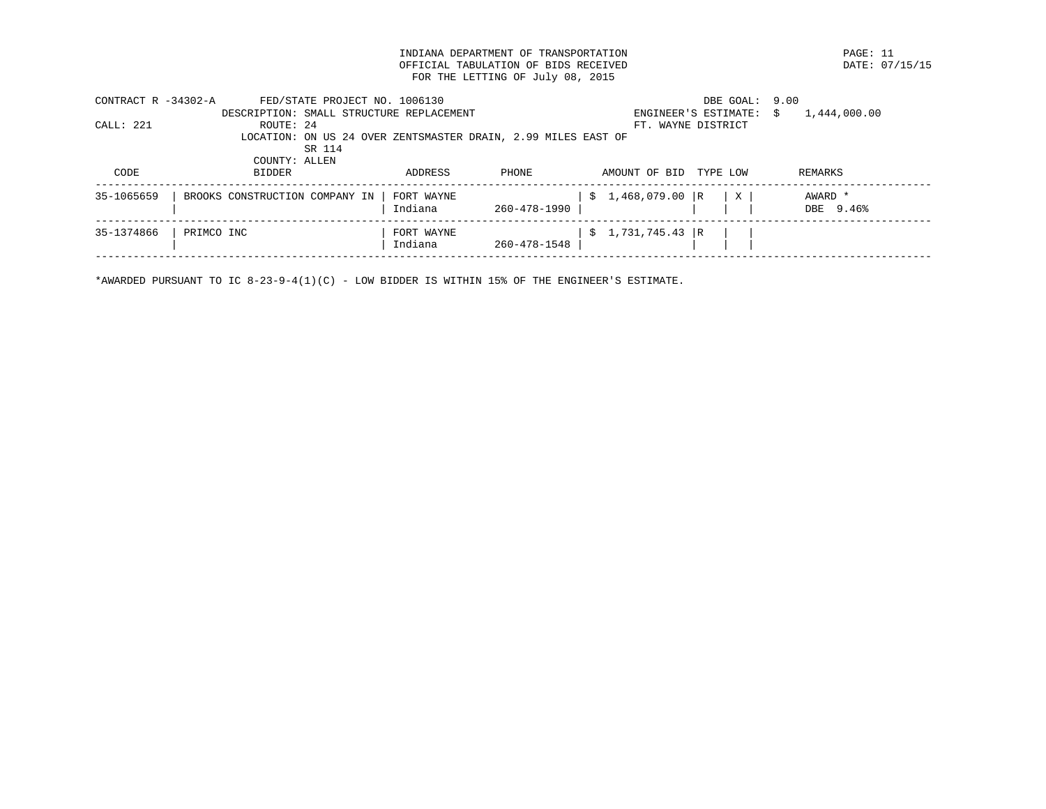INDIANA DEPARTMENT OF TRANSPORTATION
OFFICIAL TABULATION OF BIDS RECEIVED
FOR THE LETTING OF July 08, 2015

PAGE: 11
DATE: 07/15/15

CONTRACT R -34302-A    FED/STATE PROJECT NO. 1006130    DBE GOAL: 9.00
DESCRIPTION: SMALL STRUCTURE REPLACEMENT    ENGINEER'S ESTIMATE: $ 1,444,000.00
CALL: 221    ROUTE: 24    FT. WAYNE DISTRICT
LOCATION: ON US 24 OVER ZENTSMASTER DRAIN, 2.99 MILES EAST OF SR 114
COUNTY: ALLEN

| CODE | BIDDER | ADDRESS | PHONE | AMOUNT OF BID | TYPE | LOW | REMARKS |
|---|---|---|---|---|---|---|---|
| 35-1065659 | BROOKS CONSTRUCTION COMPANY IN | FORT WAYNE Indiana | 260-478-1990 | $ 1,468,079.00 | R | X | AWARD * DBE 9.46% |
| 35-1374866 | PRIMCO INC | FORT WAYNE Indiana | 260-478-1548 | $ 1,731,745.43 | R | | |

*AWARDED PURSUANT TO IC 8-23-9-4(1)(C) - LOW BIDDER IS WITHIN 15% OF THE ENGINEER'S ESTIMATE.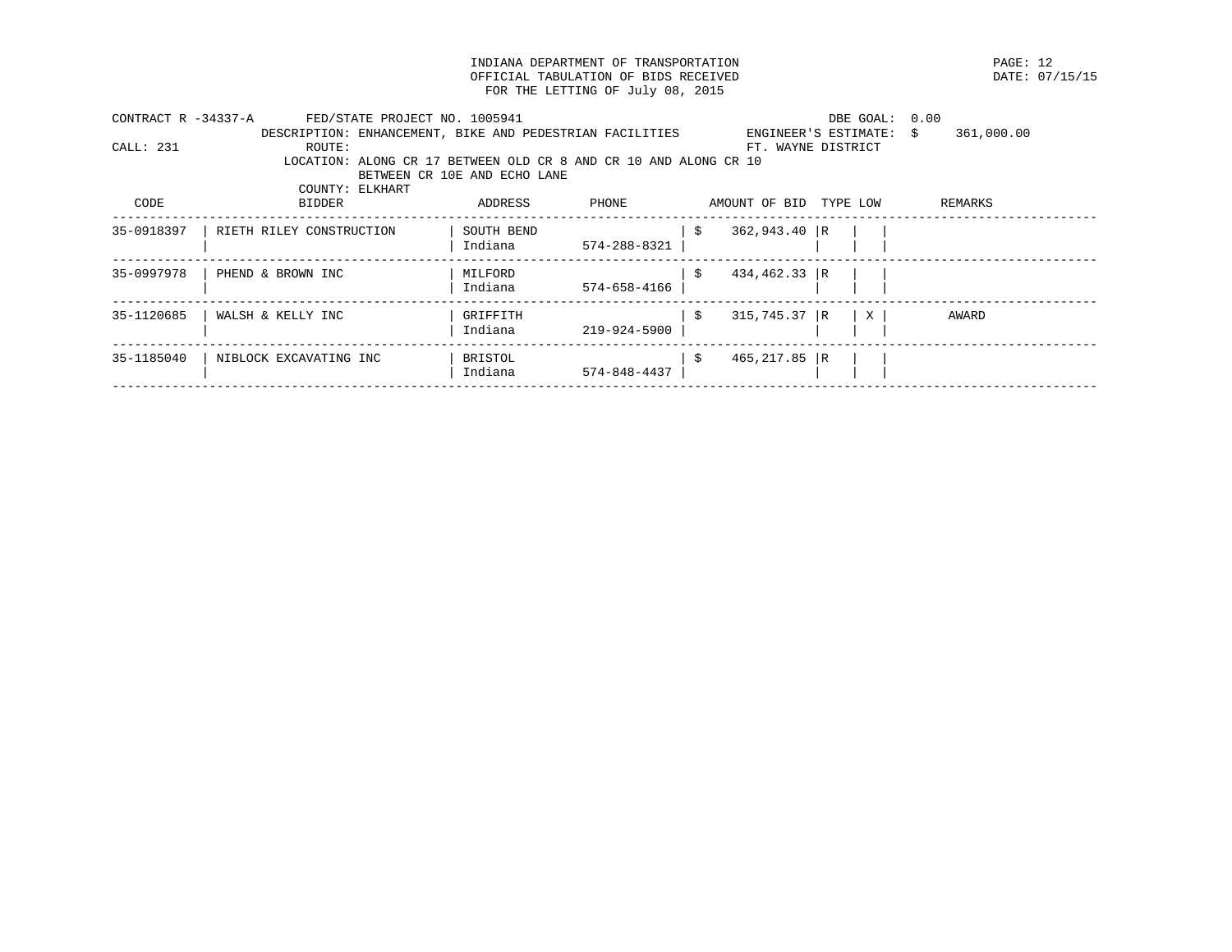INDIANA DEPARTMENT OF TRANSPORTATION
OFFICIAL TABULATION OF BIDS RECEIVED
FOR THE LETTING OF July 08, 2015

PAGE: 12
DATE: 07/15/15

CONTRACT R -34337-A    FED/STATE PROJECT NO. 1005941    DBE GOAL: 0.00

DESCRIPTION: ENHANCEMENT, BIKE AND PEDESTRIAN FACILITIES    ENGINEER'S ESTIMATE: $ 361,000.00

CALL: 231    ROUTE:    FT. WAYNE DISTRICT

LOCATION: ALONG CR 17 BETWEEN OLD CR 8 AND CR 10 AND ALONG CR 10 BETWEEN CR 10E AND ECHO LANE

COUNTY: ELKHART

| CODE | BIDDER | ADDRESS | PHONE | AMOUNT OF BID | TYPE | LOW | REMARKS |
|---|---|---|---|---|---|---|---|
| 35-0918397 | RIETH RILEY CONSTRUCTION | SOUTH BEND Indiana | 574-288-8321 | $ 362,943.40 | R | | |
| 35-0997978 | PHEND & BROWN INC | MILFORD Indiana | 574-658-4166 | $ 434,462.33 | R | | |
| 35-1120685 | WALSH & KELLY INC | GRIFFITH Indiana | 219-924-5900 | $ 315,745.37 | R | X | AWARD |
| 35-1185040 | NIBLOCK EXCAVATING INC | BRISTOL Indiana | 574-848-4437 | $ 465,217.85 | R | | |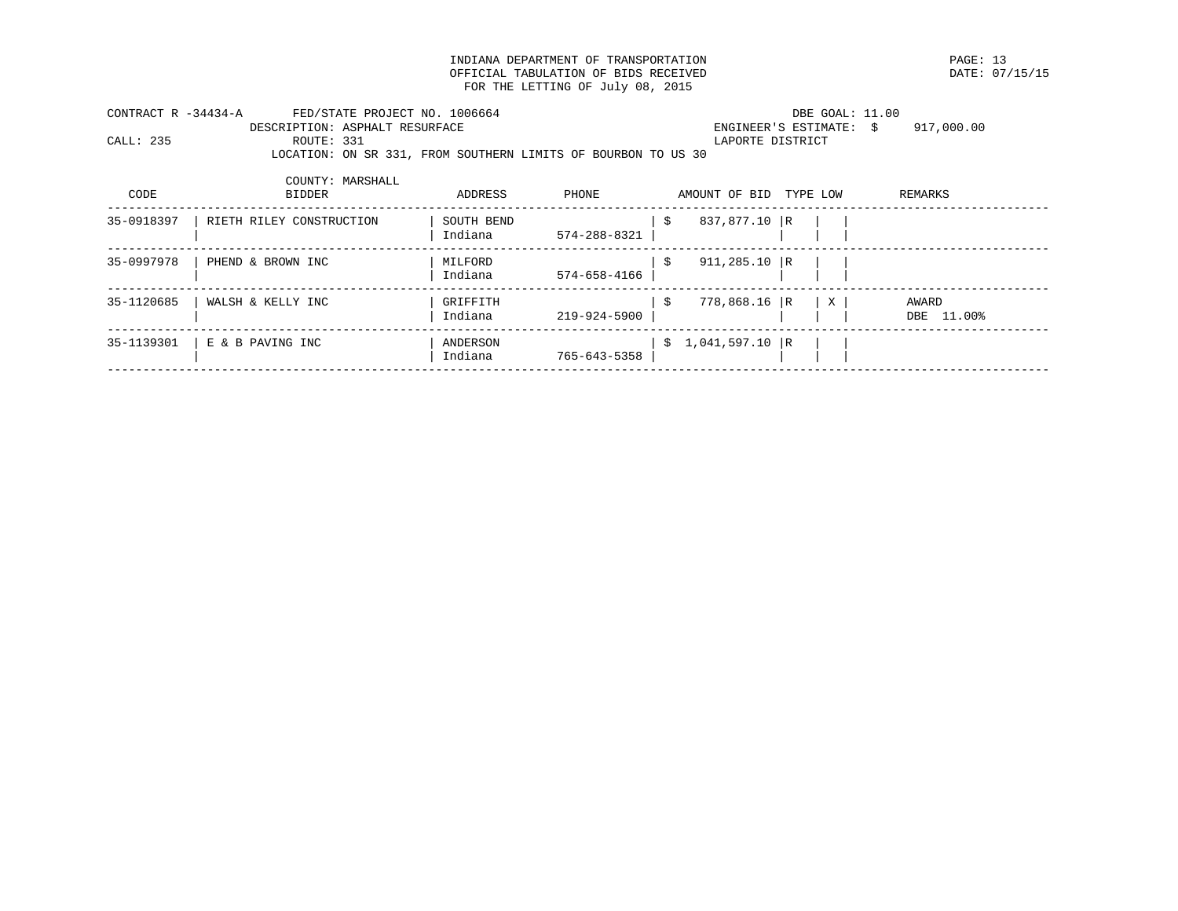INDIANA DEPARTMENT OF TRANSPORTATION
OFFICIAL TABULATION OF BIDS RECEIVED
FOR THE LETTING OF July 08, 2015

CONTRACT R -34434-A    FED/STATE PROJECT NO. 1006664    DBE GOAL: 11.00

DESCRIPTION: ASPHALT RESURFACE    ENGINEER'S ESTIMATE: $ 917,000.00

CALL: 235    ROUTE: 331    LAPORTE DISTRICT

LOCATION: ON SR 331, FROM SOUTHERN LIMITS OF BOURBON TO US 30

COUNTY: MARSHALL

| CODE | BIDDER | ADDRESS | PHONE | AMOUNT OF BID | TYPE | LOW | REMARKS |
|---|---|---|---|---|---|---|---|
| 35-0918397 | RIETH RILEY CONSTRUCTION | SOUTH BEND Indiana | 574-288-8321 | $ 837,877.10 | R | | |
| 35-0997978 | PHEND & BROWN INC | MILFORD Indiana | 574-658-4166 | $ 911,285.10 | R | | |
| 35-1120685 | WALSH & KELLY INC | GRIFFITH Indiana | 219-924-5900 | $ 778,868.16 | R | X | AWARD DBE 11.00% |
| 35-1139301 | E & B PAVING INC | ANDERSON Indiana | 765-643-5358 | $ 1,041,597.10 | R | | |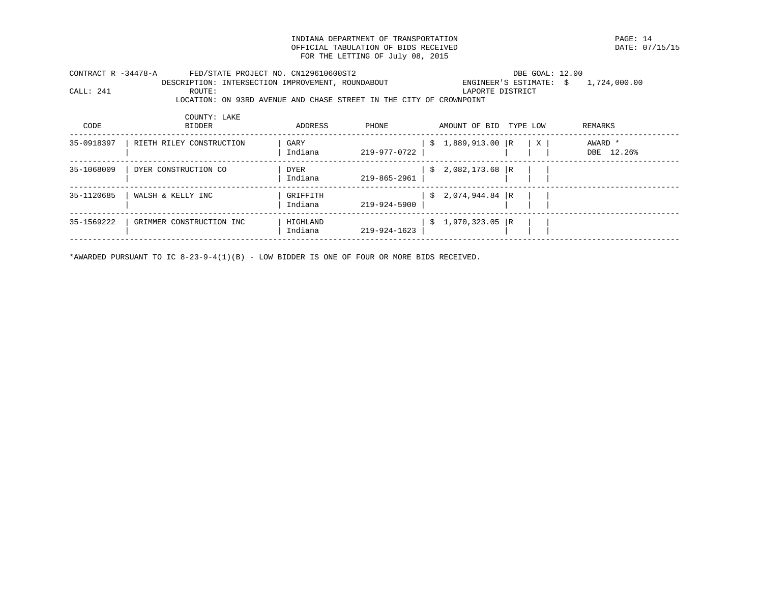INDIANA DEPARTMENT OF TRANSPORTATION
OFFICIAL TABULATION OF BIDS RECEIVED
FOR THE LETTING OF July 08, 2015

DATE: 07/15/15

CONTRACT R -34478-A    FED/STATE PROJECT NO. CN129610600ST2    DBE GOAL: 12.00
DESCRIPTION: INTERSECTION IMPROVEMENT, ROUNDABOUT    ENGINEER'S ESTIMATE: $ 1,724,000.00
CALL: 241    ROUTE:    LAPORTE DISTRICT
LOCATION: ON 93RD AVENUE AND CHASE STREET IN THE CITY OF CROWNPOINT
COUNTY: LAKE

| CODE | BIDDER | ADDRESS | PHONE | AMOUNT OF BID | TYPE | LOW | REMARKS |
|---|---|---|---|---|---|---|---|
| 35-0918397 | RIETH RILEY CONSTRUCTION | GARY Indiana | 219-977-0722 | $ 1,889,913.00 | R | X | AWARD * DBE 12.26% |
| 35-1068009 | DYER CONSTRUCTION CO | DYER Indiana | 219-865-2961 | $ 2,082,173.68 | R | | |
| 35-1120685 | WALSH & KELLY INC | GRIFFITH Indiana | 219-924-5900 | $ 2,074,944.84 | R | | |
| 35-1569222 | GRIMMER CONSTRUCTION INC | HIGHLAND Indiana | 219-924-1623 | $ 1,970,323.05 | R | | |

*AWARDED PURSUANT TO IC 8-23-9-4(1)(B) - LOW BIDDER IS ONE OF FOUR OR MORE BIDS RECEIVED.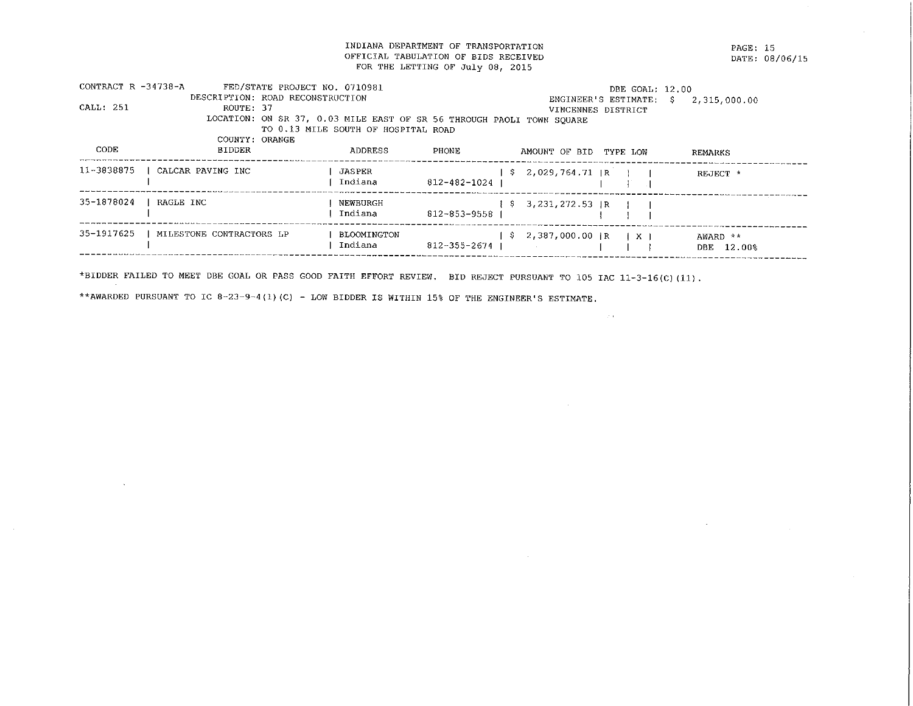INDIANA DEPARTMENT OF TRANSPORTATION
OFFICIAL TABULATION OF BIDS RECEIVED
FOR THE LETTING OF July 08, 2015

DATE: 08/06/15

CONTRACT R -34738-A FED/STATE PROJECT NO. 0710981
DESCRIPTION: ROAD RECONSTRUCTION
CALL: 251 ROUTE: 37
LOCATION: ON SR 37, 0.03 MILE EAST OF SR 56 THROUGH PAOLI TOWN SQUARE TO 0.13 MILE SOUTH OF HOSPITAL ROAD
COUNTY: ORANGE

DBE GOAL: 12.00
ENGINEER'S ESTIMATE: $ 2,315,000.00
VINCENNES DISTRICT

| CODE | BIDDER | ADDRESS | PHONE | AMOUNT OF BID | TYPE | LOW | REMARKS |
|---|---|---|---|---|---|---|---|
| 11-3838875 | CALCAR PAVING INC | JASPER Indiana | 812-482-1024 | $ 2,029,764.71 | R | | REJECT * |
| 35-1878024 | RAGLE INC | NEWBURGH Indiana | 812-853-9558 | $ 3,231,272.53 | R | | |
| 35-1917625 | MILESTONE CONTRACTORS LP | BLOOMINGTON Indiana | 812-355-2674 | $ 2,387,000.00 | R | X | AWARD ** DBE 12.00% |

*BIDDER FAILED TO MEET DBE GOAL OR PASS GOOD FAITH EFFORT REVIEW. BID REJECT PURSUANT TO 105 IAC 11-3-16(C)(11).

**AWARDED PURSUANT TO IC 8-23-9-4(1)(C) - LOW BIDDER IS WITHIN 15% OF THE ENGINEER'S ESTIMATE.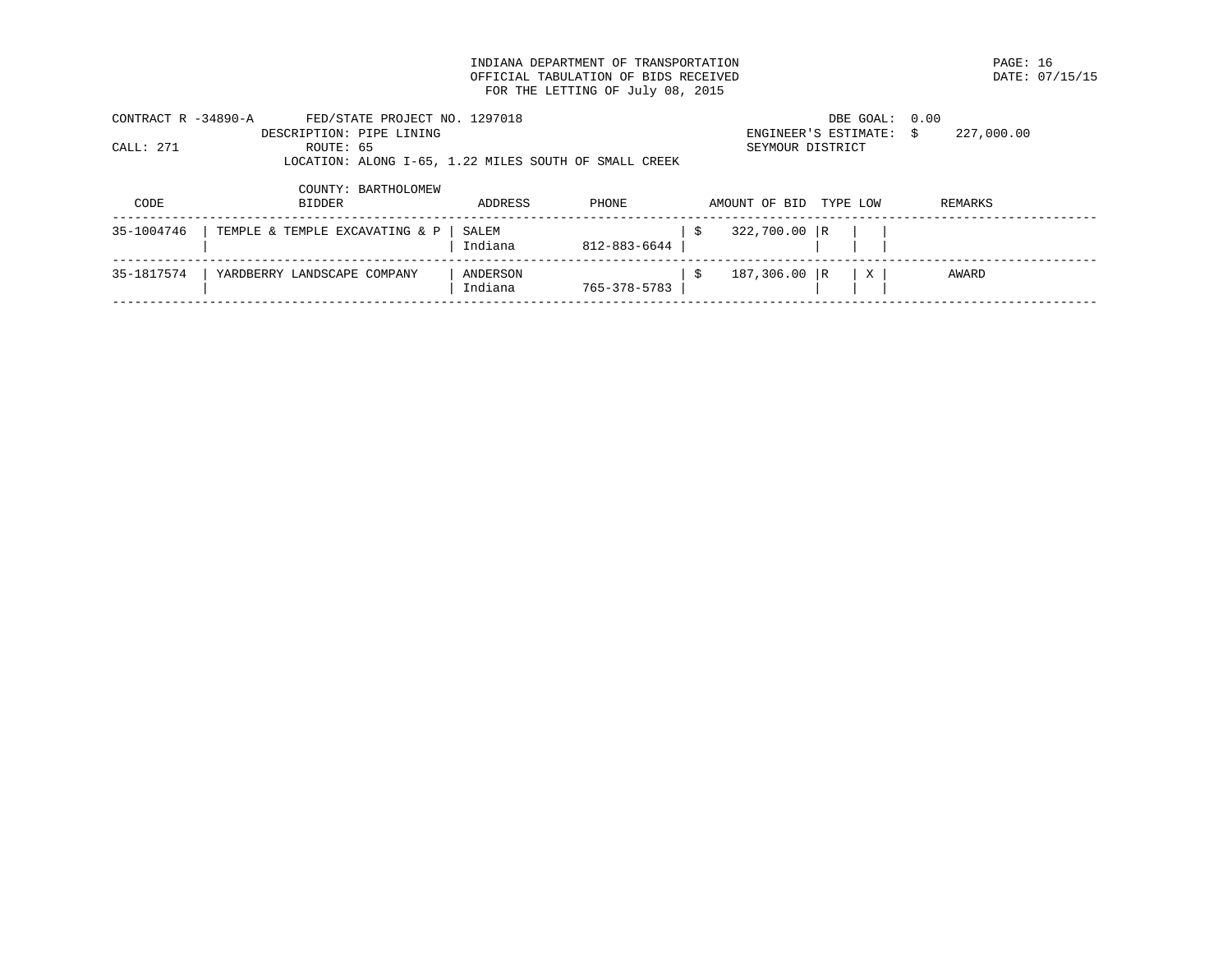INDIANA DEPARTMENT OF TRANSPORTATION
OFFICIAL TABULATION OF BIDS RECEIVED
FOR THE LETTING OF July 08, 2015

DATE: 07/15/15

CONTRACT R -34890-A FED/STATE PROJECT NO. 1297018
DESCRIPTION: PIPE LINING
CALL: 271 ROUTE: 65
LOCATION: ALONG I-65, 1.22 MILES SOUTH OF SMALL CREEK
COUNTY: BARTHOLOMEW

DBE GOAL: 0.00
ENGINEER'S ESTIMATE: $ 227,000.00
SEYMOUR DISTRICT

| CODE | BIDDER | ADDRESS | PHONE | AMOUNT OF BID | TYPE | LOW | REMARKS |
|---|---|---|---|---|---|---|---|
| 35-1004746 | TEMPLE & TEMPLE EXCAVATING & P | SALEM Indiana | 812-883-6644 | $ 322,700.00 | R | | |
| 35-1817574 | YARDBERRY LANDSCAPE COMPANY | ANDERSON Indiana | 765-378-5783 | $ 187,306.00 | R | X | AWARD |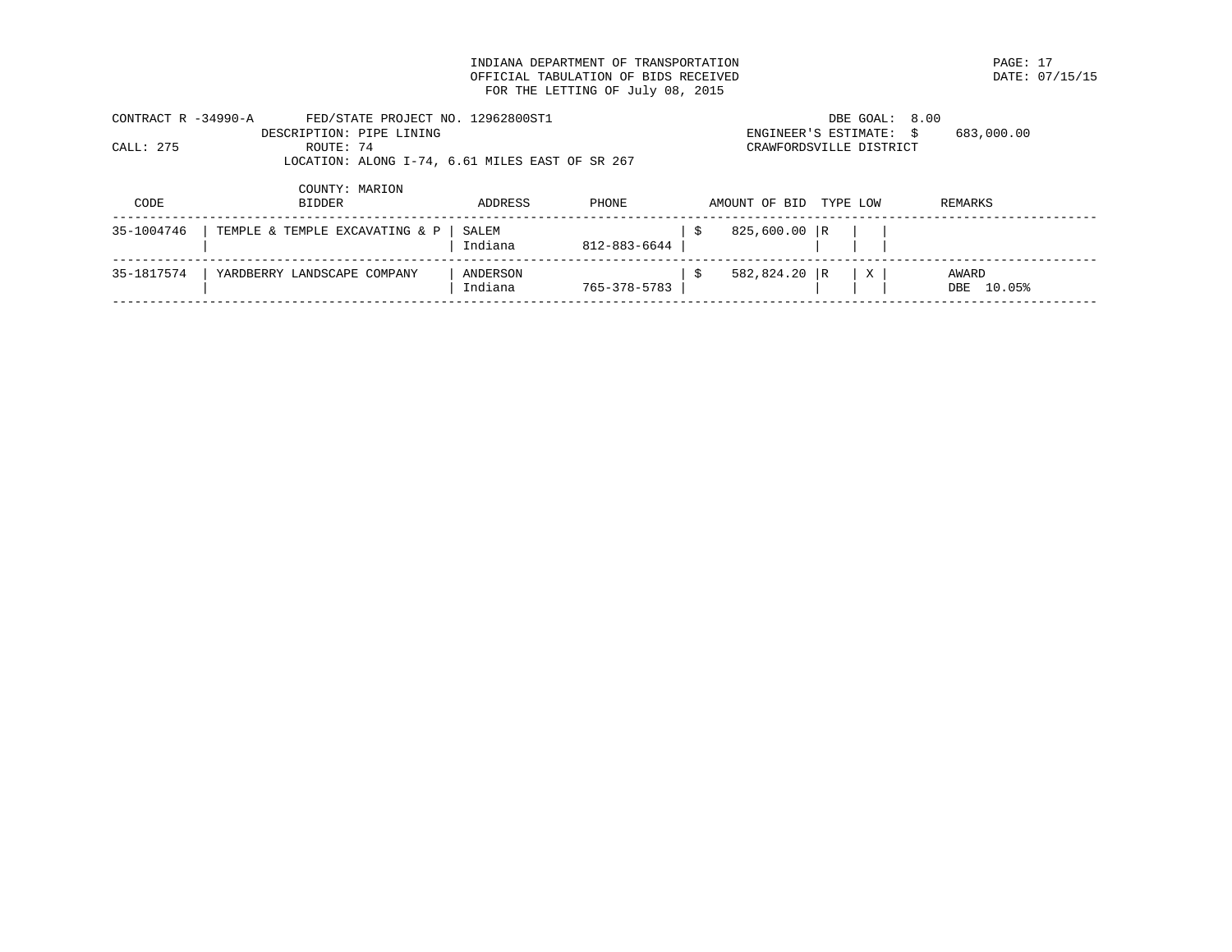INDIANA DEPARTMENT OF TRANSPORTATION
OFFICIAL TABULATION OF BIDS RECEIVED
FOR THE LETTING OF July 08, 2015

DATE: 07/15/15

CONTRACT R -34990-A    FED/STATE PROJECT NO. 12962800ST1    DBE GOAL: 8.00
DESCRIPTION: PIPE LINING    ENGINEER'S ESTIMATE: $ 683,000.00
CALL: 275    ROUTE: 74    CRAWFORDSVILLE DISTRICT
LOCATION: ALONG I-74, 6.61 MILES EAST OF SR 267
COUNTY: MARION

| CODE | BIDDER | ADDRESS | PHONE | AMOUNT OF BID | TYPE | LOW | REMARKS |
|---|---|---|---|---|---|---|---|
| 35-1004746 | TEMPLE & TEMPLE EXCAVATING & P | SALEM Indiana | 812-883-6644 | $ 825,600.00 | R | | |
| 35-1817574 | YARDBERRY LANDSCAPE COMPANY | ANDERSON Indiana | 765-378-5783 | $ 582,824.20 | R | X | AWARD DBE 10.05% |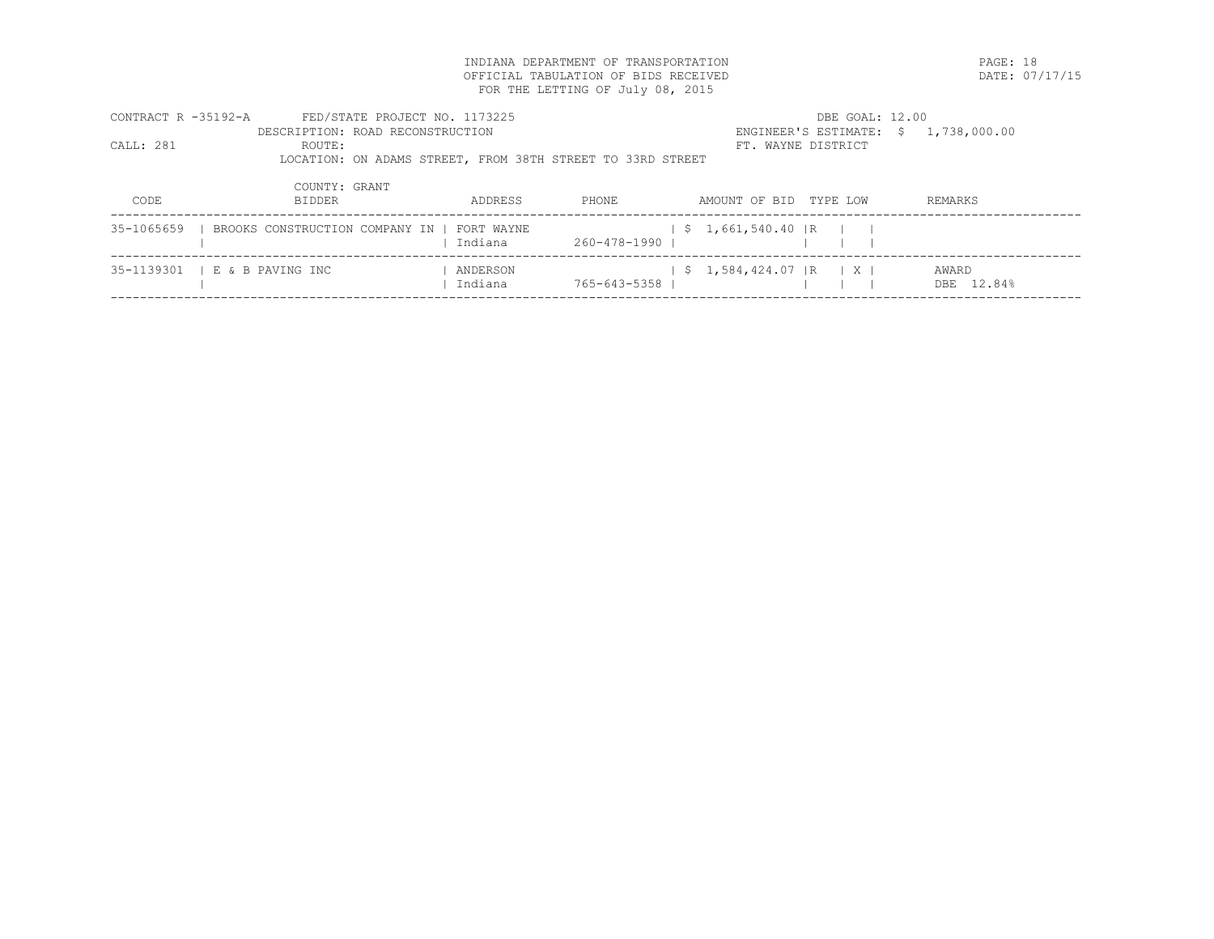INDIANA DEPARTMENT OF TRANSPORTATION
OFFICIAL TABULATION OF BIDS RECEIVED
FOR THE LETTING OF July 08, 2015

PAGE: 18
DATE: 07/17/15

CONTRACT R -35192-A FED/STATE PROJECT NO. 1173225
DESCRIPTION: ROAD RECONSTRUCTION
CALL: 281 ROUTE:
LOCATION: ON ADAMS STREET, FROM 38TH STREET TO 33RD STREET
COUNTY: GRANT

DBE GOAL: 12.00
ENGINEER'S ESTIMATE: $ 1,738,000.00
FT. WAYNE DISTRICT

| CODE | BIDDER | ADDRESS | PHONE | AMOUNT OF BID | TYPE | LOW | REMARKS |
|---|---|---|---|---|---|---|---|
| 35-1065659 | BROOKS CONSTRUCTION COMPANY IN | FORT WAYNE Indiana | 260-478-1990 | $ 1,661,540.40 | R | | |
| 35-1139301 | E & B PAVING INC | ANDERSON Indiana | 765-643-5358 | $ 1,584,424.07 | R | X | AWARD DBE 12.84% |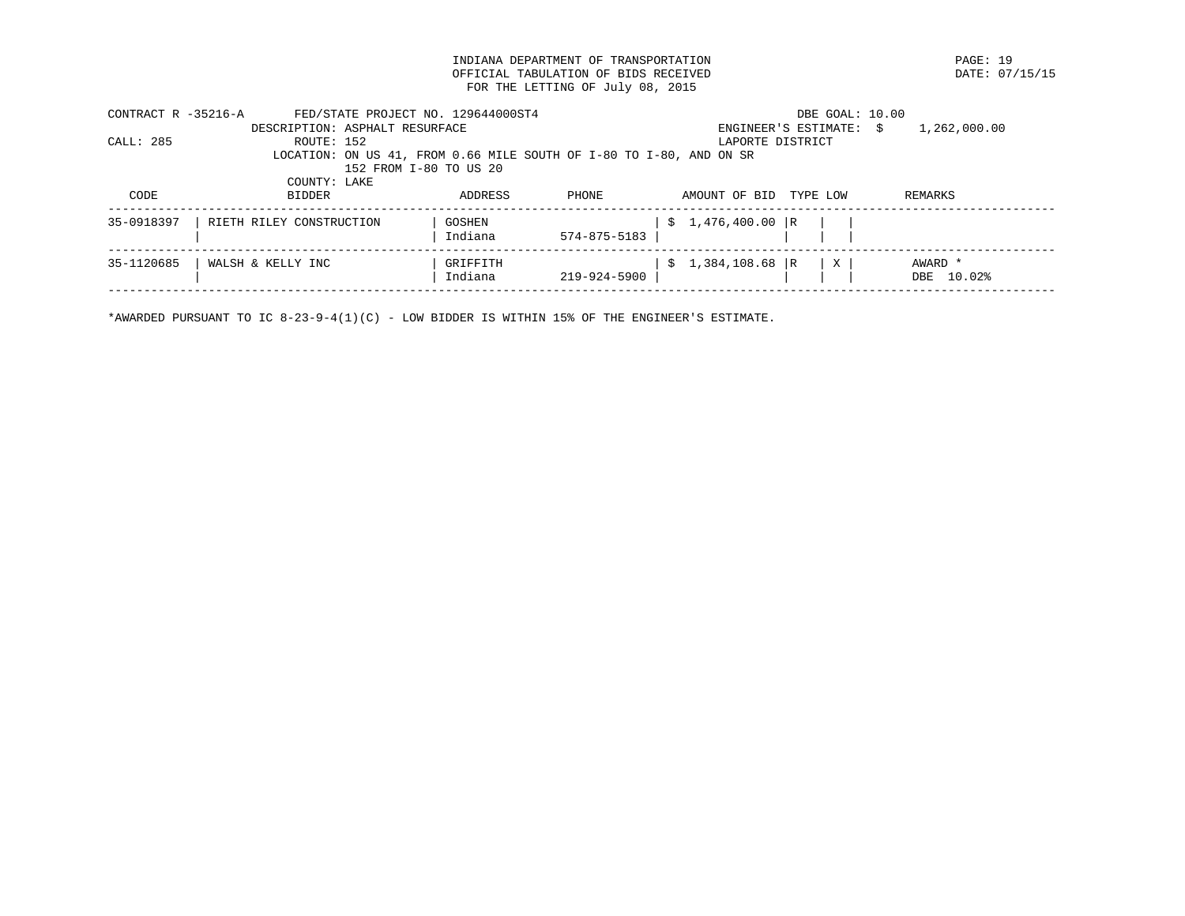INDIANA DEPARTMENT OF TRANSPORTATION
OFFICIAL TABULATION OF BIDS RECEIVED
FOR THE LETTING OF July 08, 2015

DATE: 07/15/15

CONTRACT R -35216-A    FED/STATE PROJECT NO. 129644000ST4    DBE GOAL: 10.00
DESCRIPTION: ASPHALT RESURFACE    ENGINEER'S ESTIMATE: $ 1,262,000.00
CALL: 285    ROUTE: 152    LAPORTE DISTRICT
LOCATION: ON US 41, FROM 0.66 MILE SOUTH OF I-80 TO I-80, AND ON SR 152 FROM I-80 TO US 20
COUNTY: LAKE

| CODE | BIDDER | ADDRESS | PHONE | AMOUNT OF BID | TYPE | LOW | REMARKS |
|---|---|---|---|---|---|---|---|
| 35-0918397 | RIETH RILEY CONSTRUCTION | GOSHEN Indiana | 574-875-5183 | $ 1,476,400.00 | R | | |
| 35-1120685 | WALSH & KELLY INC | GRIFFITH Indiana | 219-924-5900 | $ 1,384,108.68 | R | X | AWARD * DBE 10.02% |

*AWARDED PURSUANT TO IC 8-23-9-4(1)(C) - LOW BIDDER IS WITHIN 15% OF THE ENGINEER'S ESTIMATE.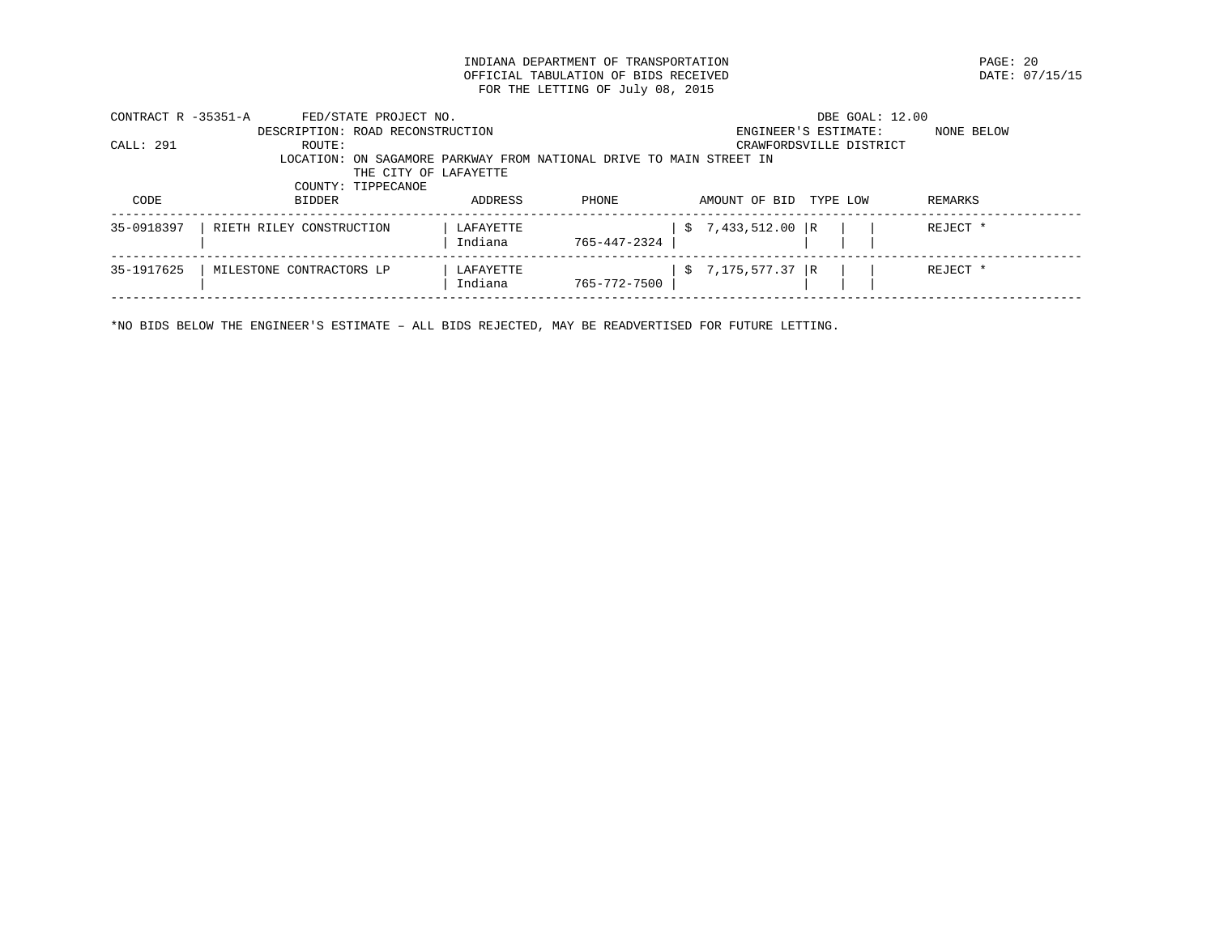INDIANA DEPARTMENT OF TRANSPORTATION
OFFICIAL TABULATION OF BIDS RECEIVED
FOR THE LETTING OF July 08, 2015

DATE: 07/15/15

CONTRACT R -35351-A  FED/STATE PROJECT NO.  DBE GOAL: 12.00
DESCRIPTION: ROAD RECONSTRUCTION  ENGINEER'S ESTIMATE: NONE BELOW
CALL: 291  ROUTE:  CRAWFORDSVILLE DISTRICT
LOCATION: ON SAGAMORE PARKWAY FROM NATIONAL DRIVE TO MAIN STREET IN THE CITY OF LAFAYETTE
COUNTY: TIPPECANOE

| CODE | BIDDER | ADDRESS | PHONE | AMOUNT OF BID | TYPE | LOW | REMARKS |
|---|---|---|---|---|---|---|---|
| 35-0918397 | RIETH RILEY CONSTRUCTION | LAFAYETTE Indiana | 765-447-2324 | $ 7,433,512.00 | R | | REJECT * |
| 35-1917625 | MILESTONE CONTRACTORS LP | LAFAYETTE Indiana | 765-772-7500 | $ 7,175,577.37 | R | | REJECT * |

*NO BIDS BELOW THE ENGINEER'S ESTIMATE – ALL BIDS REJECTED, MAY BE READVERTISED FOR FUTURE LETTING.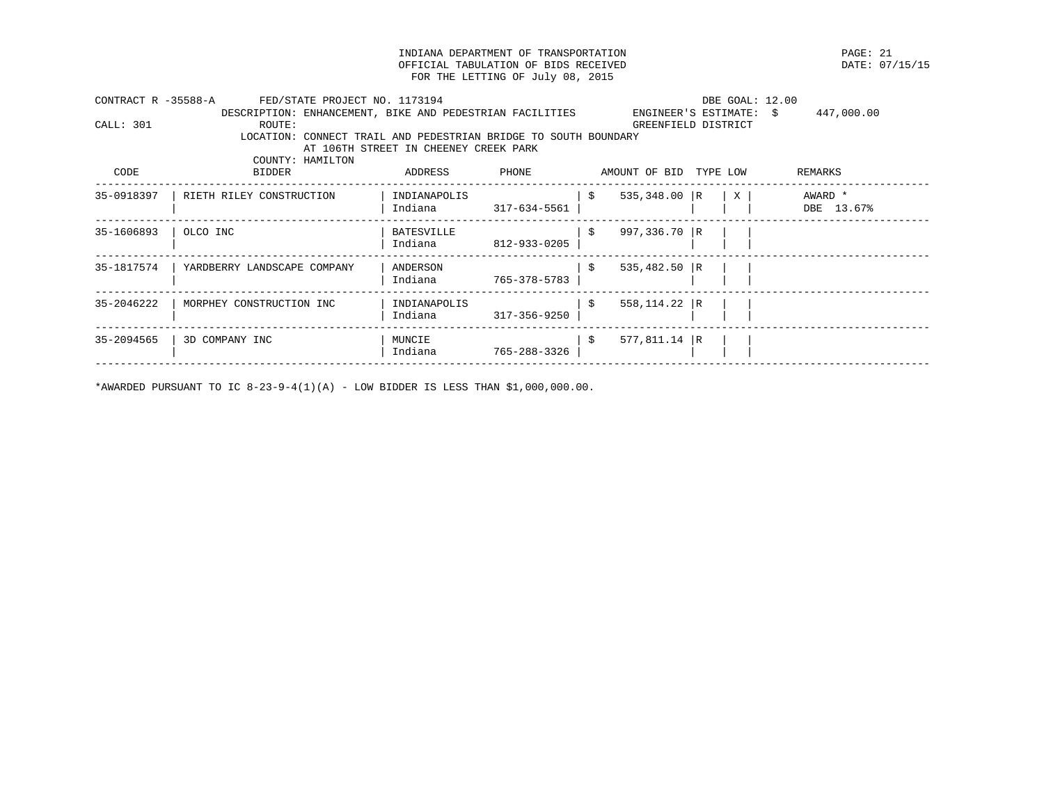INDIANA DEPARTMENT OF TRANSPORTATION
OFFICIAL TABULATION OF BIDS RECEIVED
FOR THE LETTING OF July 08, 2015

PAGE: 21
DATE: 07/15/15

CONTRACT R -35588-A FED/STATE PROJECT NO. 1173194 DBE GOAL: 12.00
DESCRIPTION: ENHANCEMENT, BIKE AND PEDESTRIAN FACILITIES ENGINEER'S ESTIMATE: $ 447,000.00
CALL: 301 ROUTE: GREENFIELD DISTRICT
LOCATION: CONNECT TRAIL AND PEDESTRIAN BRIDGE TO SOUTH BOUNDARY AT 106TH STREET IN CHEENEY CREEK PARK
COUNTY: HAMILTON

| CODE | BIDDER | ADDRESS | PHONE | AMOUNT OF BID | TYPE | LOW | REMARKS |
|---|---|---|---|---|---|---|---|
| 35-0918397 | RIETH RILEY CONSTRUCTION | INDIANAPOLIS Indiana | 317-634-5561 | $ 535,348.00 | R | X | AWARD * DBE 13.67% |
| 35-1606893 | OLCO INC | BATESVILLE Indiana | 812-933-0205 | $ 997,336.70 | R | | |
| 35-1817574 | YARDBERRY LANDSCAPE COMPANY | ANDERSON Indiana | 765-378-5783 | $ 535,482.50 | R | | |
| 35-2046222 | MORPHEY CONSTRUCTION INC | INDIANAPOLIS Indiana | 317-356-9250 | $ 558,114.22 | R | | |
| 35-2094565 | 3D COMPANY INC | MUNCIE Indiana | 765-288-3326 | $ 577,811.14 | R | | |

*AWARDED PURSUANT TO IC 8-23-9-4(1)(A) - LOW BIDDER IS LESS THAN $1,000,000.00.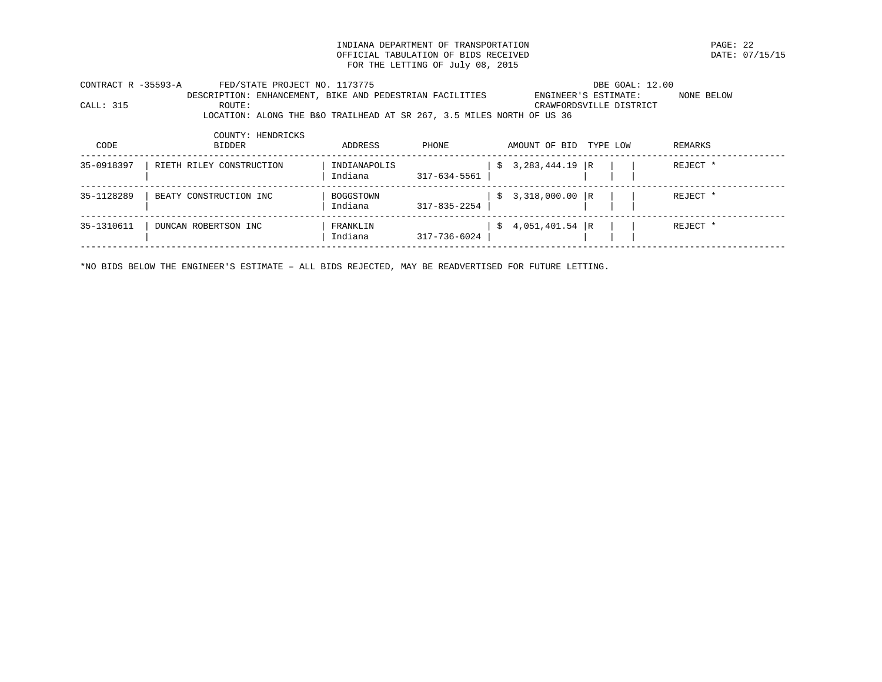INDIANA DEPARTMENT OF TRANSPORTATION
OFFICIAL TABULATION OF BIDS RECEIVED
FOR THE LETTING OF July 08, 2015

DATE: 07/15/15

CONTRACT R -35593-A FED/STATE PROJECT NO. 1173775 DBE GOAL: 12.00
DESCRIPTION: ENHANCEMENT, BIKE AND PEDESTRIAN FACILITIES ENGINEER'S ESTIMATE: NONE BELOW
CALL: 315 ROUTE: CRAWFORDSVILLE DISTRICT
LOCATION: ALONG THE B&O TRAILHEAD AT SR 267, 3.5 MILES NORTH OF US 36

COUNTY: HENDRICKS

| CODE | BIDDER | ADDRESS | PHONE | AMOUNT OF BID | TYPE | LOW | REMARKS |
|---|---|---|---|---|---|---|---|
| 35-0918397 | RIETH RILEY CONSTRUCTION | INDIANAPOLIS Indiana | 317-634-5561 | $ 3,283,444.19 | R | | REJECT * |
| 35-1128289 | BEATY CONSTRUCTION INC | BOGGSTOWN Indiana | 317-835-2254 | $ 3,318,000.00 | R | | REJECT * |
| 35-1310611 | DUNCAN ROBERTSON INC | FRANKLIN Indiana | 317-736-6024 | $ 4,051,401.54 | R | | REJECT * |

*NO BIDS BELOW THE ENGINEER'S ESTIMATE – ALL BIDS REJECTED, MAY BE READVERTISED FOR FUTURE LETTING.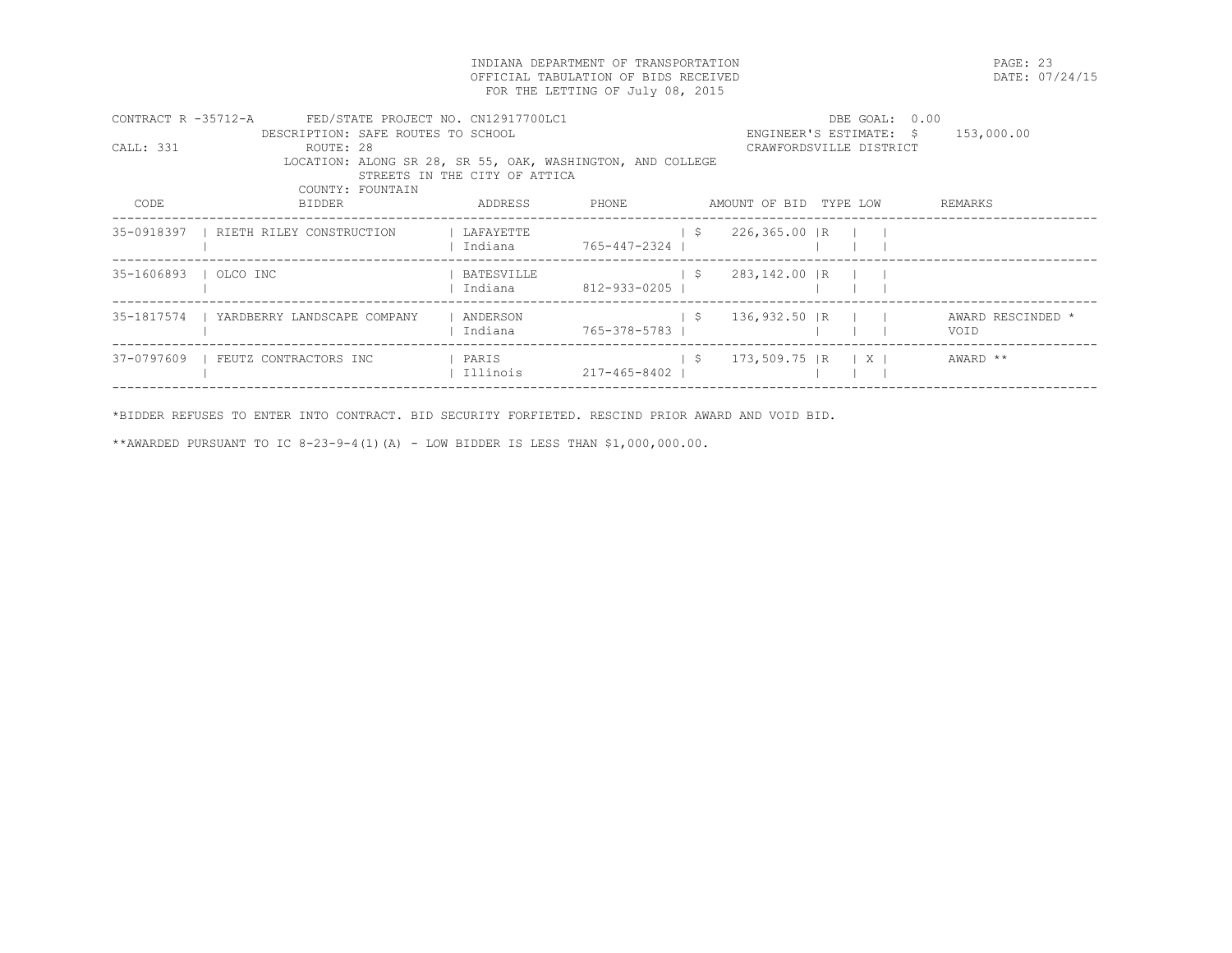INDIANA DEPARTMENT OF TRANSPORTATION
OFFICIAL TABULATION OF BIDS RECEIVED
FOR THE LETTING OF July 08, 2015

DATE: 07/24/15

CONTRACT R -35712-A    FED/STATE PROJECT NO. CN12917700LC1    DBE GOAL: 0.00
DESCRIPTION: SAFE ROUTES TO SCHOOL    ENGINEER'S ESTIMATE: $ 153,000.00
CALL: 331    ROUTE: 28    CRAWFORDSVILLE DISTRICT
LOCATION: ALONG SR 28, SR 55, OAK, WASHINGTON, AND COLLEGE STREETS IN THE CITY OF ATTICA
COUNTY: FOUNTAIN

| CODE | BIDDER | ADDRESS | PHONE | AMOUNT OF BID | TYPE | LOW | REMARKS |
|---|---|---|---|---|---|---|---|
| 35-0918397 | RIETH RILEY CONSTRUCTION | LAFAYETTE Indiana | 765-447-2324 | $ 226,365.00 | R | | |
| 35-1606893 | OLCO INC | BATESVILLE Indiana | 812-933-0205 | $ 283,142.00 | R | | |
| 35-1817574 | YARDBERRY LANDSCAPE COMPANY | ANDERSON Indiana | 765-378-5783 | $ 136,932.50 | R | | AWARD RESCINDED * VOID |
| 37-0797609 | FEUTZ CONTRACTORS INC | PARIS Illinois | 217-465-8402 | $ 173,509.75 | R | X | AWARD ** |

*BIDDER REFUSES TO ENTER INTO CONTRACT. BID SECURITY FORFIETED. RESCIND PRIOR AWARD AND VOID BID.

**AWARDED PURSUANT TO IC 8-23-9-4(1)(A) - LOW BIDDER IS LESS THAN $1,000,000.00.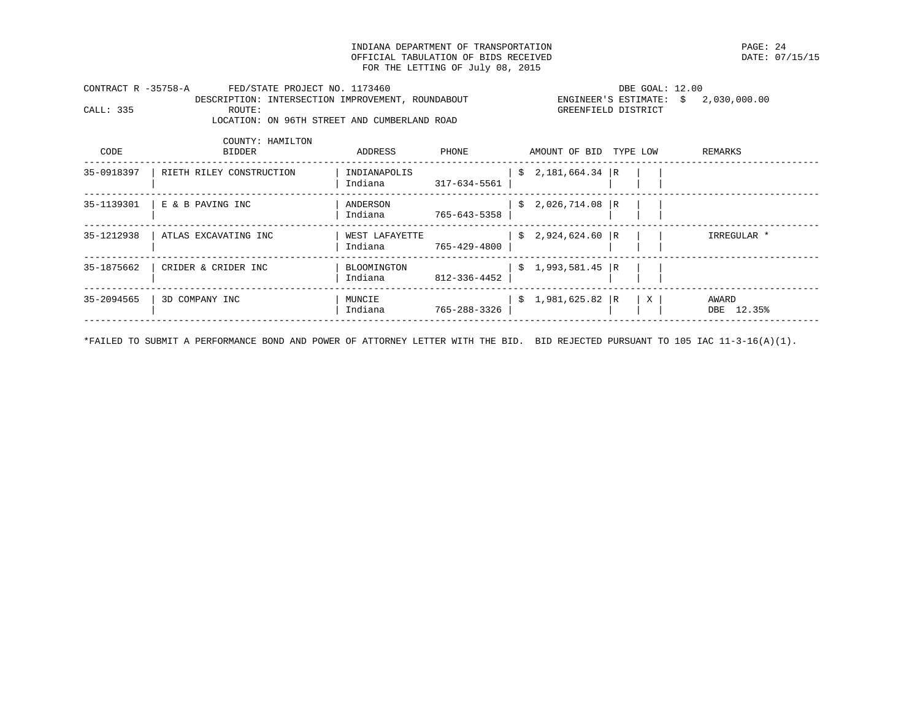INDIANA DEPARTMENT OF TRANSPORTATION
OFFICIAL TABULATION OF BIDS RECEIVED
FOR THE LETTING OF July 08, 2015

PAGE: 24
DATE: 07/15/15

CONTRACT R -35758-A FED/STATE PROJECT NO. 1173460 DBE GOAL: 12.00
DESCRIPTION: INTERSECTION IMPROVEMENT, ROUNDABOUT ENGINEER'S ESTIMATE: $ 2,030,000.00
CALL: 335 ROUTE: GREENFIELD DISTRICT
LOCATION: ON 96TH STREET AND CUMBERLAND ROAD
COUNTY: HAMILTON

| CODE | BIDDER | ADDRESS | PHONE | AMOUNT OF BID | TYPE | LOW | REMARKS |
|---|---|---|---|---|---|---|---|
| 35-0918397 | RIETH RILEY CONSTRUCTION | INDIANAPOLIS Indiana | 317-634-5561 | $ 2,181,664.34 | R | | |
| 35-1139301 | E & B PAVING INC | ANDERSON Indiana | 765-643-5358 | $ 2,026,714.08 | R | | |
| 35-1212938 | ATLAS EXCAVATING INC | WEST LAFAYETTE Indiana | 765-429-4800 | $ 2,924,624.60 | R | | IRREGULAR * |
| 35-1875662 | CRIDER & CRIDER INC | BLOOMINGTON Indiana | 812-336-4452 | $ 1,993,581.45 | R | | |
| 35-2094565 | 3D COMPANY INC | MUNCIE Indiana | 765-288-3326 | $ 1,981,625.82 | R | X | AWARD DBE 12.35% |

*FAILED TO SUBMIT A PERFORMANCE BOND AND POWER OF ATTORNEY LETTER WITH THE BID. BID REJECTED PURSUANT TO 105 IAC 11-3-16(A)(1).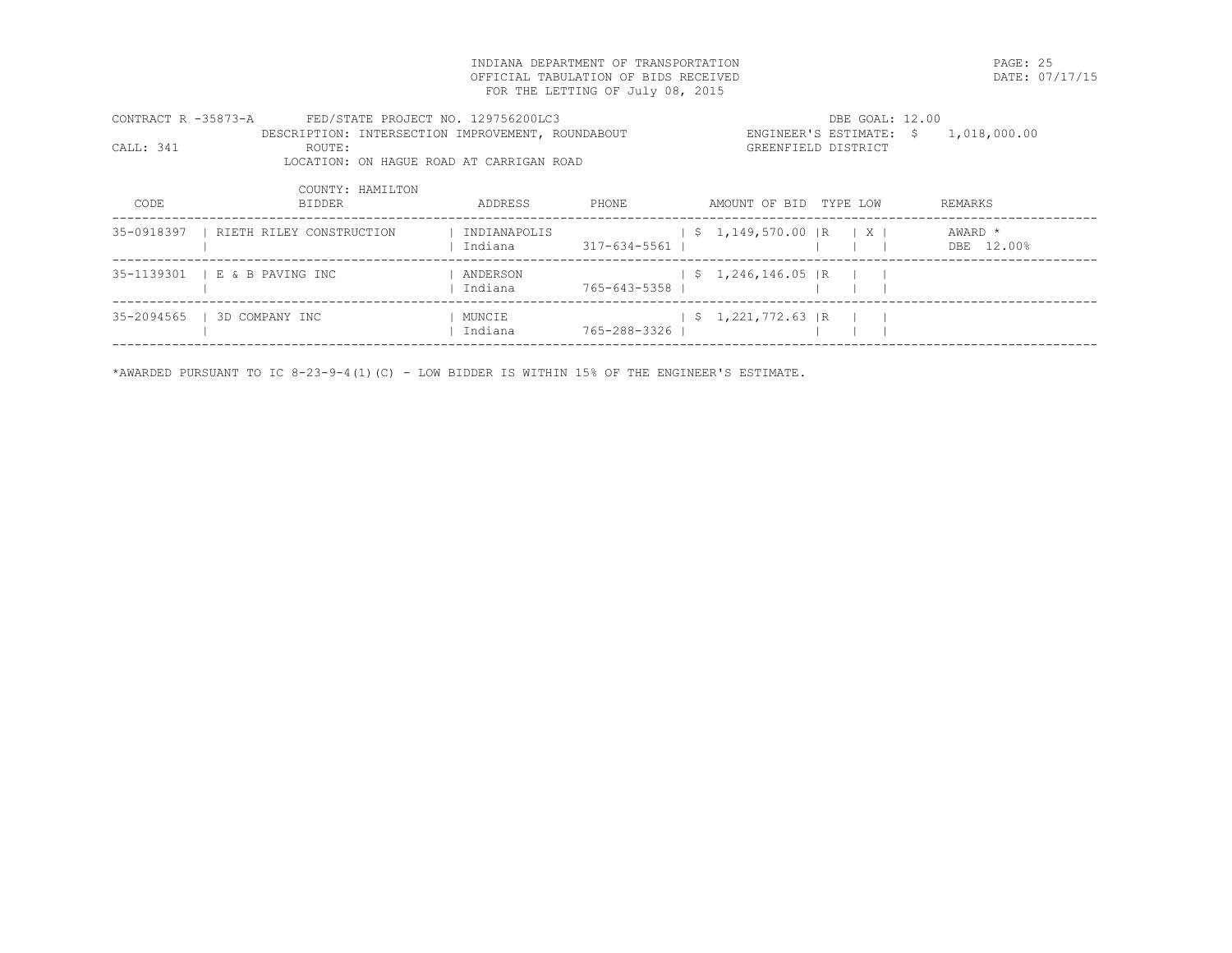INDIANA DEPARTMENT OF TRANSPORTATION
OFFICIAL TABULATION OF BIDS RECEIVED
FOR THE LETTING OF July 08, 2015

DATE: 07/17/15

CONTRACT R -35873-A    FED/STATE PROJECT NO. 129756200LC3    DBE GOAL: 12.00
DESCRIPTION: INTERSECTION IMPROVEMENT, ROUNDABOUT    ENGINEER'S ESTIMATE: $ 1,018,000.00
CALL: 341    ROUTE:    GREENFIELD DISTRICT
LOCATION: ON HAGUE ROAD AT CARRIGAN ROAD
COUNTY: HAMILTON

| CODE | BIDDER | ADDRESS | PHONE | AMOUNT OF BID | TYPE | LOW | REMARKS |
|---|---|---|---|---|---|---|---|
| 35-0918397 | RIETH RILEY CONSTRUCTION | INDIANAPOLIS Indiana | 317-634-5561 | $ 1,149,570.00 | R | X | AWARD * DBE 12.00% |
| 35-1139301 | E & B PAVING INC | ANDERSON Indiana | 765-643-5358 | $ 1,246,146.05 | R | | |
| 35-2094565 | 3D COMPANY INC | MUNCIE Indiana | 765-288-3326 | $ 1,221,772.63 | R | | |

*AWARDED PURSUANT TO IC 8-23-9-4(1)(C) - LOW BIDDER IS WITHIN 15% OF THE ENGINEER'S ESTIMATE.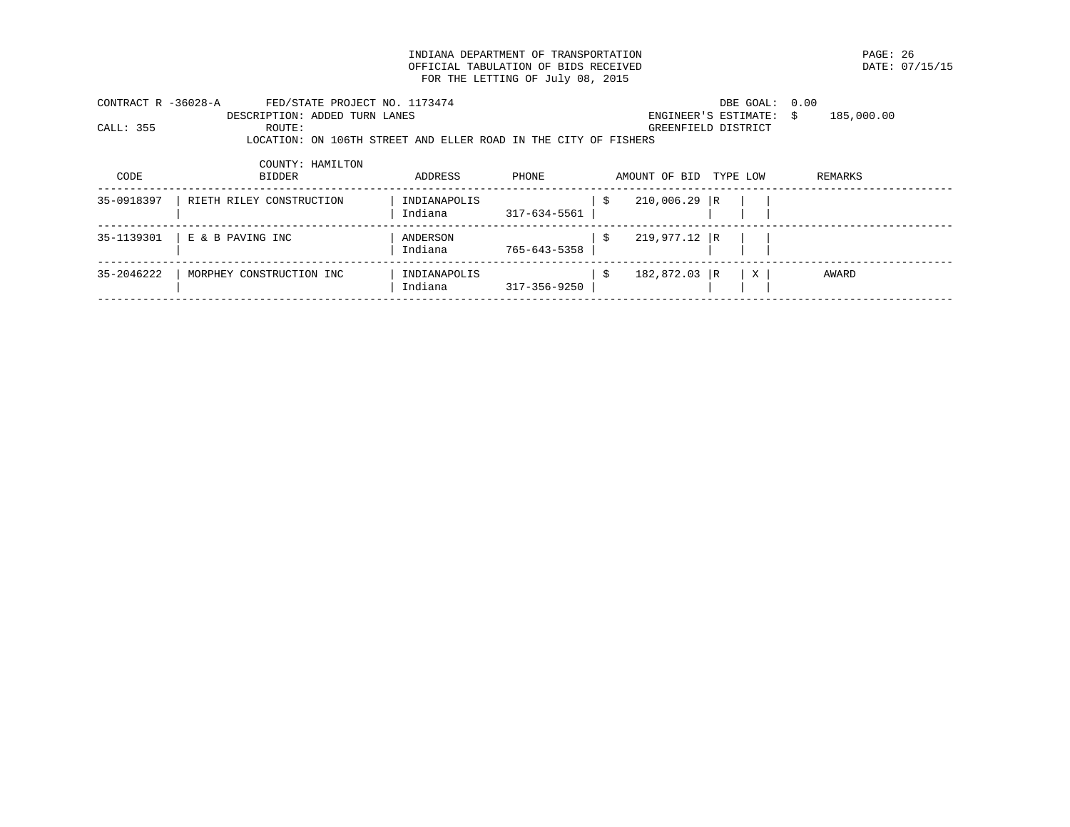INDIANA DEPARTMENT OF TRANSPORTATION
OFFICIAL TABULATION OF BIDS RECEIVED
FOR THE LETTING OF July 08, 2015

DATE: 07/15/15

CONTRACT R -36028-A FED/STATE PROJECT NO. 1173474 DBE GOAL: 0.00
DESCRIPTION: ADDED TURN LANES ENGINEER'S ESTIMATE: $ 185,000.00
CALL: 355 ROUTE: GREENFIELD DISTRICT
LOCATION: ON 106TH STREET AND ELLER ROAD IN THE CITY OF FISHERS
COUNTY: HAMILTON

| CODE | BIDDER | ADDRESS | PHONE | AMOUNT OF BID | TYPE | LOW | REMARKS |
|---|---|---|---|---|---|---|---|
| 35-0918397 | RIETH RILEY CONSTRUCTION | INDIANAPOLIS Indiana | 317-634-5561 | $ 210,006.29 | R | | |
| 35-1139301 | E & B PAVING INC | ANDERSON Indiana | 765-643-5358 | $ 219,977.12 | R | | |
| 35-2046222 | MORPHEY CONSTRUCTION INC | INDIANAPOLIS Indiana | 317-356-9250 | $ 182,872.03 | R | X | AWARD |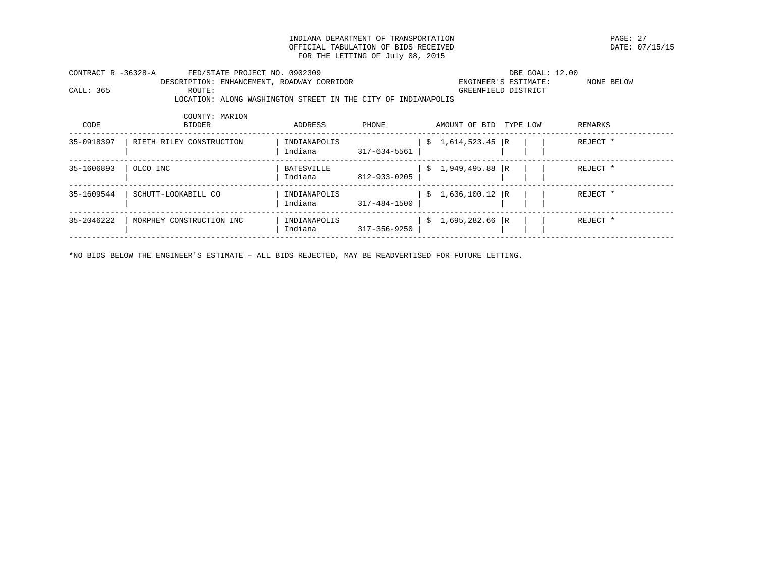INDIANA DEPARTMENT OF TRANSPORTATION
OFFICIAL TABULATION OF BIDS RECEIVED
FOR THE LETTING OF July 08, 2015

DATE: 07/15/15

CONTRACT R -36328-A    FED/STATE PROJECT NO. 0902309    DBE GOAL: 12.00
DESCRIPTION: ENHANCEMENT, ROADWAY CORRIDOR    ENGINEER'S ESTIMATE: NONE BELOW
CALL: 365    ROUTE:    GREENFIELD DISTRICT
LOCATION: ALONG WASHINGTON STREET IN THE CITY OF INDIANAPOLIS
COUNTY: MARION

| CODE | BIDDER | ADDRESS | PHONE | AMOUNT OF BID | TYPE | LOW | REMARKS |
|---|---|---|---|---|---|---|---|
| 35-0918397 | RIETH RILEY CONSTRUCTION | INDIANAPOLIS Indiana | 317-634-5561 | $ 1,614,523.45 | R | | REJECT * |
| 35-1606893 | OLCO INC | BATESVILLE Indiana | 812-933-0205 | $ 1,949,495.88 | R | | REJECT * |
| 35-1609544 | SCHUTT-LOOKABILL CO | INDIANAPOLIS Indiana | 317-484-1500 | $ 1,636,100.12 | R | | REJECT * |
| 35-2046222 | MORPHEY CONSTRUCTION INC | INDIANAPOLIS Indiana | 317-356-9250 | $ 1,695,282.66 | R | | REJECT * |

*NO BIDS BELOW THE ENGINEER'S ESTIMATE – ALL BIDS REJECTED, MAY BE READVERTISED FOR FUTURE LETTING.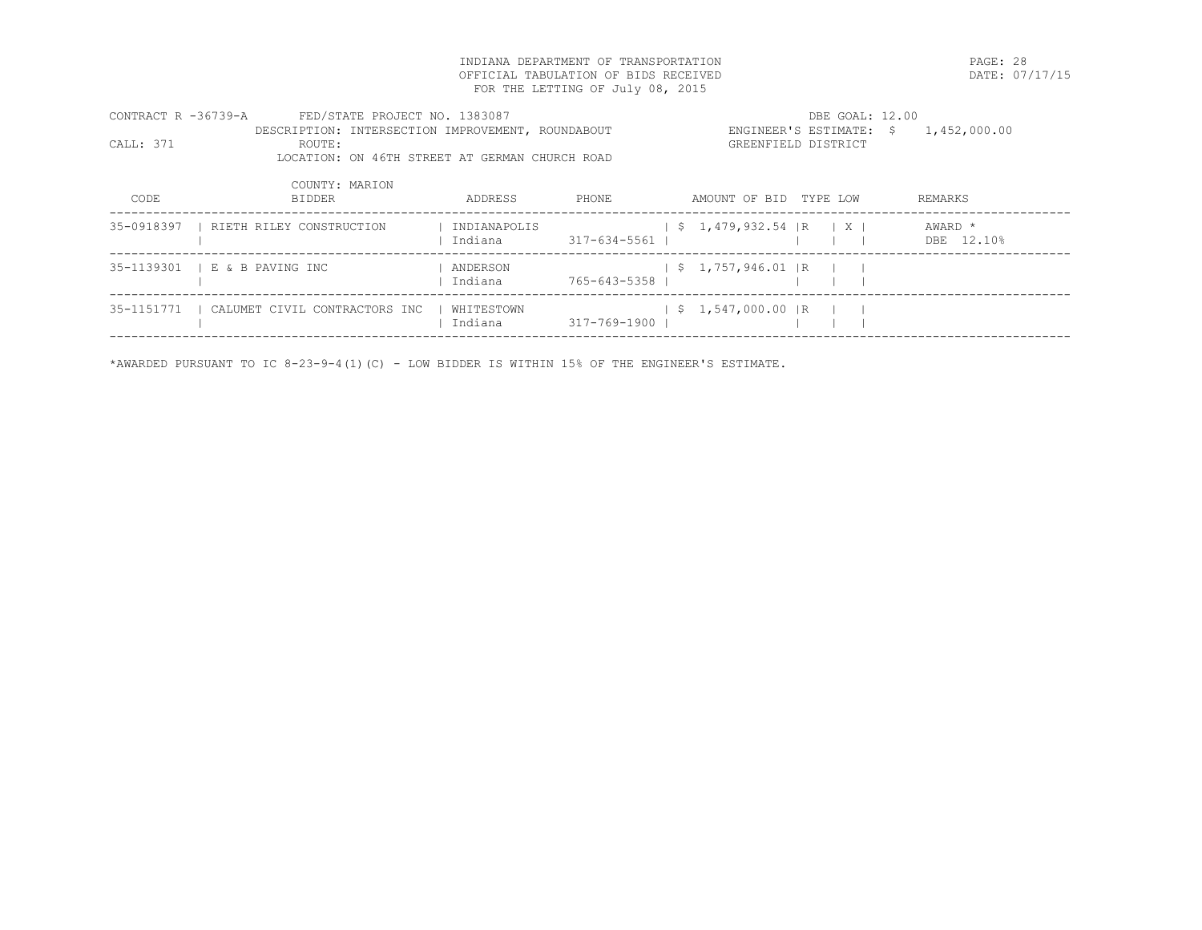INDIANA DEPARTMENT OF TRANSPORTATION
OFFICIAL TABULATION OF BIDS RECEIVED
FOR THE LETTING OF July 08, 2015

PAGE: 28
DATE: 07/17/15

CONTRACT R -36739-A FED/STATE PROJECT NO. 1383087 DBE GOAL: 12.00
DESCRIPTION: INTERSECTION IMPROVEMENT, ROUNDABOUT ENGINEER'S ESTIMATE: $ 1,452,000.00
CALL: 371 ROUTE: GREENFIELD DISTRICT
LOCATION: ON 46TH STREET AT GERMAN CHURCH ROAD

COUNTY: MARION

| CODE | BIDDER | ADDRESS | PHONE | AMOUNT OF BID | TYPE | LOW | REMARKS |
|---|---|---|---|---|---|---|---|
| 35-0918397 | RIETH RILEY CONSTRUCTION | INDIANAPOLIS Indiana | 317-634-5561 | $ 1,479,932.54 | R | X | AWARD * DBE 12.10% |
| 35-1139301 | E & B PAVING INC | ANDERSON Indiana | 765-643-5358 | $ 1,757,946.01 | R | | |
| 35-1151771 | CALUMET CIVIL CONTRACTORS INC | WHITESTOWN Indiana | 317-769-1900 | $ 1,547,000.00 | R | | |

*AWARDED PURSUANT TO IC 8-23-9-4(1)(C) - LOW BIDDER IS WITHIN 15% OF THE ENGINEER'S ESTIMATE.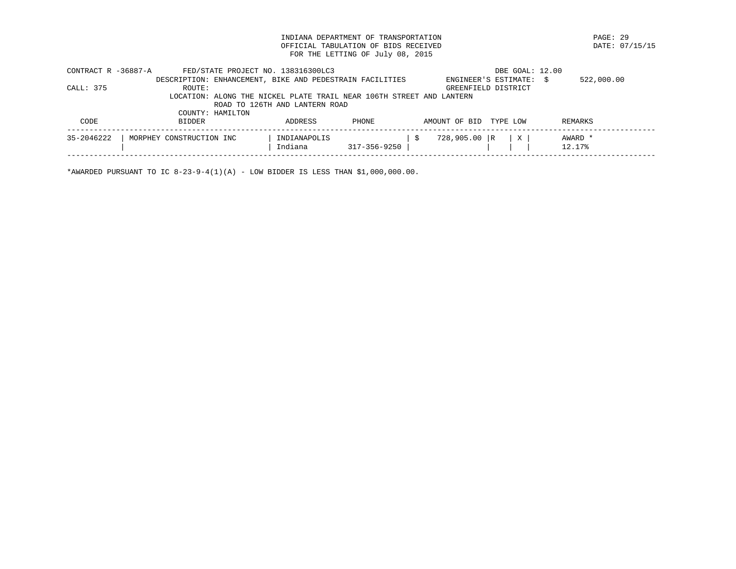INDIANA DEPARTMENT OF TRANSPORTATION
OFFICIAL TABULATION OF BIDS RECEIVED
FOR THE LETTING OF July 08, 2015

DATE: 07/15/15

CONTRACT R -36887-A    FED/STATE PROJECT NO. 138316300LC3    DBE GOAL: 12.00

DESCRIPTION: ENHANCEMENT, BIKE AND PEDESTRAIN FACILITIES    ENGINEER'S ESTIMATE: $ 522,000.00

CALL: 375    ROUTE:    GREENFIELD DISTRICT

LOCATION: ALONG THE NICKEL PLATE TRAIL NEAR 106TH STREET AND LANTERN ROAD TO 126TH AND LANTERN ROAD

COUNTY: HAMILTON

| CODE | BIDDER | ADDRESS | PHONE | AMOUNT OF BID | TYPE | LOW | REMARKS |
|---|---|---|---|---|---|---|---|
| 35-2046222 | MORPHEY CONSTRUCTION INC | INDIANAPOLIS Indiana | 317-356-9250 | $ 728,905.00 | R | X | AWARD * 12.17% |

*AWARDED PURSUANT TO IC 8-23-9-4(1)(A) - LOW BIDDER IS LESS THAN $1,000,000.00.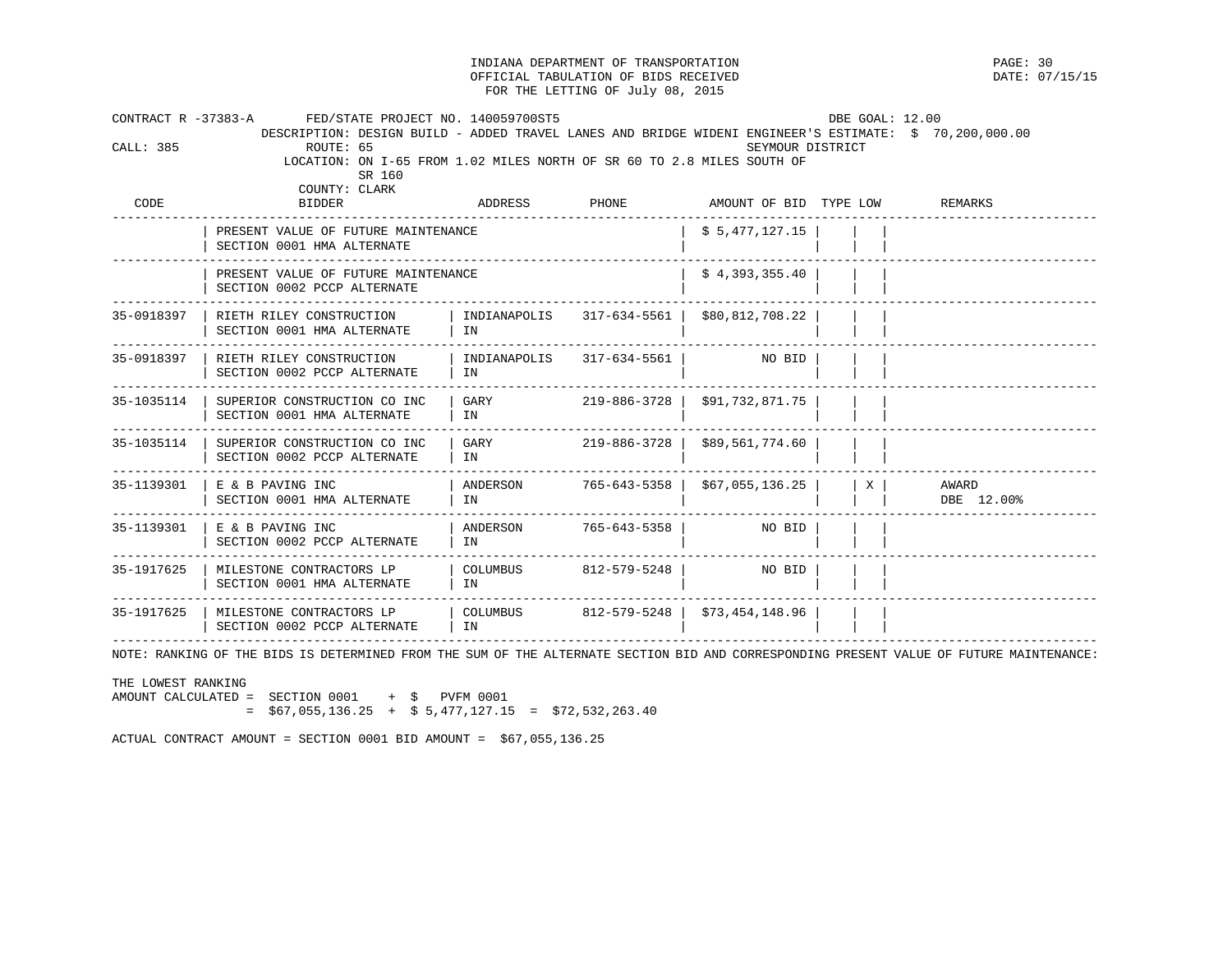INDIANA DEPARTMENT OF TRANSPORTATION
OFFICIAL TABULATION OF BIDS RECEIVED
FOR THE LETTING OF July 08, 2015

DATE: 07/15/15

CONTRACT R -37383-A FED/STATE PROJECT NO. 140059700ST5 DBE GOAL: 12.00
DESCRIPTION: DESIGN BUILD - ADDED TRAVEL LANES AND BRIDGE WIDENI ENGINEER'S ESTIMATE: $ 70,200,000.00
CALL: 385 ROUTE: 65 SEYMOUR DISTRICT
LOCATION: ON I-65 FROM 1.02 MILES NORTH OF SR 60 TO 2.8 MILES SOUTH OF SR 160
COUNTY: CLARK

| CODE | BIDDER | ADDRESS | PHONE | AMOUNT OF BID | TYPE | LOW | REMARKS |
|---|---|---|---|---|---|---|---|
| | PRESENT VALUE OF FUTURE MAINTENANCE<br>SECTION 0001 HMA ALTERNATE | | | $ 5,477,127.15 | | | |
| | PRESENT VALUE OF FUTURE MAINTENANCE<br>SECTION 0002 PCCP ALTERNATE | | | $ 4,393,355.40 | | | |
| 35-0918397 | RIETH RILEY CONSTRUCTION<br>SECTION 0001 HMA ALTERNATE | INDIANAPOLIS<br>IN | 317-634-5561 | $80,812,708.22 | | | |
| 35-0918397 | RIETH RILEY CONSTRUCTION<br>SECTION 0002 PCCP ALTERNATE | INDIANAPOLIS<br>IN | 317-634-5561 | NO BID | | | |
| 35-1035114 | SUPERIOR CONSTRUCTION CO INC<br>SECTION 0001 HMA ALTERNATE | GARY<br>IN | 219-886-3728 | $91,732,871.75 | | | |
| 35-1035114 | SUPERIOR CONSTRUCTION CO INC<br>SECTION 0002 PCCP ALTERNATE | GARY<br>IN | 219-886-3728 | $89,561,774.60 | | | |
| 35-1139301 | E & B PAVING INC<br>SECTION 0001 HMA ALTERNATE | ANDERSON<br>IN | 765-643-5358 | $67,055,136.25 | | X | AWARD<br>DBE 12.00% |
| 35-1139301 | E & B PAVING INC<br>SECTION 0002 PCCP ALTERNATE | ANDERSON<br>IN | 765-643-5358 | NO BID | | | |
| 35-1917625 | MILESTONE CONTRACTORS LP<br>SECTION 0001 HMA ALTERNATE | COLUMBUS<br>IN | 812-579-5248 | NO BID | | | |
| 35-1917625 | MILESTONE CONTRACTORS LP<br>SECTION 0002 PCCP ALTERNATE | COLUMBUS<br>IN | 812-579-5248 | $73,454,148.96 | | | |

NOTE: RANKING OF THE BIDS IS DETERMINED FROM THE SUM OF THE ALTERNATE SECTION BID AND CORRESPONDING PRESENT VALUE OF FUTURE MAINTENANCE:

THE LOWEST RANKING
AMOUNT CALCULATED = SECTION 0001 + $ PVFM 0001
= $67,055,136.25 + $ 5,477,127.15 = $72,532,263.40

ACTUAL CONTRACT AMOUNT = SECTION 0001 BID AMOUNT = $67,055,136.25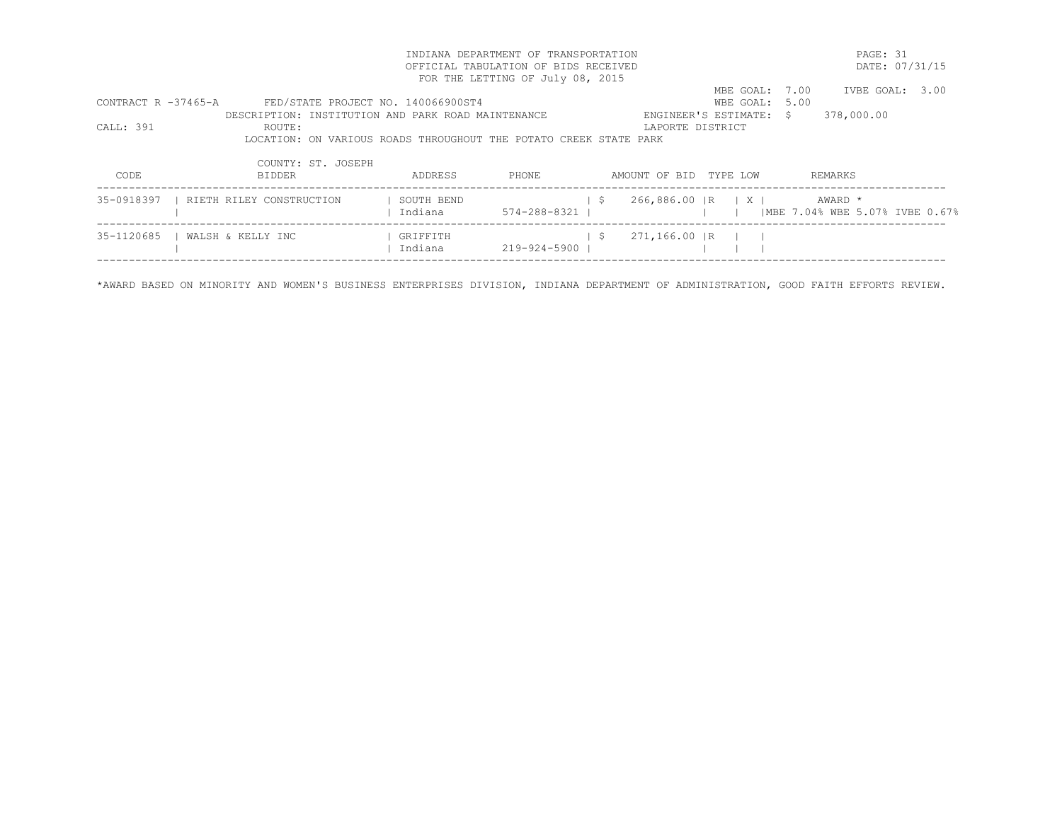INDIANA DEPARTMENT OF TRANSPORTATION
OFFICIAL TABULATION OF BIDS RECEIVED
FOR THE LETTING OF July 08, 2015

DATE: 07/31/15

MBE GOAL: 7.00 IVBE GOAL: 3.00
WBE GOAL: 5.00

CONTRACT R -37465-A FED/STATE PROJECT NO. 140066900ST4
DESCRIPTION: INSTITUTION AND PARK ROAD MAINTENANCE
ENGINEER'S ESTIMATE: $ 378,000.00
CALL: 391 ROUTE:
LAPORTE DISTRICT
LOCATION: ON VARIOUS ROADS THROUGHOUT THE POTATO CREEK STATE PARK

COUNTY: ST. JOSEPH

| CODE | BIDDER | ADDRESS | PHONE | AMOUNT OF BID | TYPE | LOW | REMARKS |
|---|---|---|---|---|---|---|---|
| 35-0918397 | RIETH RILEY CONSTRUCTION | SOUTH BEND Indiana | 574-288-8321 | $ 266,886.00 | R | X | AWARD * MBE 7.04% WBE 5.07% IVBE 0.67% |
| 35-1120685 | WALSH & KELLY INC | GRIFFITH Indiana | 219-924-5900 | $ 271,166.00 | R | | |

*AWARD BASED ON MINORITY AND WOMEN'S BUSINESS ENTERPRISES DIVISION, INDIANA DEPARTMENT OF ADMINISTRATION, GOOD FAITH EFFORTS REVIEW.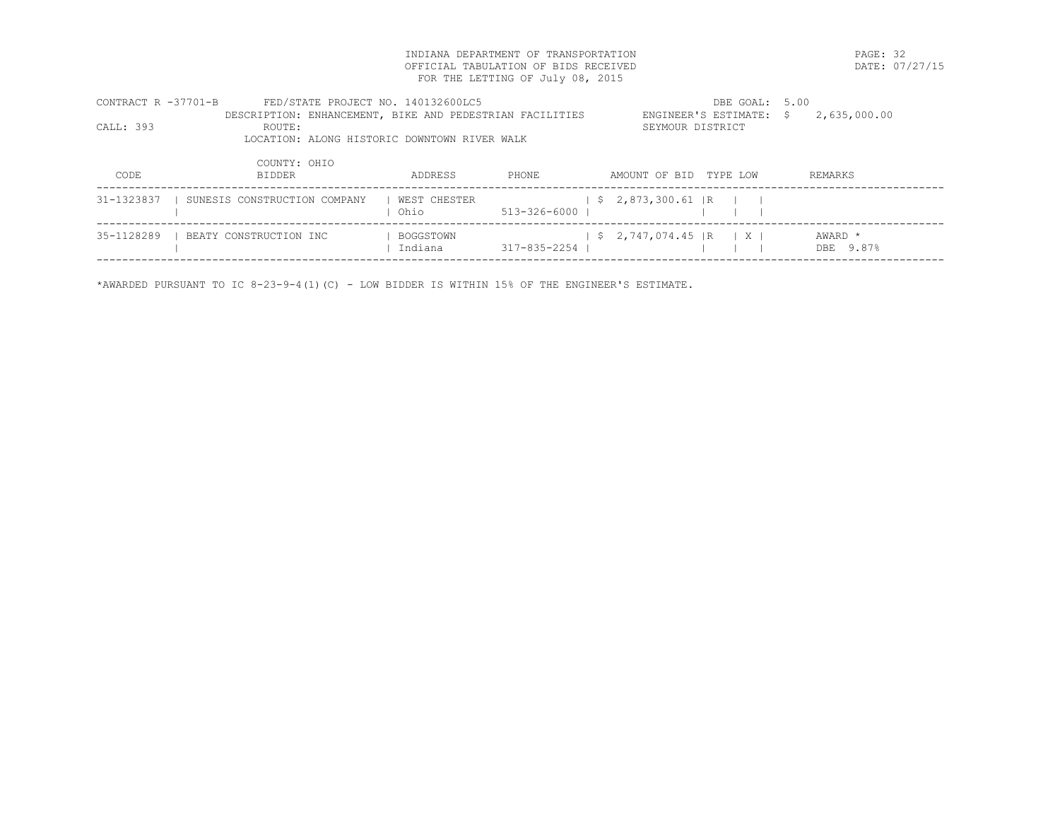INDIANA DEPARTMENT OF TRANSPORTATION
OFFICIAL TABULATION OF BIDS RECEIVED
FOR THE LETTING OF July 08, 2015

DATE: 07/27/15

CONTRACT R -37701-B FED/STATE PROJECT NO. 140132600LC5 DBE GOAL: 5.00
DESCRIPTION: ENHANCEMENT, BIKE AND PEDESTRIAN FACILITIES ENGINEER'S ESTIMATE: $ 2,635,000.00
CALL: 393 ROUTE: SEYMOUR DISTRICT
LOCATION: ALONG HISTORIC DOWNTOWN RIVER WALK

COUNTY: OHIO

| CODE | BIDDER | ADDRESS | PHONE | AMOUNT OF BID | TYPE | LOW | REMARKS |
|---|---|---|---|---|---|---|---|
| 31-1323837 | SUNESIS CONSTRUCTION COMPANY | WEST CHESTER Ohio | 513-326-6000 | $ 2,873,300.61 | R | | |
| 35-1128289 | BEATY CONSTRUCTION INC | BOGGSTOWN Indiana | 317-835-2254 | $ 2,747,074.45 | R | X | AWARD * DBE 9.87% |

*AWARDED PURSUANT TO IC 8-23-9-4(1)(C) - LOW BIDDER IS WITHIN 15% OF THE ENGINEER'S ESTIMATE.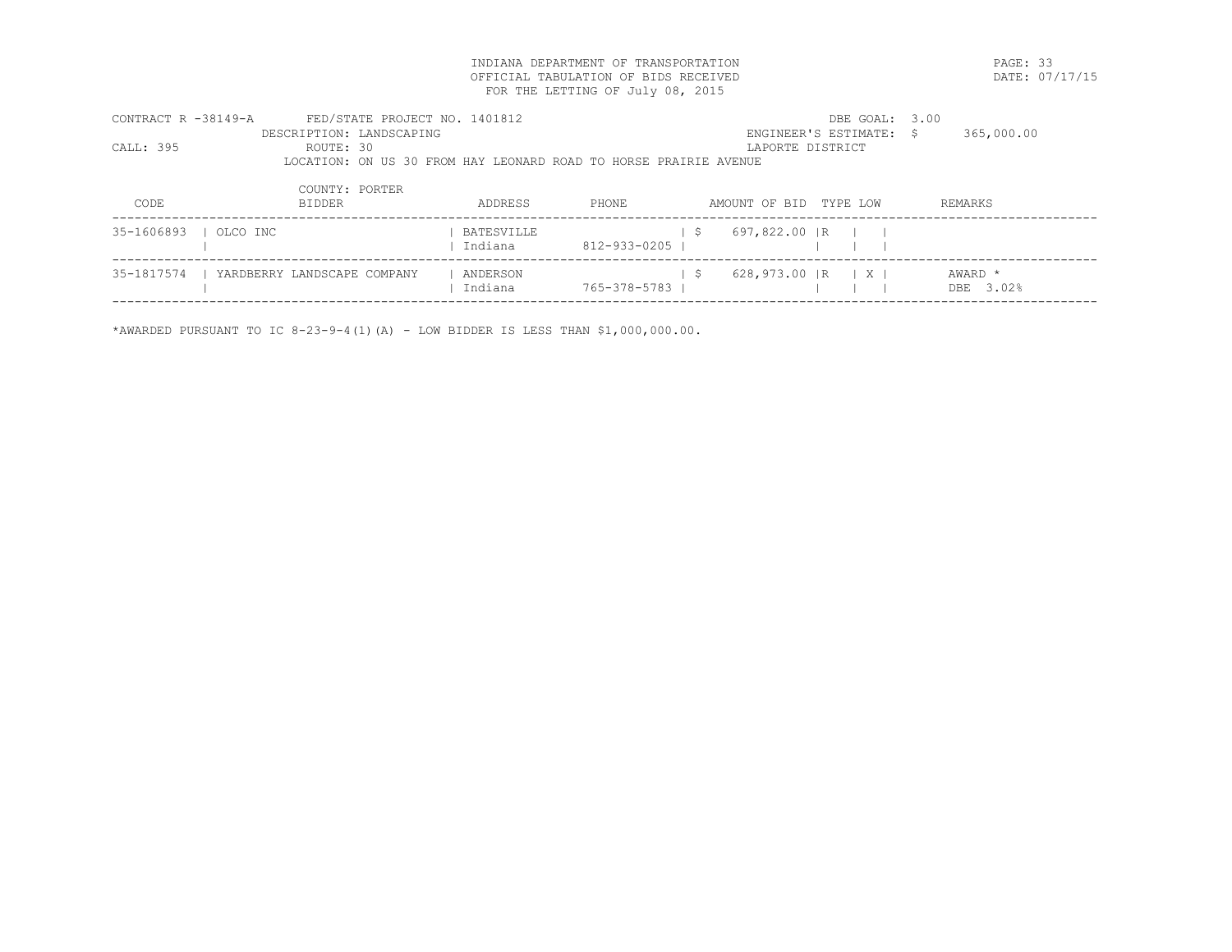INDIANA DEPARTMENT OF TRANSPORTATION
OFFICIAL TABULATION OF BIDS RECEIVED
FOR THE LETTING OF July 08, 2015

DATE: 07/17/15

CONTRACT R -38149-A FED/STATE PROJECT NO. 1401812 DBE GOAL: 3.00
DESCRIPTION: LANDSCAPING ENGINEER'S ESTIMATE: $ 365,000.00
CALL: 395 ROUTE: 30 LAPORTE DISTRICT
LOCATION: ON US 30 FROM HAY LEONARD ROAD TO HORSE PRAIRIE AVENUE
COUNTY: PORTER

| CODE | BIDDER | ADDRESS | PHONE | AMOUNT OF BID | TYPE | LOW | REMARKS |
|---|---|---|---|---|---|---|---|
| 35-1606893 | OLCO INC | BATESVILLE Indiana | 812-933-0205 | $ 697,822.00 | R | | |
| 35-1817574 | YARDBERRY LANDSCAPE COMPANY | ANDERSON Indiana | 765-378-5783 | $ 628,973.00 | R | X | AWARD * DBE 3.02% |

*AWARDED PURSUANT TO IC 8-23-9-4(1)(A) - LOW BIDDER IS LESS THAN $1,000,000.00.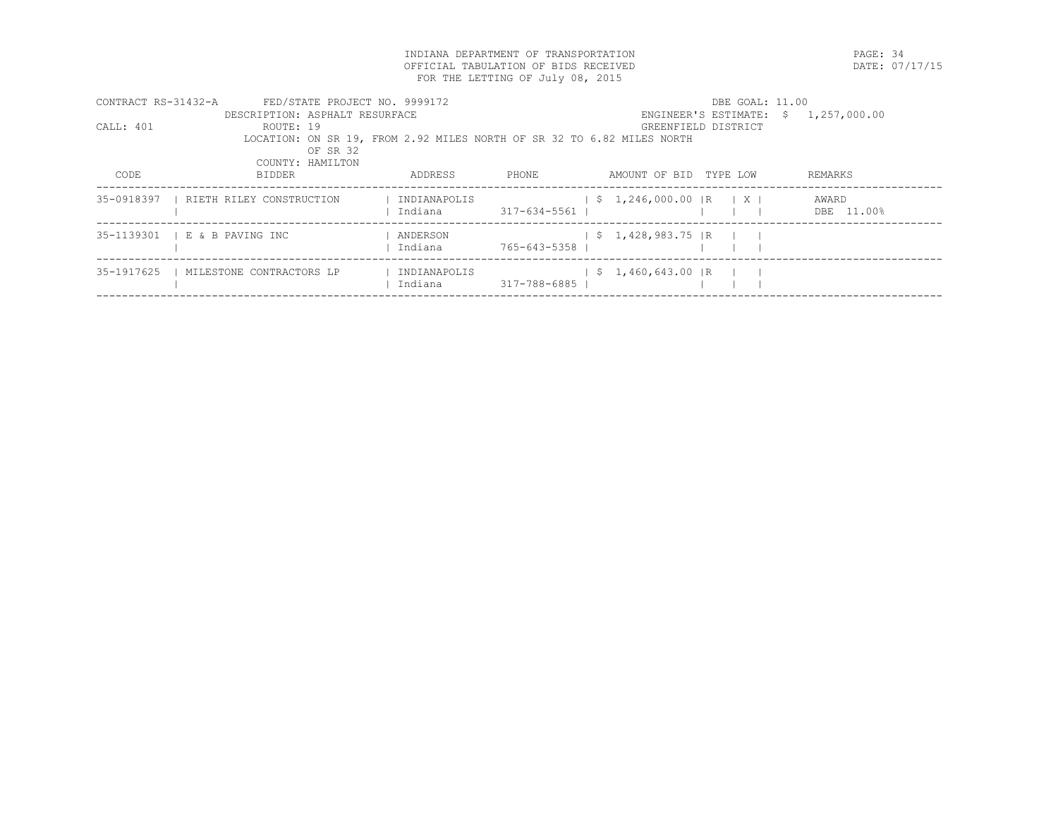INDIANA DEPARTMENT OF TRANSPORTATION
OFFICIAL TABULATION OF BIDS RECEIVED
FOR THE LETTING OF July 08, 2015

PAGE: 34
DATE: 07/17/15

CONTRACT RS-31432-A  FED/STATE PROJECT NO. 9999172  DBE GOAL: 11.00
DESCRIPTION: ASPHALT RESURFACE  ENGINEER'S ESTIMATE: $ 1,257,000.00
CALL: 401  ROUTE: 19  GREENFIELD DISTRICT
LOCATION: ON SR 19, FROM 2.92 MILES NORTH OF SR 32 TO 6.82 MILES NORTH OF SR 32
COUNTY: HAMILTON

| CODE | BIDDER | ADDRESS | PHONE | AMOUNT OF BID | TYPE | LOW | REMARKS |
|---|---|---|---|---|---|---|---|
| 35-0918397 | RIETH RILEY CONSTRUCTION | INDIANAPOLIS Indiana | 317-634-5561 | $ 1,246,000.00 | R | X | AWARD DBE 11.00% |
| 35-1139301 | E & B PAVING INC | ANDERSON Indiana | 765-643-5358 | $ 1,428,983.75 | R | | |
| 35-1917625 | MILESTONE CONTRACTORS LP | INDIANAPOLIS Indiana | 317-788-6885 | $ 1,460,643.00 | R | | |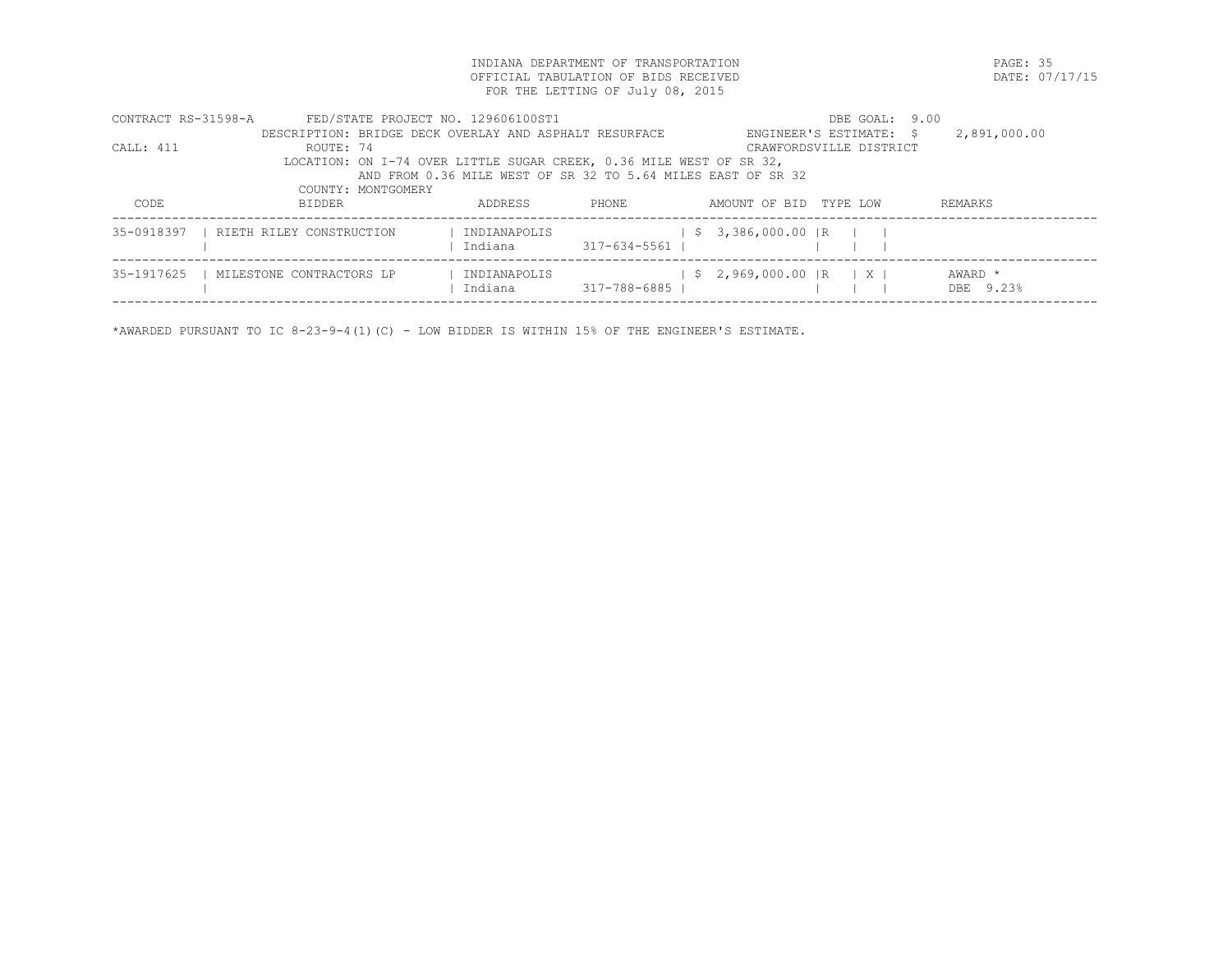INDIANA DEPARTMENT OF TRANSPORTATION
OFFICIAL TABULATION OF BIDS RECEIVED
FOR THE LETTING OF July 08, 2015

DATE: 07/17/15

CONTRACT RS-31598-A FED/STATE PROJECT NO. 129606100ST1 DBE GOAL: 9.00
DESCRIPTION: BRIDGE DECK OVERLAY AND ASPHALT RESURFACE ENGINEER'S ESTIMATE: $ 2,891,000.00
CALL: 411 ROUTE: 74 CRAWFORDSVILLE DISTRICT
LOCATION: ON I-74 OVER LITTLE SUGAR CREEK, 0.36 MILE WEST OF SR 32,
AND FROM 0.36 MILE WEST OF SR 32 TO 5.64 MILES EAST OF SR 32
COUNTY: MONTGOMERY

| CODE | BIDDER | ADDRESS | PHONE | AMOUNT OF BID | TYPE | LOW | REMARKS |
|---|---|---|---|---|---|---|---|
| 35-0918397 | RIETH RILEY CONSTRUCTION | INDIANAPOLIS Indiana | 317-634-5561 | $ 3,386,000.00 | R | | |
| 35-1917625 | MILESTONE CONTRACTORS LP | INDIANAPOLIS Indiana | 317-788-6885 | $ 2,969,000.00 | R | X | AWARD * DBE 9.23% |

*AWARDED PURSUANT TO IC 8-23-9-4(1)(C) - LOW BIDDER IS WITHIN 15% OF THE ENGINEER'S ESTIMATE.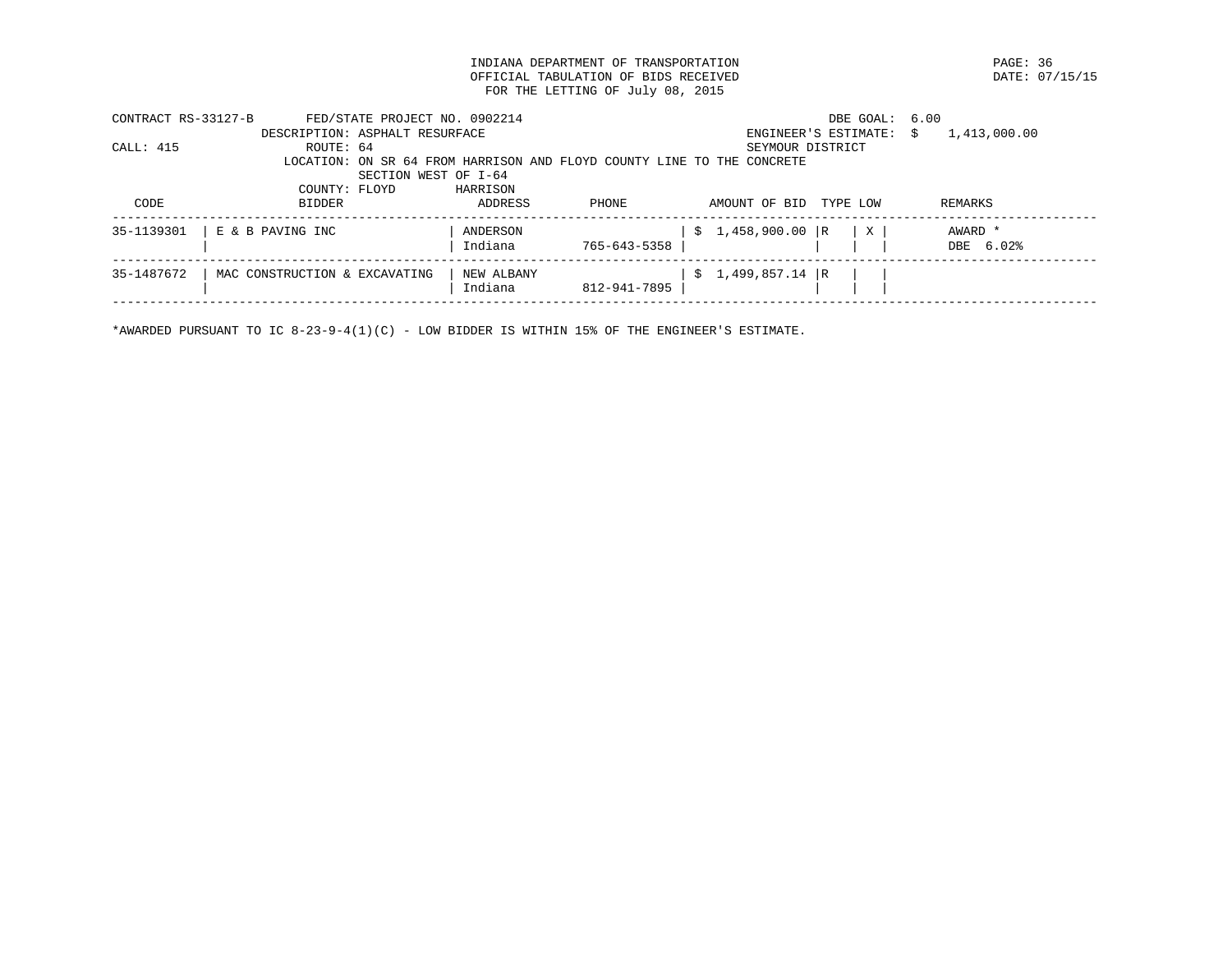INDIANA DEPARTMENT OF TRANSPORTATION
OFFICIAL TABULATION OF BIDS RECEIVED
FOR THE LETTING OF July 08, 2015

DATE: 07/15/15

CONTRACT RS-33127-B    FED/STATE PROJECT NO. 0902214    DBE GOAL: 6.00

DESCRIPTION: ASPHALT RESURFACE    ENGINEER'S ESTIMATE: $ 1,413,000.00

CALL: 415    ROUTE: 64    SEYMOUR DISTRICT

LOCATION: ON SR 64 FROM HARRISON AND FLOYD COUNTY LINE TO THE CONCRETE SECTION WEST OF I-64

COUNTY: FLOYD    HARRISON

| CODE | BIDDER | ADDRESS | PHONE | AMOUNT OF BID | TYPE | LOW | REMARKS |
|---|---|---|---|---|---|---|---|
| 35-1139301 | E & B PAVING INC | ANDERSON Indiana | 765-643-5358 | $ 1,458,900.00 | R | X | AWARD * DBE 6.02% |
| 35-1487672 | MAC CONSTRUCTION & EXCAVATING | NEW ALBANY Indiana | 812-941-7895 | $ 1,499,857.14 | R | | |

*AWARDED PURSUANT TO IC 8-23-9-4(1)(C) - LOW BIDDER IS WITHIN 15% OF THE ENGINEER'S ESTIMATE.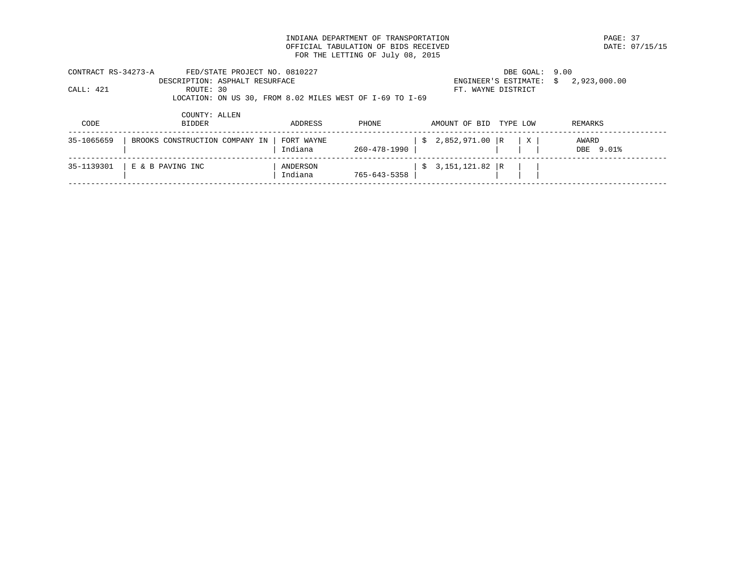INDIANA DEPARTMENT OF TRANSPORTATION
OFFICIAL TABULATION OF BIDS RECEIVED
FOR THE LETTING OF July 08, 2015

DATE: 07/15/15

CONTRACT RS-34273-A    FED/STATE PROJECT NO. 0810227    DBE GOAL: 9.00
DESCRIPTION: ASPHALT RESURFACE    ENGINEER'S ESTIMATE: $ 2,923,000.00
CALL: 421    ROUTE: 30    FT. WAYNE DISTRICT
LOCATION: ON US 30, FROM 8.02 MILES WEST OF I-69 TO I-69
COUNTY: ALLEN

| CODE | BIDDER | ADDRESS | PHONE | AMOUNT OF BID | TYPE | LOW | REMARKS |
|---|---|---|---|---|---|---|---|
| 35-1065659 | BROOKS CONSTRUCTION COMPANY IN | FORT WAYNE Indiana | 260-478-1990 | $ 2,852,971.00 | R | X | AWARD DBE 9.01% |
| 35-1139301 | E & B PAVING INC | ANDERSON Indiana | 765-643-5358 | $ 3,151,121.82 | R | | |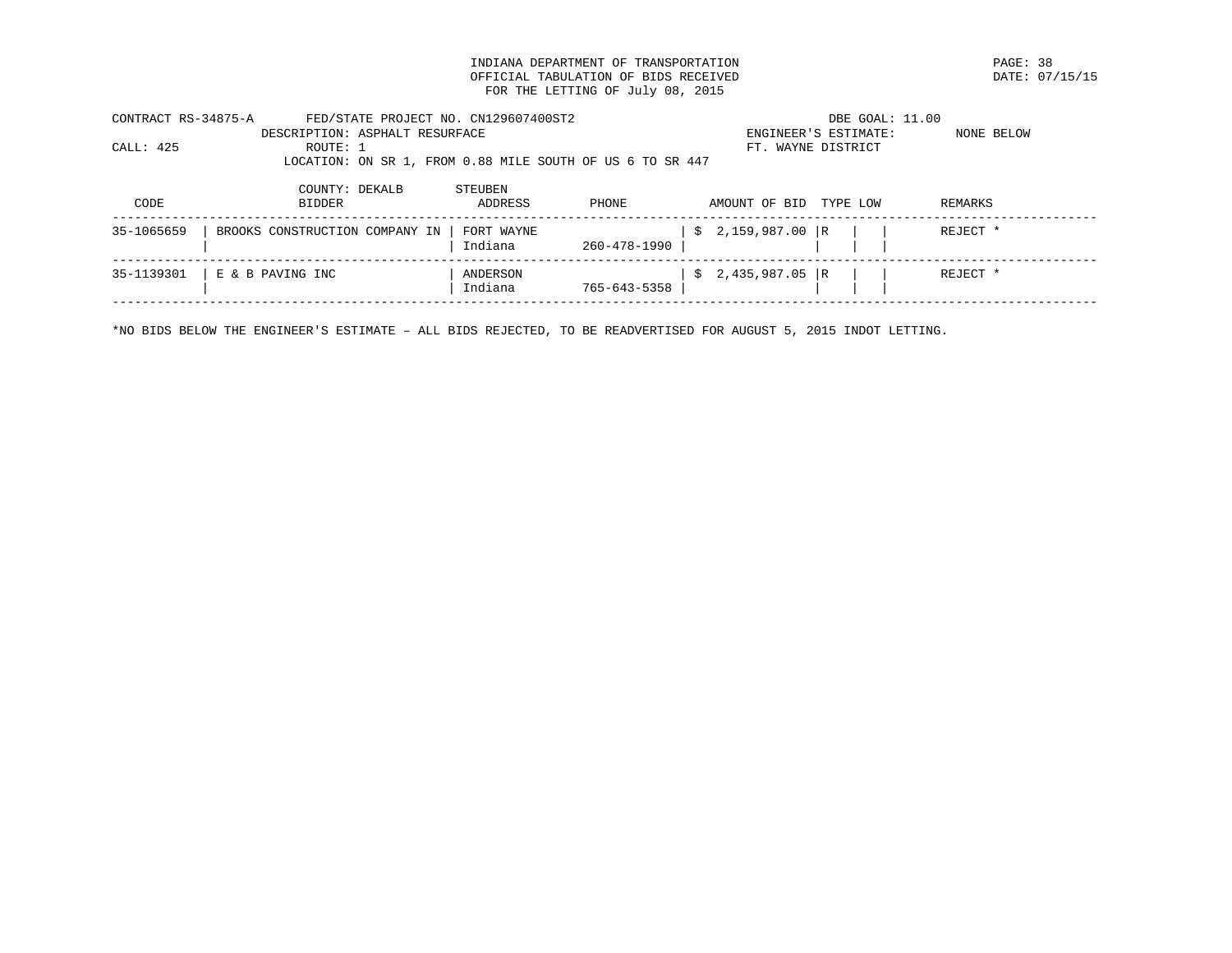INDIANA DEPARTMENT OF TRANSPORTATION
OFFICIAL TABULATION OF BIDS RECEIVED
FOR THE LETTING OF July 08, 2015

DATE: 07/15/15

CONTRACT RS-34875-A FED/STATE PROJECT NO. CN129607400ST2 DBE GOAL: 11.00
DESCRIPTION: ASPHALT RESURFACE ENGINEER'S ESTIMATE: NONE BELOW
CALL: 425 ROUTE: 1 FT. WAYNE DISTRICT
LOCATION: ON SR 1, FROM 0.88 MILE SOUTH OF US 6 TO SR 447

COUNTY: DEKALB STEUBEN

| CODE | BIDDER | ADDRESS | PHONE | AMOUNT OF BID | TYPE | LOW | REMARKS |
|---|---|---|---|---|---|---|---|
| 35-1065659 | BROOKS CONSTRUCTION COMPANY IN | FORT WAYNE Indiana | 260-478-1990 | $ 2,159,987.00 | R | | REJECT * |
| 35-1139301 | E & B PAVING INC | ANDERSON Indiana | 765-643-5358 | $ 2,435,987.05 | R | | REJECT * |

*NO BIDS BELOW THE ENGINEER'S ESTIMATE – ALL BIDS REJECTED, TO BE READVERTISED FOR AUGUST 5, 2015 INDOT LETTING.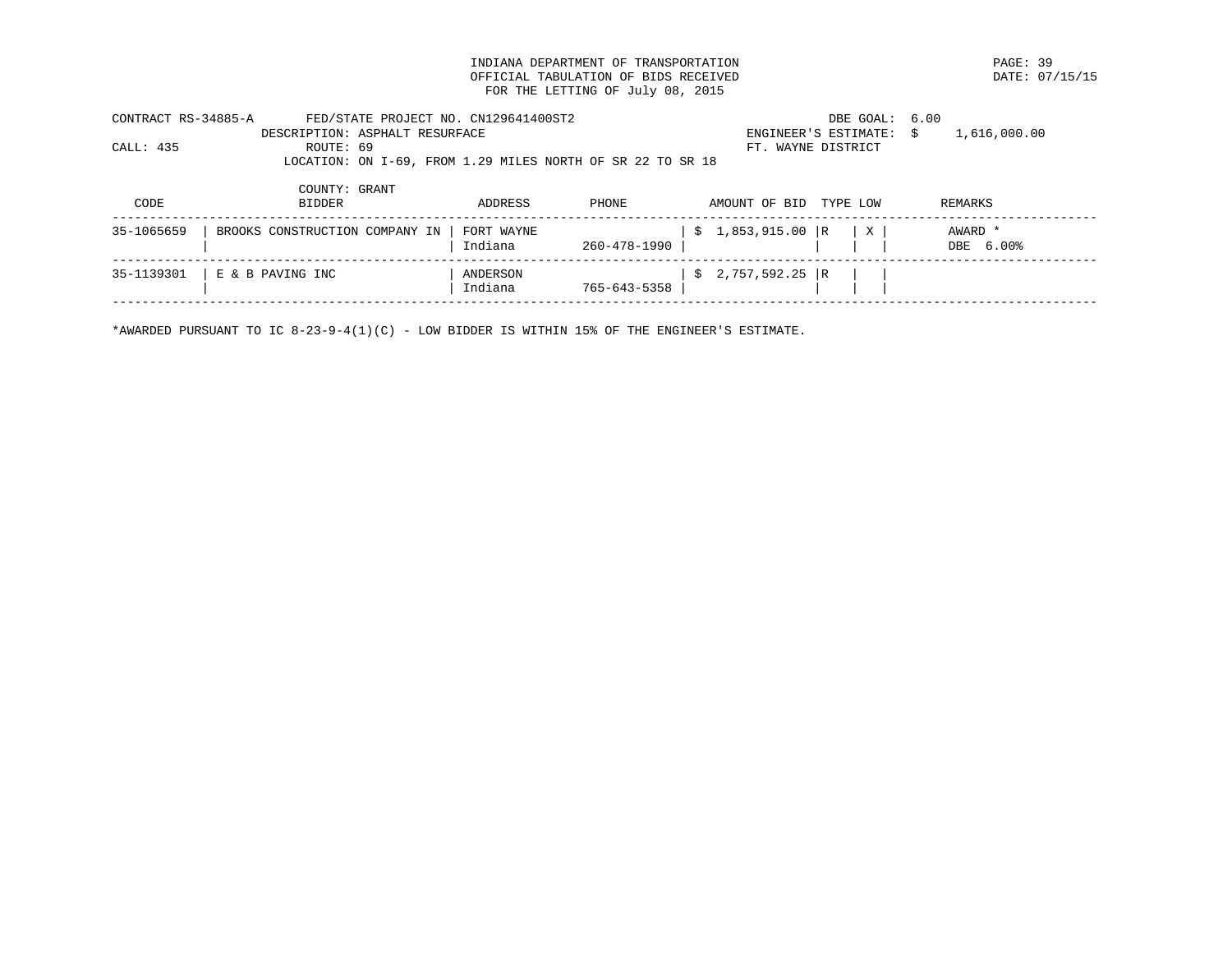INDIANA DEPARTMENT OF TRANSPORTATION
OFFICIAL TABULATION OF BIDS RECEIVED
FOR THE LETTING OF July 08, 2015

DATE: 07/15/15

CONTRACT RS-34885-A FED/STATE PROJECT NO. CN129641400ST2
DESCRIPTION: ASPHALT RESURFACE
CALL: 435 ROUTE: 69
LOCATION: ON I-69, FROM 1.29 MILES NORTH OF SR 22 TO SR 18
COUNTY: GRANT

DBE GOAL: 6.00
ENGINEER'S ESTIMATE: $ 1,616,000.00
FT. WAYNE DISTRICT

| CODE | BIDDER | ADDRESS | PHONE | AMOUNT OF BID | TYPE | LOW | REMARKS |
|---|---|---|---|---|---|---|---|
| 35-1065659 | BROOKS CONSTRUCTION COMPANY IN | FORT WAYNE Indiana | 260-478-1990 | $ 1,853,915.00 | R | X | AWARD * DBE 6.00% |
| 35-1139301 | E & B PAVING INC | ANDERSON Indiana | 765-643-5358 | $ 2,757,592.25 | R | | |

*AWARDED PURSUANT TO IC 8-23-9-4(1)(C) - LOW BIDDER IS WITHIN 15% OF THE ENGINEER'S ESTIMATE.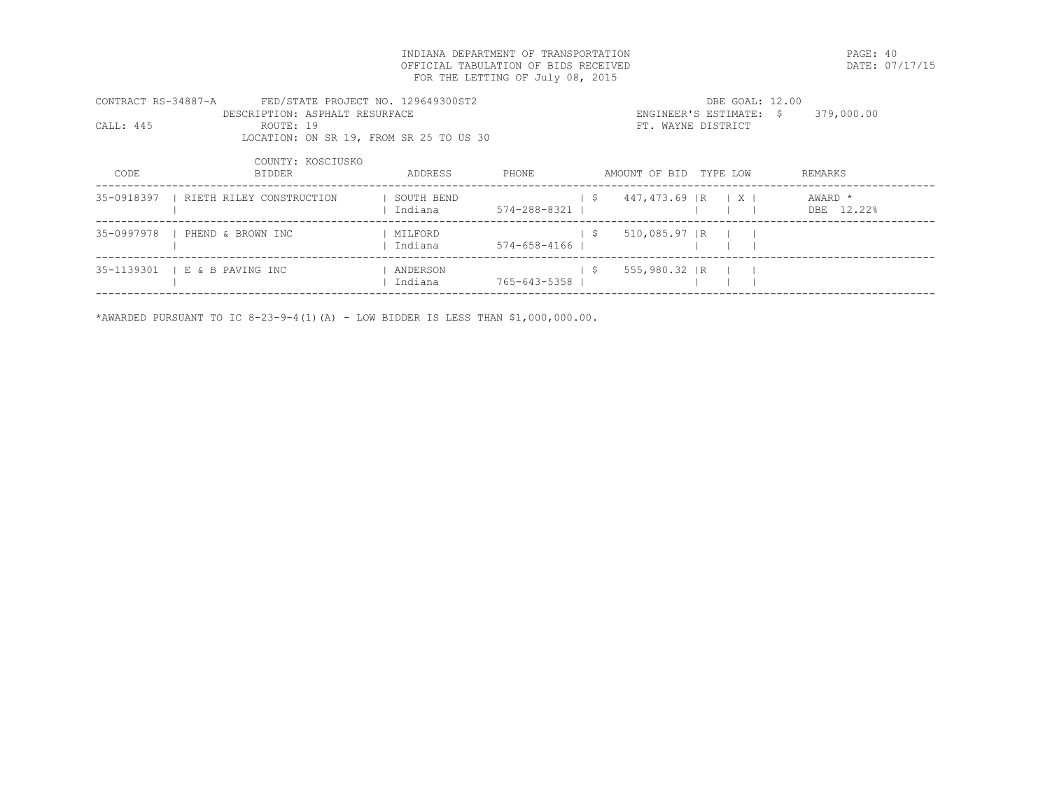INDIANA DEPARTMENT OF TRANSPORTATION
OFFICIAL TABULATION OF BIDS RECEIVED
FOR THE LETTING OF July 08, 2015

DATE: 07/17/15

CONTRACT RS-34887-A FED/STATE PROJECT NO. 129649300ST2
DESCRIPTION: ASPHALT RESURFACE
CALL: 445 ROUTE: 19
LOCATION: ON SR 19, FROM SR 25 TO US 30
COUNTY: KOSCIUSKO

DBE GOAL: 12.00
ENGINEER'S ESTIMATE: $ 379,000.00
FT. WAYNE DISTRICT

| CODE | BIDDER | ADDRESS | PHONE | AMOUNT OF BID | TYPE | LOW | REMARKS |
|---|---|---|---|---|---|---|---|
| 35-0918397 | RIETH RILEY CONSTRUCTION | SOUTH BEND Indiana | 574-288-8321 | $ 447,473.69 | R | X | AWARD * DBE 12.22% |
| 35-0997978 | PHEND & BROWN INC | MILFORD Indiana | 574-658-4166 | $ 510,085.97 | R | | |
| 35-1139301 | E & B PAVING INC | ANDERSON Indiana | 765-643-5358 | $ 555,980.32 | R | | |

*AWARDED PURSUANT TO IC 8-23-9-4(1)(A) - LOW BIDDER IS LESS THAN $1,000,000.00.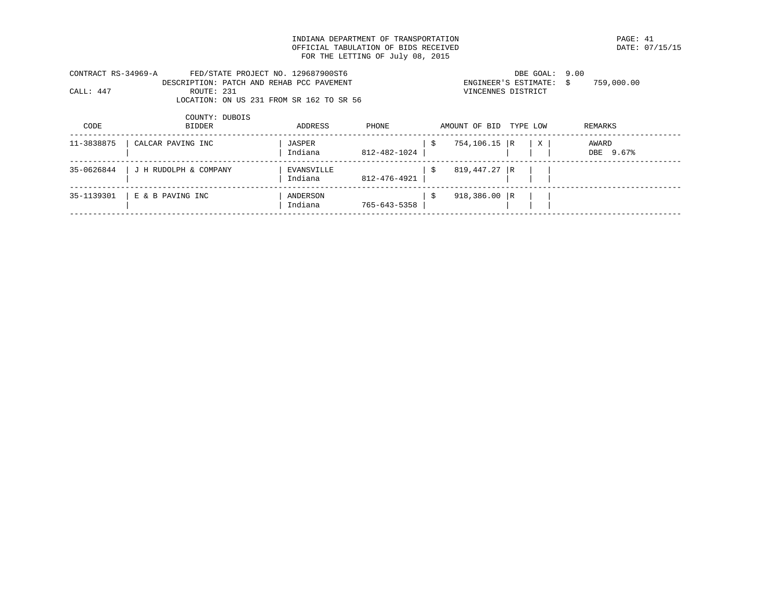INDIANA DEPARTMENT OF TRANSPORTATION
OFFICIAL TABULATION OF BIDS RECEIVED
FOR THE LETTING OF July 08, 2015

DATE: 07/15/15

CONTRACT RS-34969-A FED/STATE PROJECT NO. 129687900ST6 DBE GOAL: 9.00
DESCRIPTION: PATCH AND REHAB PCC PAVEMENT ENGINEER'S ESTIMATE: $ 759,000.00
CALL: 447 ROUTE: 231 VINCENNES DISTRICT
LOCATION: ON US 231 FROM SR 162 TO SR 56
COUNTY: DUBOIS

| CODE | BIDDER | ADDRESS | PHONE | AMOUNT OF BID | TYPE | LOW | REMARKS |
|---|---|---|---|---|---|---|---|
| 11-3838875 | CALCAR PAVING INC | JASPER Indiana | 812-482-1024 | $ 754,106.15 | R | X | AWARD DBE 9.67% |
| 35-0626844 | J H RUDOLPH & COMPANY | EVANSVILLE Indiana | 812-476-4921 | $ 819,447.27 | R | | |
| 35-1139301 | E & B PAVING INC | ANDERSON Indiana | 765-643-5358 | $ 918,386.00 | R | | |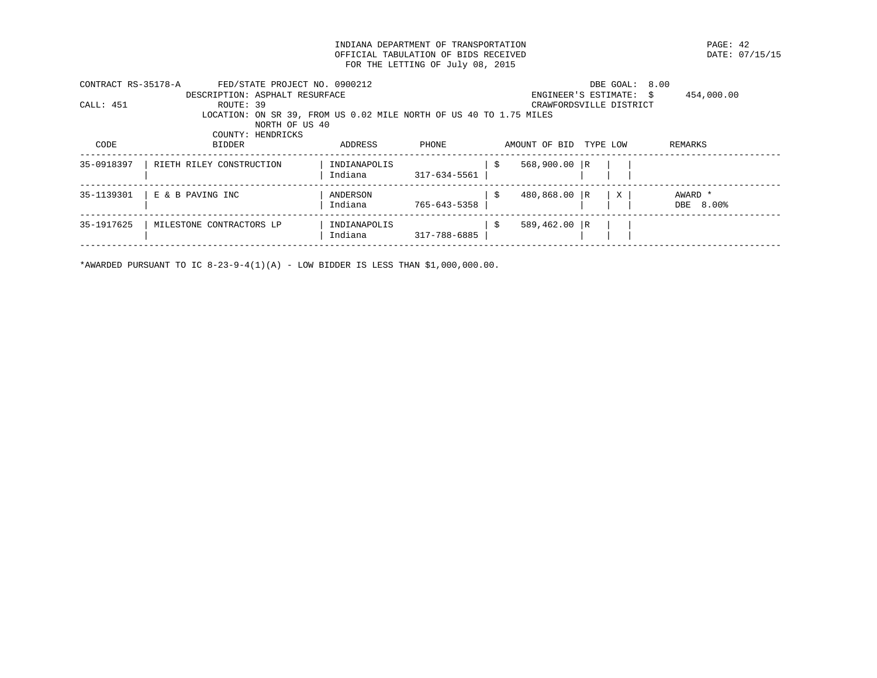INDIANA DEPARTMENT OF TRANSPORTATION
OFFICIAL TABULATION OF BIDS RECEIVED
FOR THE LETTING OF July 08, 2015

PAGE: 42
DATE: 07/15/15

CONTRACT RS-35178-A FED/STATE PROJECT NO. 0900212 DBE GOAL: 8.00
DESCRIPTION: ASPHALT RESURFACE ENGINEER'S ESTIMATE: $ 454,000.00
CALL: 451 ROUTE: 39 CRAWFORDSVILLE DISTRICT
LOCATION: ON SR 39, FROM US 0.02 MILE NORTH OF US 40 TO 1.75 MILES NORTH OF US 40
COUNTY: HENDRICKS

| CODE | BIDDER | ADDRESS | PHONE | AMOUNT OF BID | TYPE | LOW | REMARKS |
|---|---|---|---|---|---|---|---|
| 35-0918397 | RIETH RILEY CONSTRUCTION | INDIANAPOLIS Indiana | 317-634-5561 | $ 568,900.00 | R | | |
| 35-1139301 | E & B PAVING INC | ANDERSON Indiana | 765-643-5358 | $ 480,868.00 | R | X | AWARD * DBE 8.00% |
| 35-1917625 | MILESTONE CONTRACTORS LP | INDIANAPOLIS Indiana | 317-788-6885 | $ 589,462.00 | R | | |

*AWARDED PURSUANT TO IC 8-23-9-4(1)(A) - LOW BIDDER IS LESS THAN $1,000,000.00.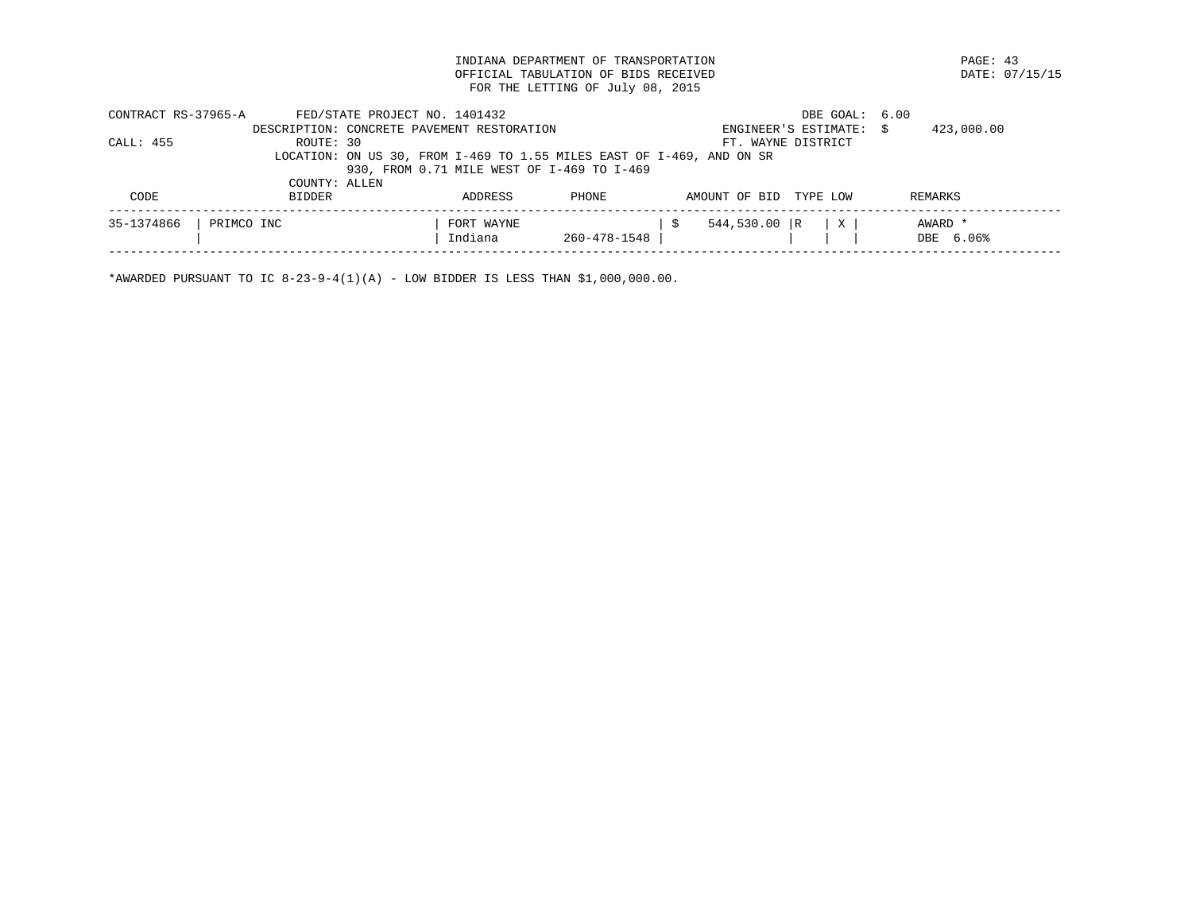INDIANA DEPARTMENT OF TRANSPORTATION
OFFICIAL TABULATION OF BIDS RECEIVED
FOR THE LETTING OF July 08, 2015

DATE: 07/15/15

CONTRACT RS-37965-A    FED/STATE PROJECT NO. 1401432    DBE GOAL: 6.00

DESCRIPTION: CONCRETE PAVEMENT RESTORATION    ENGINEER'S ESTIMATE: $ 423,000.00

CALL: 455    ROUTE: 30    FT. WAYNE DISTRICT

LOCATION: ON US 30, FROM I-469 TO 1.55 MILES EAST OF I-469, AND ON SR 930, FROM 0.71 MILE WEST OF I-469 TO I-469

COUNTY: ALLEN

| CODE | BIDDER | ADDRESS | PHONE | AMOUNT OF BID | TYPE | LOW | REMARKS |
|---|---|---|---|---|---|---|---|
| 35-1374866 | PRIMCO INC | FORT WAYNE<br>Indiana | 260-478-1548 | $ 544,530.00 | R | X | AWARD *<br>DBE 6.06% |

*AWARDED PURSUANT TO IC 8-23-9-4(1)(A) - LOW BIDDER IS LESS THAN $1,000,000.00.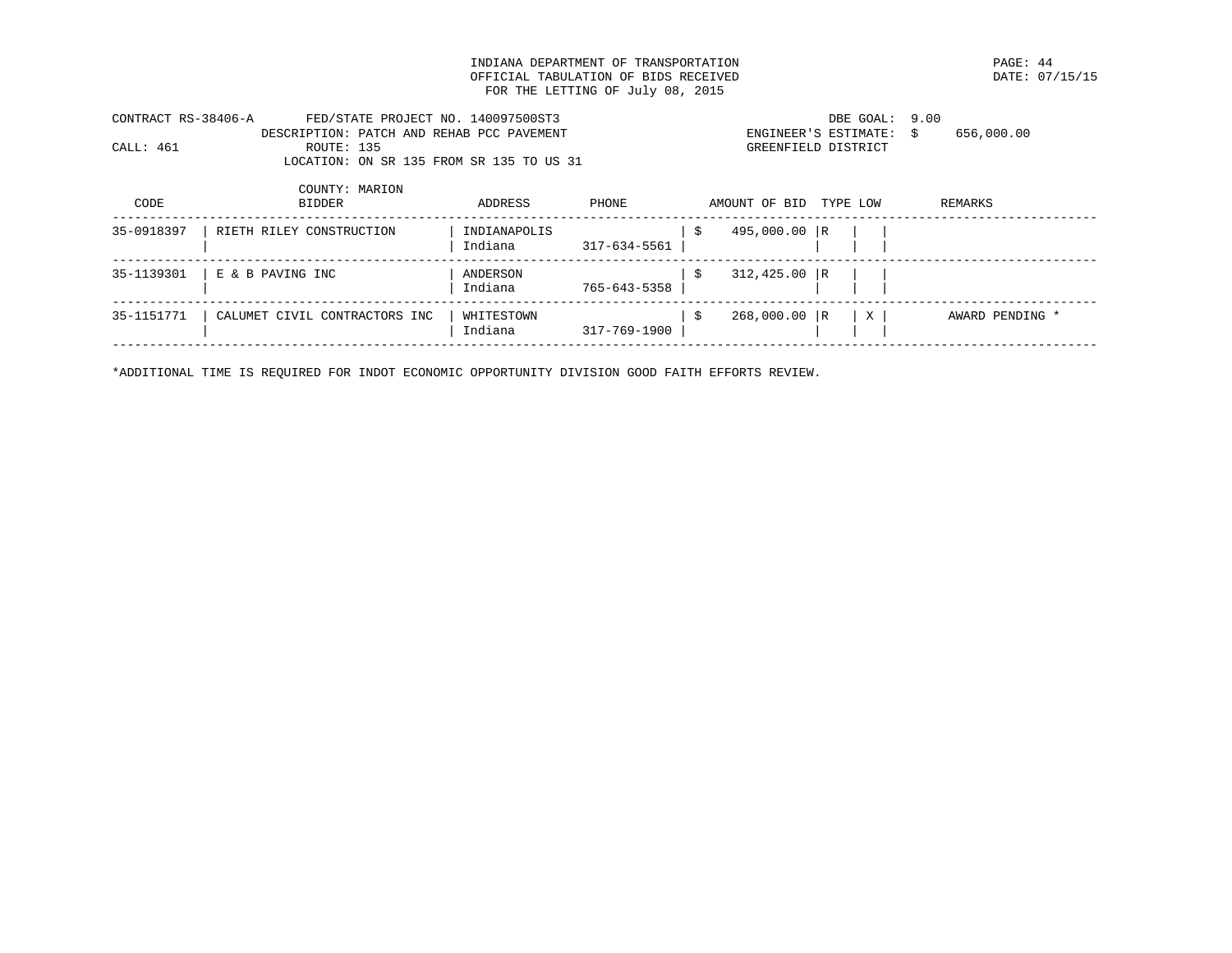INDIANA DEPARTMENT OF TRANSPORTATION
OFFICIAL TABULATION OF BIDS RECEIVED
FOR THE LETTING OF July 08, 2015

DATE: 07/15/15

CONTRACT RS-38406-A FED/STATE PROJECT NO. 140097500ST3
DESCRIPTION: PATCH AND REHAB PCC PAVEMENT
CALL: 461 ROUTE: 135
LOCATION: ON SR 135 FROM SR 135 TO US 31
COUNTY: MARION

DBE GOAL: 9.00
ENGINEER'S ESTIMATE: $ 656,000.00
GREENFIELD DISTRICT

| CODE | BIDDER | ADDRESS | PHONE | AMOUNT OF BID | TYPE | LOW | REMARKS |
|---|---|---|---|---|---|---|---|
| 35-0918397 | RIETH RILEY CONSTRUCTION | INDIANAPOLIS Indiana | 317-634-5561 | $ 495,000.00 | R | | |
| 35-1139301 | E & B PAVING INC | ANDERSON Indiana | 765-643-5358 | $ 312,425.00 | R | | |
| 35-1151771 | CALUMET CIVIL CONTRACTORS INC | WHITESTOWN Indiana | 317-769-1900 | $ 268,000.00 | R | X | AWARD PENDING * |

*ADDITIONAL TIME IS REQUIRED FOR INDOT ECONOMIC OPPORTUNITY DIVISION GOOD FAITH EFFORTS REVIEW.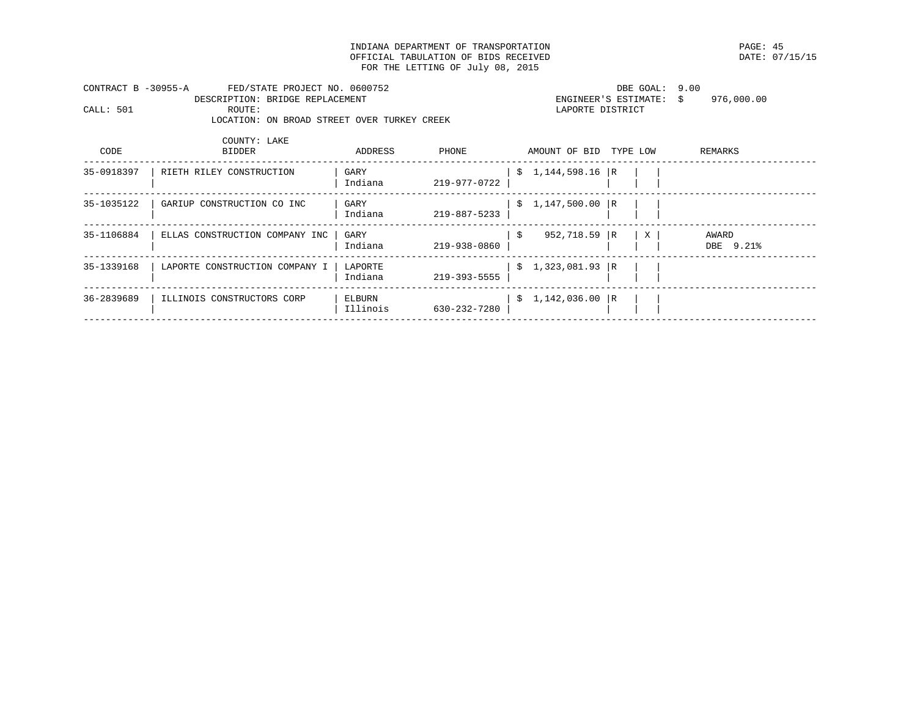INDIANA DEPARTMENT OF TRANSPORTATION
OFFICIAL TABULATION OF BIDS RECEIVED
FOR THE LETTING OF July 08, 2015

DATE: 07/15/15

CONTRACT B -30955-A FED/STATE PROJECT NO. 0600752
DESCRIPTION: BRIDGE REPLACEMENT
CALL: 501 ROUTE:
LOCATION: ON BROAD STREET OVER TURKEY CREEK
COUNTY: LAKE

DBE GOAL: 9.00
ENGINEER'S ESTIMATE: $ 976,000.00
LAPORTE DISTRICT

| CODE | BIDDER | ADDRESS | PHONE | AMOUNT OF BID | TYPE | LOW | REMARKS |
|---|---|---|---|---|---|---|---|
| 35-0918397 | RIETH RILEY CONSTRUCTION | GARY Indiana | 219-977-0722 | $ 1,144,598.16 | R | | |
| 35-1035122 | GARIUP CONSTRUCTION CO INC | GARY Indiana | 219-887-5233 | $ 1,147,500.00 | R | | |
| 35-1106884 | ELLAS CONSTRUCTION COMPANY INC | GARY Indiana | 219-938-0860 | $ 952,718.59 | R | X | AWARD DBE 9.21% |
| 35-1339168 | LAPORTE CONSTRUCTION COMPANY I | LAPORTE Indiana | 219-393-5555 | $ 1,323,081.93 | R | | |
| 36-2839689 | ILLINOIS CONSTRUCTORS CORP | ELBURN Illinois | 630-232-7280 | $ 1,142,036.00 | R | | |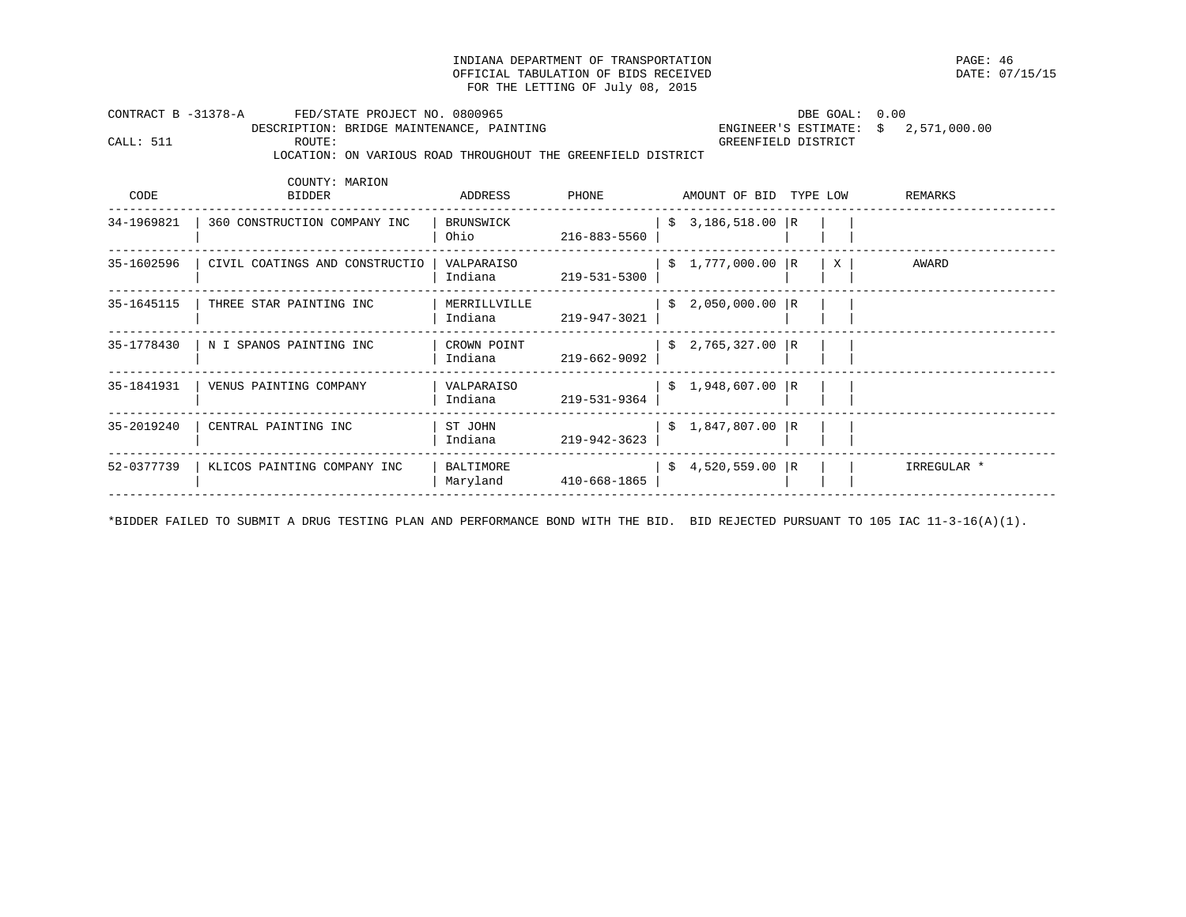INDIANA DEPARTMENT OF TRANSPORTATION
OFFICIAL TABULATION OF BIDS RECEIVED
FOR THE LETTING OF July 08, 2015

DATE: 07/15/15

CONTRACT B -31378-A FED/STATE PROJECT NO. 0800965 DBE GOAL: 0.00
DESCRIPTION: BRIDGE MAINTENANCE, PAINTING ENGINEER'S ESTIMATE: $ 2,571,000.00
CALL: 511 ROUTE: GREENFIELD DISTRICT
LOCATION: ON VARIOUS ROAD THROUGHOUT THE GREENFIELD DISTRICT
COUNTY: MARION

| CODE | BIDDER | ADDRESS | PHONE | AMOUNT OF BID | TYPE | LOW | REMARKS |
|---|---|---|---|---|---|---|---|
| 34-1969821 | 360 CONSTRUCTION COMPANY INC | BRUNSWICK Ohio | 216-883-5560 | $ 3,186,518.00 | R | | |
| 35-1602596 | CIVIL COATINGS AND CONSTRUCTIO | VALPARAISO Indiana | 219-531-5300 | $ 1,777,000.00 | R | X | AWARD |
| 35-1645115 | THREE STAR PAINTING INC | MERRILLVILLE Indiana | 219-947-3021 | $ 2,050,000.00 | R | | |
| 35-1778430 | N I SPANOS PAINTING INC | CROWN POINT Indiana | 219-662-9092 | $ 2,765,327.00 | R | | |
| 35-1841931 | VENUS PAINTING COMPANY | VALPARAISO Indiana | 219-531-9364 | $ 1,948,607.00 | R | | |
| 35-2019240 | CENTRAL PAINTING INC | ST JOHN Indiana | 219-942-3623 | $ 1,847,807.00 | R | | |
| 52-0377739 | KLICOS PAINTING COMPANY INC | BALTIMORE Maryland | 410-668-1865 | $ 4,520,559.00 | R | | IRREGULAR * |

*BIDDER FAILED TO SUBMIT A DRUG TESTING PLAN AND PERFORMANCE BOND WITH THE BID. BID REJECTED PURSUANT TO 105 IAC 11-3-16(A)(1).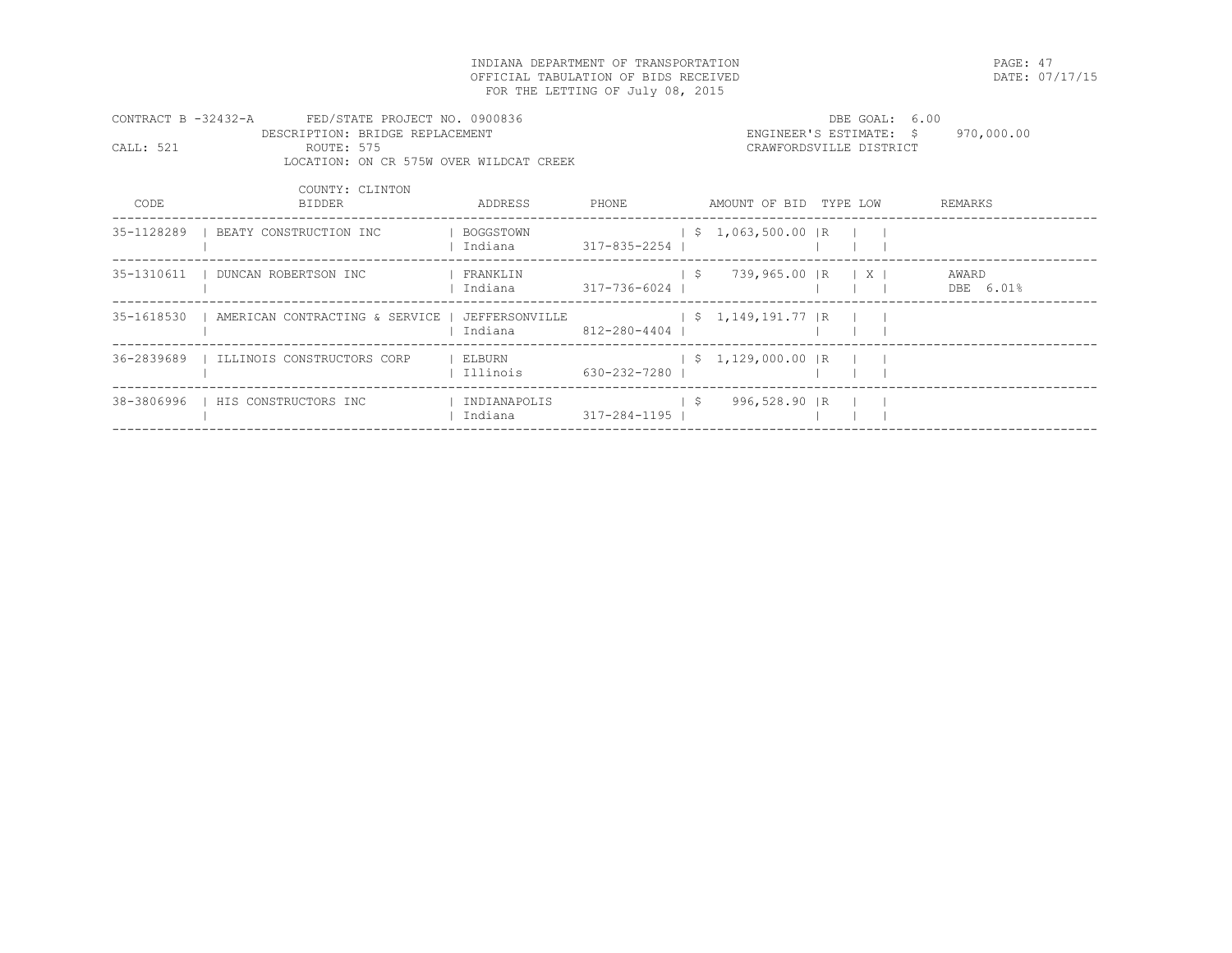INDIANA DEPARTMENT OF TRANSPORTATION
OFFICIAL TABULATION OF BIDS RECEIVED
FOR THE LETTING OF July 08, 2015

DATE: 07/17/15

CONTRACT B -32432-A FED/STATE PROJECT NO. 0900836
DESCRIPTION: BRIDGE REPLACEMENT
CALL: 521 ROUTE: 575
LOCATION: ON CR 575W OVER WILDCAT CREEK
COUNTY: CLINTON

DBE GOAL: 6.00
ENGINEER'S ESTIMATE: $ 970,000.00
CRAWFORDSVILLE DISTRICT

| CODE | BIDDER | ADDRESS | PHONE | AMOUNT OF BID | TYPE | LOW | REMARKS |
|---|---|---|---|---|---|---|---|
| 35-1128289 | BEATY CONSTRUCTION INC | BOGGSTOWN Indiana | 317-835-2254 | $ 1,063,500.00 | R | | |
| 35-1310611 | DUNCAN ROBERTSON INC | FRANKLIN Indiana | 317-736-6024 | $ 739,965.00 | R | X | AWARD DBE 6.01% |
| 35-1618530 | AMERICAN CONTRACTING & SERVICE | JEFFERSONVILLE Indiana | 812-280-4404 | $ 1,149,191.77 | R | | |
| 36-2839689 | ILLINOIS CONSTRUCTORS CORP | ELBURN Illinois | 630-232-7280 | $ 1,129,000.00 | R | | |
| 38-3806996 | HIS CONSTRUCTORS INC | INDIANAPOLIS Indiana | 317-284-1195 | $ 996,528.90 | R | | |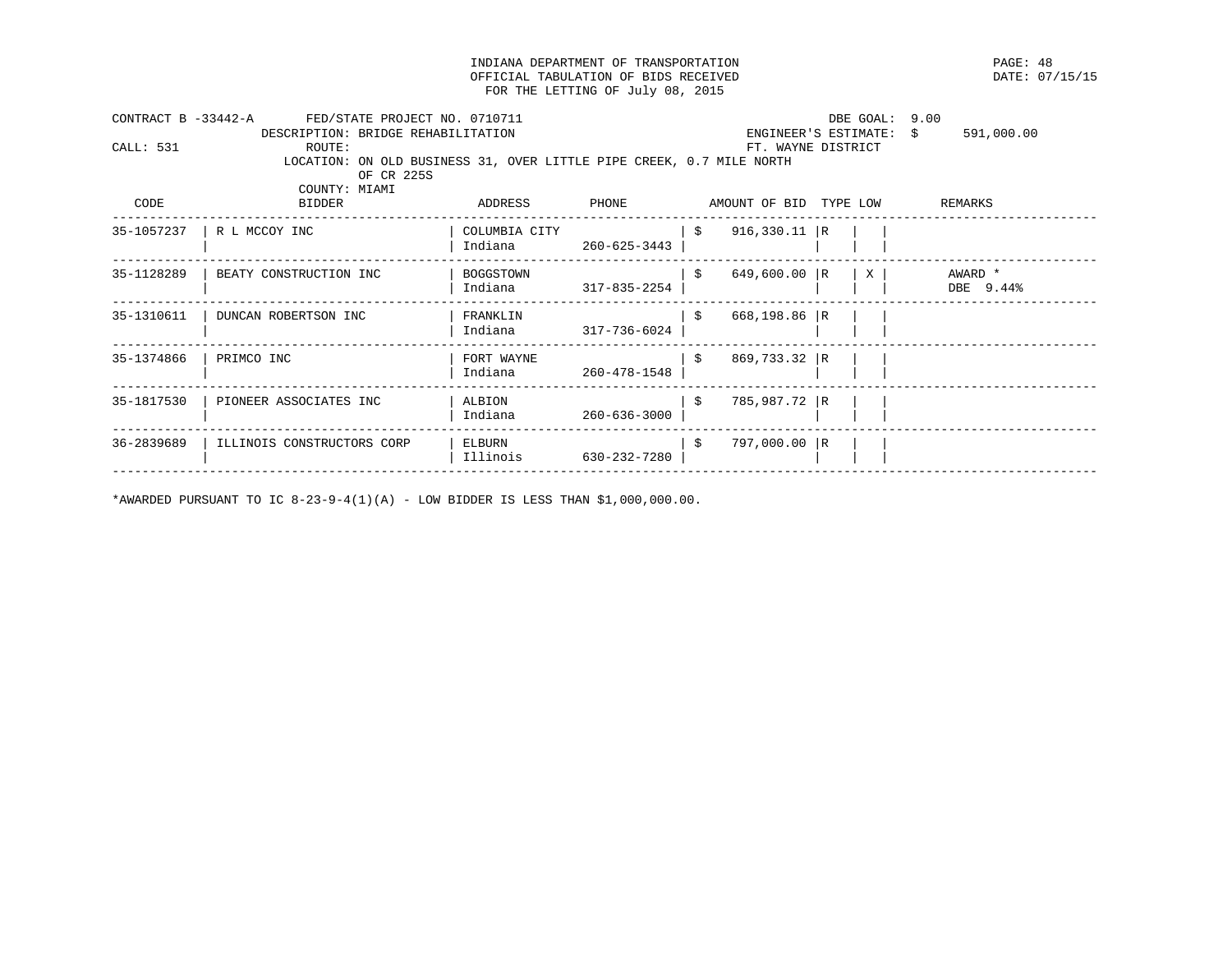INDIANA DEPARTMENT OF TRANSPORTATION
OFFICIAL TABULATION OF BIDS RECEIVED
FOR THE LETTING OF July 08, 2015

PAGE: 48
DATE: 07/15/15

CONTRACT B -33442-A    FED/STATE PROJECT NO. 0710711    DBE GOAL: 9.00
DESCRIPTION: BRIDGE REHABILITATION    ENGINEER'S ESTIMATE: $ 591,000.00
CALL: 531    ROUTE:    FT. WAYNE DISTRICT
LOCATION: ON OLD BUSINESS 31, OVER LITTLE PIPE CREEK, 0.7 MILE NORTH OF CR 225S
COUNTY: MIAMI

| CODE | BIDDER | ADDRESS | PHONE | AMOUNT OF BID | TYPE | LOW | REMARKS |
|---|---|---|---|---|---|---|---|
| 35-1057237 | R L MCCOY INC | COLUMBIA CITY Indiana | 260-625-3443 | $ 916,330.11 | R | | |
| 35-1128289 | BEATY CONSTRUCTION INC | BOGGSTOWN Indiana | 317-835-2254 | $ 649,600.00 | R | X | AWARD * DBE 9.44% |
| 35-1310611 | DUNCAN ROBERTSON INC | FRANKLIN Indiana | 317-736-6024 | $ 668,198.86 | R | | |
| 35-1374866 | PRIMCO INC | FORT WAYNE Indiana | 260-478-1548 | $ 869,733.32 | R | | |
| 35-1817530 | PIONEER ASSOCIATES INC | ALBION Indiana | 260-636-3000 | $ 785,987.72 | R | | |
| 36-2839689 | ILLINOIS CONSTRUCTORS CORP | ELBURN Illinois | 630-232-7280 | $ 797,000.00 | R | | |

*AWARDED PURSUANT TO IC 8-23-9-4(1)(A) - LOW BIDDER IS LESS THAN $1,000,000.00.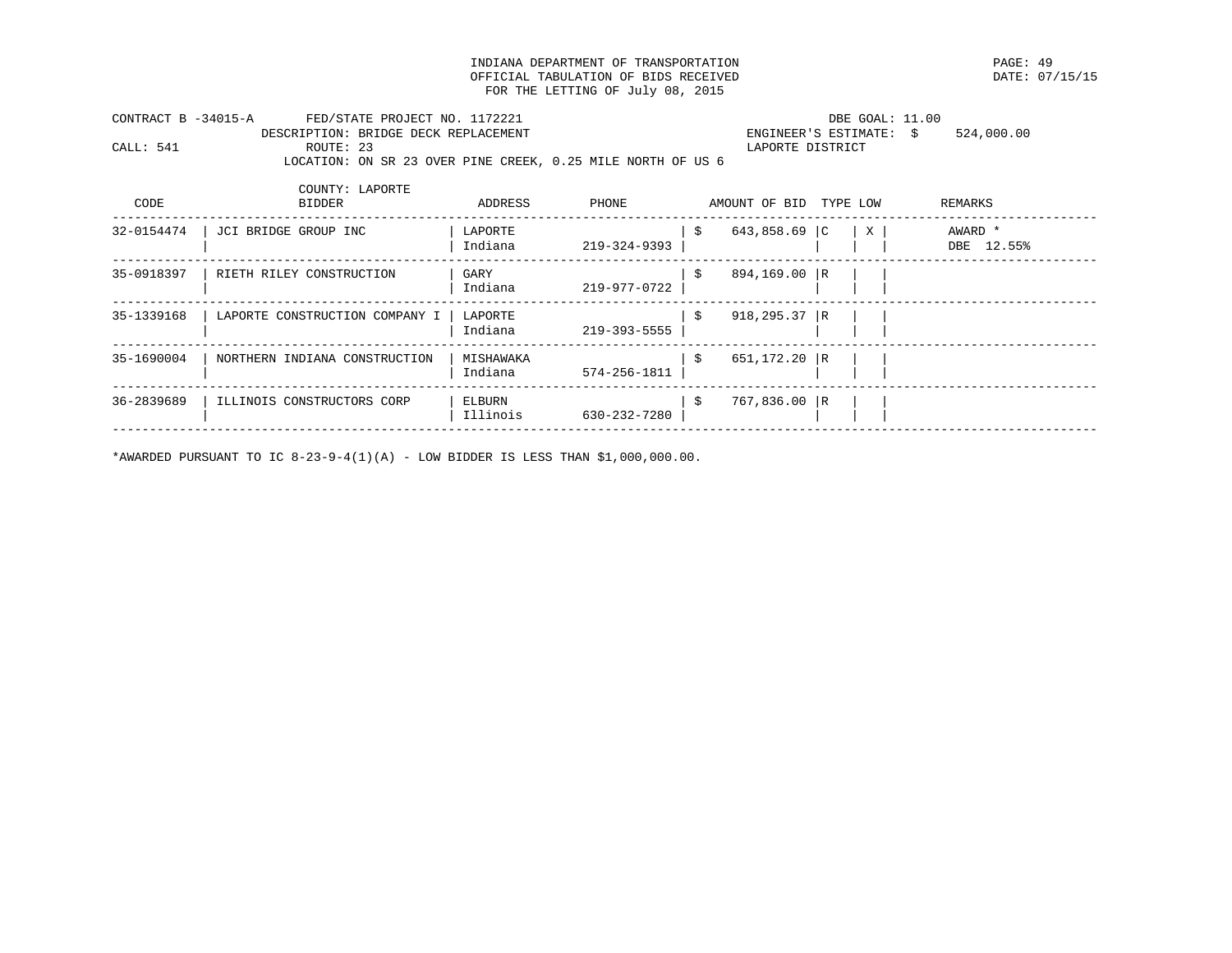INDIANA DEPARTMENT OF TRANSPORTATION
OFFICIAL TABULATION OF BIDS RECEIVED
FOR THE LETTING OF July 08, 2015

PAGE: 49
DATE: 07/15/15

CONTRACT B -34015-A FED/STATE PROJECT NO. 1172221 DBE GOAL: 11.00
DESCRIPTION: BRIDGE DECK REPLACEMENT ENGINEER'S ESTIMATE: $ 524,000.00
CALL: 541 ROUTE: 23 LAPORTE DISTRICT
LOCATION: ON SR 23 OVER PINE CREEK, 0.25 MILE NORTH OF US 6
COUNTY: LAPORTE

| CODE | BIDDER | ADDRESS | PHONE | AMOUNT OF BID | TYPE | LOW | REMARKS |
|---|---|---|---|---|---|---|---|
| 32-0154474 | JCI BRIDGE GROUP INC | LAPORTE Indiana | 219-324-9393 | $ 643,858.69 | C | X | AWARD * DBE 12.55% |
| 35-0918397 | RIETH RILEY CONSTRUCTION | GARY Indiana | 219-977-0722 | $ 894,169.00 | R | | |
| 35-1339168 | LAPORTE CONSTRUCTION COMPANY I | LAPORTE Indiana | 219-393-5555 | $ 918,295.37 | R | | |
| 35-1690004 | NORTHERN INDIANA CONSTRUCTION | MISHAWAKA Indiana | 574-256-1811 | $ 651,172.20 | R | | |
| 36-2839689 | ILLINOIS CONSTRUCTORS CORP | ELBURN Illinois | 630-232-7280 | $ 767,836.00 | R | | |

*AWARDED PURSUANT TO IC 8-23-9-4(1)(A) - LOW BIDDER IS LESS THAN $1,000,000.00.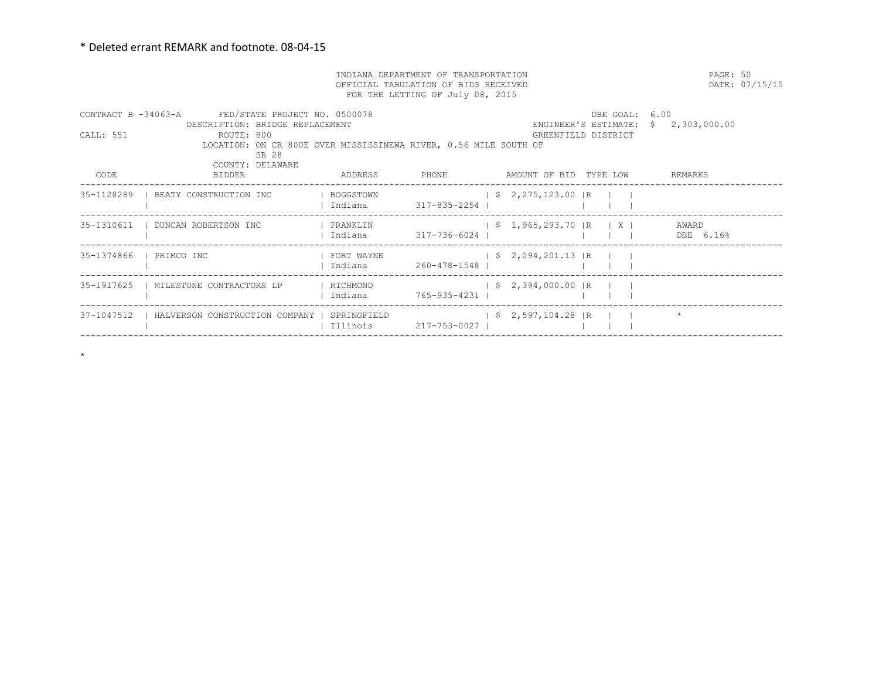\* Deleted errant REMARK and footnote. 08-04-15

INDIANA DEPARTMENT OF TRANSPORTATION
OFFICIAL TABULATION OF BIDS RECEIVED
FOR THE LETTING OF July 08, 2015

DATE: 07/15/15

CONTRACT B -34063-A FED/STATE PROJECT NO. 0500078
DESCRIPTION: BRIDGE REPLACEMENT
CALL: 551 ROUTE: 800
LOCATION: ON CR 800E OVER MISSISSINEWA RIVER, 0.56 MILE SOUTH OF SR 28
COUNTY: DELAWARE

DBE GOAL: 6.00
ENGINEER'S ESTIMATE: $ 2,303,000.00
GREENFIELD DISTRICT

| CODE | BIDDER | ADDRESS | PHONE | AMOUNT OF BID | TYPE | LOW | REMARKS |
|---|---|---|---|---|---|---|---|
| 35-1128289 | BEATY CONSTRUCTION INC | BOGGSTOWN Indiana | 317-835-2254 | $ 2,275,123.00 | R | | |
| 35-1310611 | DUNCAN ROBERTSON INC | FRANKLIN Indiana | 317-736-6024 | $ 1,965,293.70 | R | X | AWARD DBE 6.16% |
| 35-1374866 | PRIMCO INC | FORT WAYNE Indiana | 260-478-1548 | $ 2,094,201.13 | R | | |
| 35-1917625 | MILESTONE CONTRACTORS LP | RICHMOND Indiana | 765-935-4231 | $ 2,394,000.00 | R | | |
| 37-1047512 | HALVERSON CONSTRUCTION COMPANY | SPRINGFIELD Illinois | 217-753-0027 | $ 2,597,104.28 | R | | * |

\*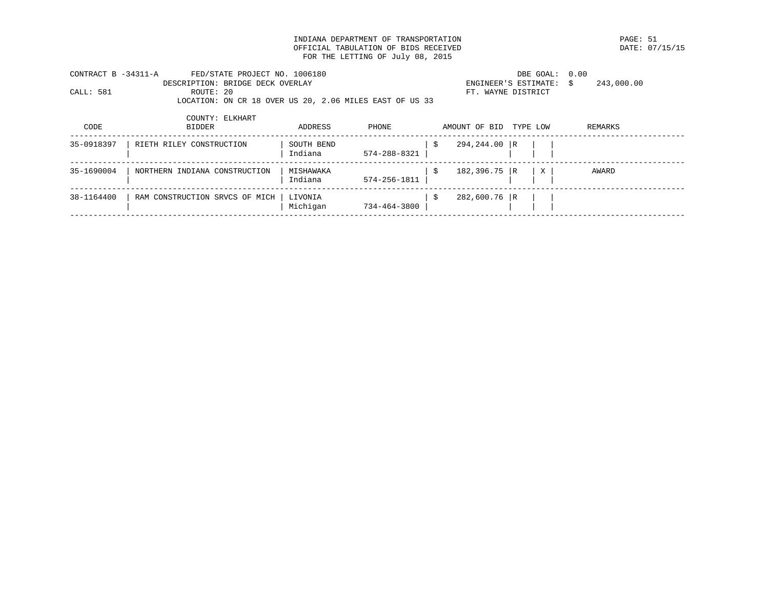INDIANA DEPARTMENT OF TRANSPORTATION
OFFICIAL TABULATION OF BIDS RECEIVED
FOR THE LETTING OF July 08, 2015

DATE: 07/15/15

CONTRACT B -34311-A FED/STATE PROJECT NO. 1006180
DESCRIPTION: BRIDGE DECK OVERLAY
CALL: 581 ROUTE: 20
LOCATION: ON CR 18 OVER US 20, 2.06 MILES EAST OF US 33
COUNTY: ELKHART

DBE GOAL: 0.00
ENGINEER'S ESTIMATE: $ 243,000.00
FT. WAYNE DISTRICT

| CODE | BIDDER | ADDRESS | PHONE | AMOUNT OF BID | TYPE | LOW | REMARKS |
|---|---|---|---|---|---|---|---|
| 35-0918397 | RIETH RILEY CONSTRUCTION | SOUTH BEND Indiana | 574-288-8321 | $ 294,244.00 | R | | |
| 35-1690004 | NORTHERN INDIANA CONSTRUCTION | MISHAWAKA Indiana | 574-256-1811 | $ 182,396.75 | R | X | AWARD |
| 38-1164400 | RAM CONSTRUCTION SRVCS OF MICH | LIVONIA Michigan | 734-464-3800 | $ 282,600.76 | R | | |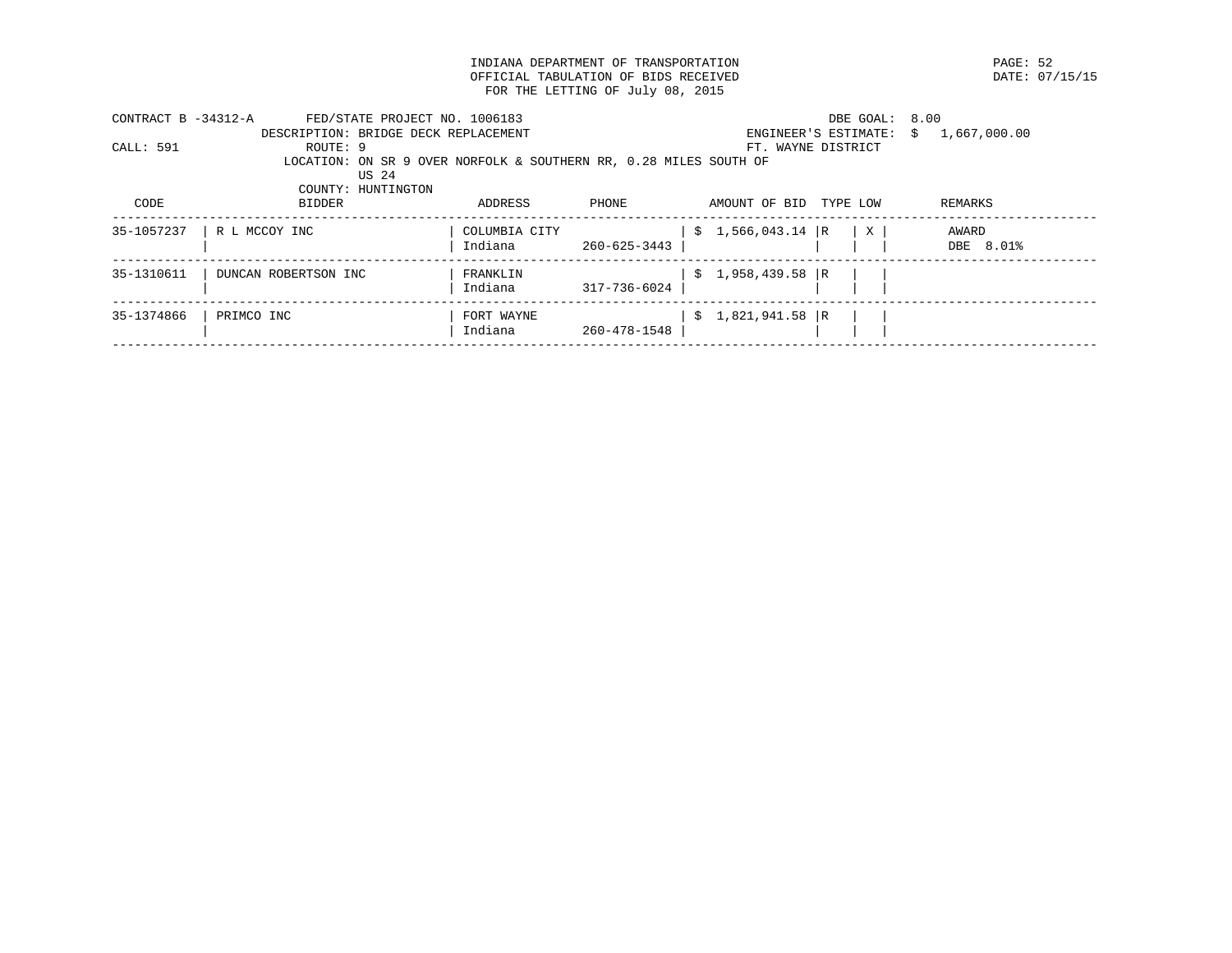INDIANA DEPARTMENT OF TRANSPORTATION
OFFICIAL TABULATION OF BIDS RECEIVED
FOR THE LETTING OF July 08, 2015

PAGE: 52
DATE: 07/15/15

CONTRACT B -34312-A FED/STATE PROJECT NO. 1006183
DESCRIPTION: BRIDGE DECK REPLACEMENT
CALL: 591 ROUTE: 9
LOCATION: ON SR 9 OVER NORFOLK & SOUTHERN RR, 0.28 MILES SOUTH OF US 24
COUNTY: HUNTINGTON

DBE GOAL: 8.00
ENGINEER'S ESTIMATE: $ 1,667,000.00
FT. WAYNE DISTRICT

| CODE | BIDDER | ADDRESS | PHONE | AMOUNT OF BID | TYPE | LOW | REMARKS |
|---|---|---|---|---|---|---|---|
| 35-1057237 | R L MCCOY INC | COLUMBIA CITY Indiana | 260-625-3443 | $ 1,566,043.14 | R | X | AWARD DBE 8.01% |
| 35-1310611 | DUNCAN ROBERTSON INC | FRANKLIN Indiana | 317-736-6024 | $ 1,958,439.58 | R | | |
| 35-1374866 | PRIMCO INC | FORT WAYNE Indiana | 260-478-1548 | $ 1,821,941.58 | R | | |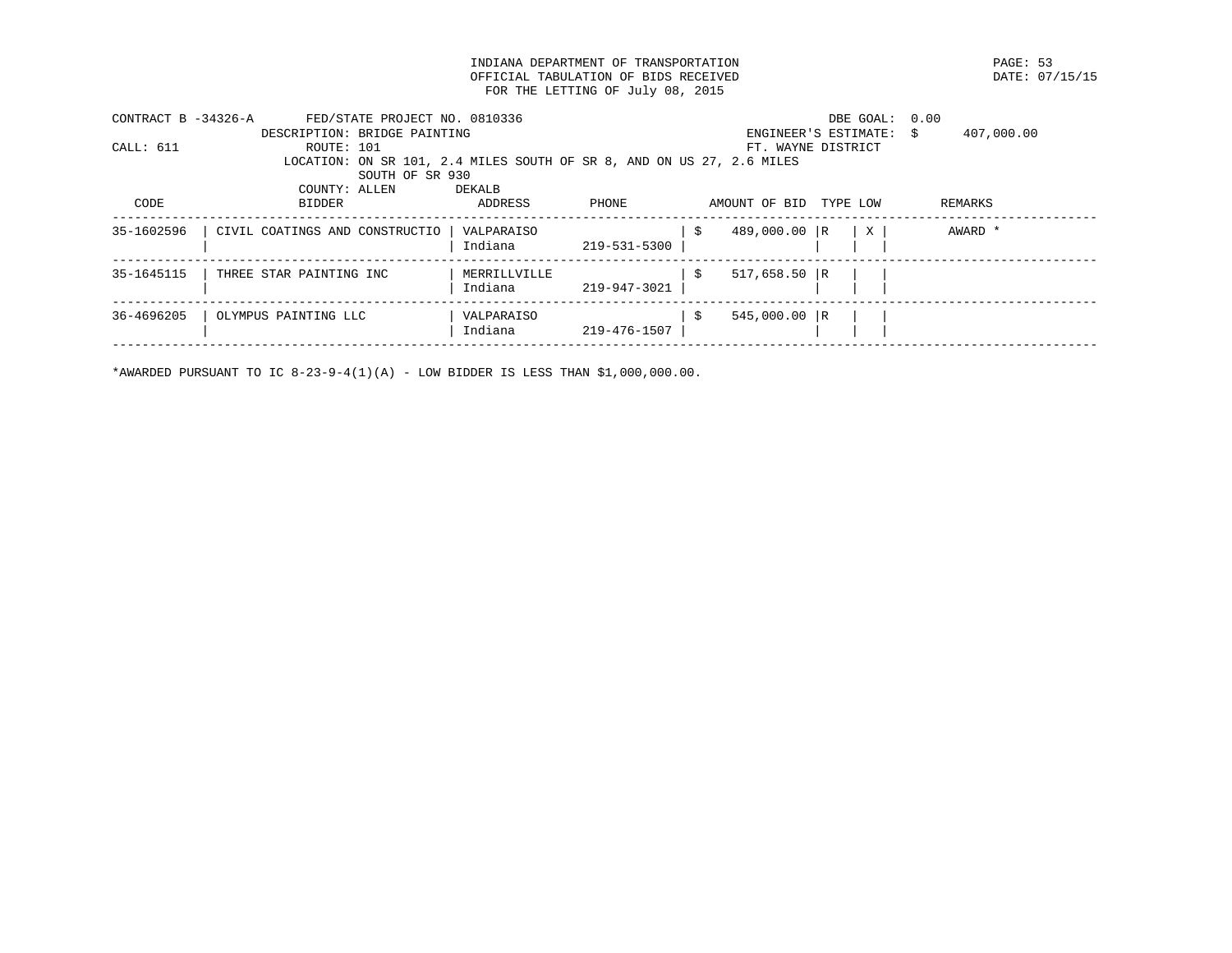INDIANA DEPARTMENT OF TRANSPORTATION
OFFICIAL TABULATION OF BIDS RECEIVED
FOR THE LETTING OF July 08, 2015

PAGE: 53
DATE: 07/15/15

CONTRACT B -34326-A    FED/STATE PROJECT NO. 0810336    DBE GOAL: 0.00
DESCRIPTION: BRIDGE PAINTING    ENGINEER'S ESTIMATE: $ 407,000.00
CALL: 611    ROUTE: 101    FT. WAYNE DISTRICT
LOCATION: ON SR 101, 2.4 MILES SOUTH OF SR 8, AND ON US 27, 2.6 MILES SOUTH OF SR 930
COUNTY: ALLEN    DEKALB

| CODE | BIDDER | ADDRESS | PHONE | AMOUNT OF BID | TYPE | LOW | REMARKS |
|---|---|---|---|---|---|---|---|
| 35-1602596 | CIVIL COATINGS AND CONSTRUCTIO | VALPARAISO Indiana | 219-531-5300 | $ 489,000.00 | R | X | AWARD * |
| 35-1645115 | THREE STAR PAINTING INC | MERRILLVILLE Indiana | 219-947-3021 | $ 517,658.50 | R | | |
| 36-4696205 | OLYMPUS PAINTING LLC | VALPARAISO Indiana | 219-476-1507 | $ 545,000.00 | R | | |

*AWARDED PURSUANT TO IC 8-23-9-4(1)(A) - LOW BIDDER IS LESS THAN $1,000,000.00.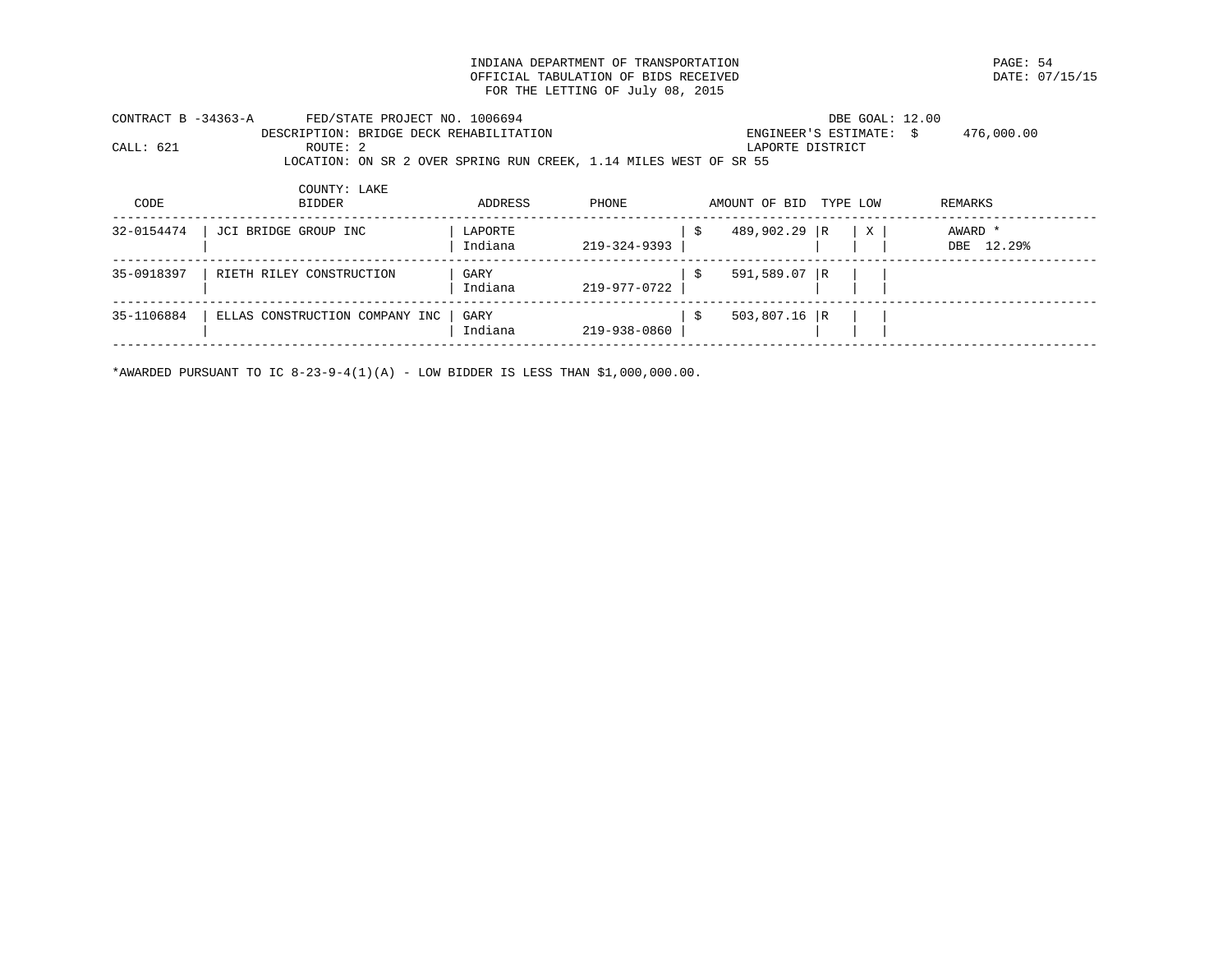INDIANA DEPARTMENT OF TRANSPORTATION
OFFICIAL TABULATION OF BIDS RECEIVED
FOR THE LETTING OF July 08, 2015

PAGE: 54
DATE: 07/15/15

CONTRACT B -34363-A FED/STATE PROJECT NO. 1006694
DESCRIPTION: BRIDGE DECK REHABILITATION
CALL: 621 ROUTE: 2
LOCATION: ON SR 2 OVER SPRING RUN CREEK, 1.14 MILES WEST OF SR 55
COUNTY: LAKE

DBE GOAL: 12.00
ENGINEER'S ESTIMATE: $ 476,000.00
LAPORTE DISTRICT

| CODE | BIDDER | ADDRESS | PHONE | AMOUNT OF BID | TYPE | LOW | REMARKS |
|---|---|---|---|---|---|---|---|
| 32-0154474 | JCI BRIDGE GROUP INC | LAPORTE Indiana | 219-324-9393 | $ 489,902.29 | R | X | AWARD * DBE 12.29% |
| 35-0918397 | RIETH RILEY CONSTRUCTION | GARY Indiana | 219-977-0722 | $ 591,589.07 | R | | |
| 35-1106884 | ELLAS CONSTRUCTION COMPANY INC | GARY Indiana | 219-938-0860 | $ 503,807.16 | R | | |

*AWARDED PURSUANT TO IC 8-23-9-4(1)(A) - LOW BIDDER IS LESS THAN $1,000,000.00.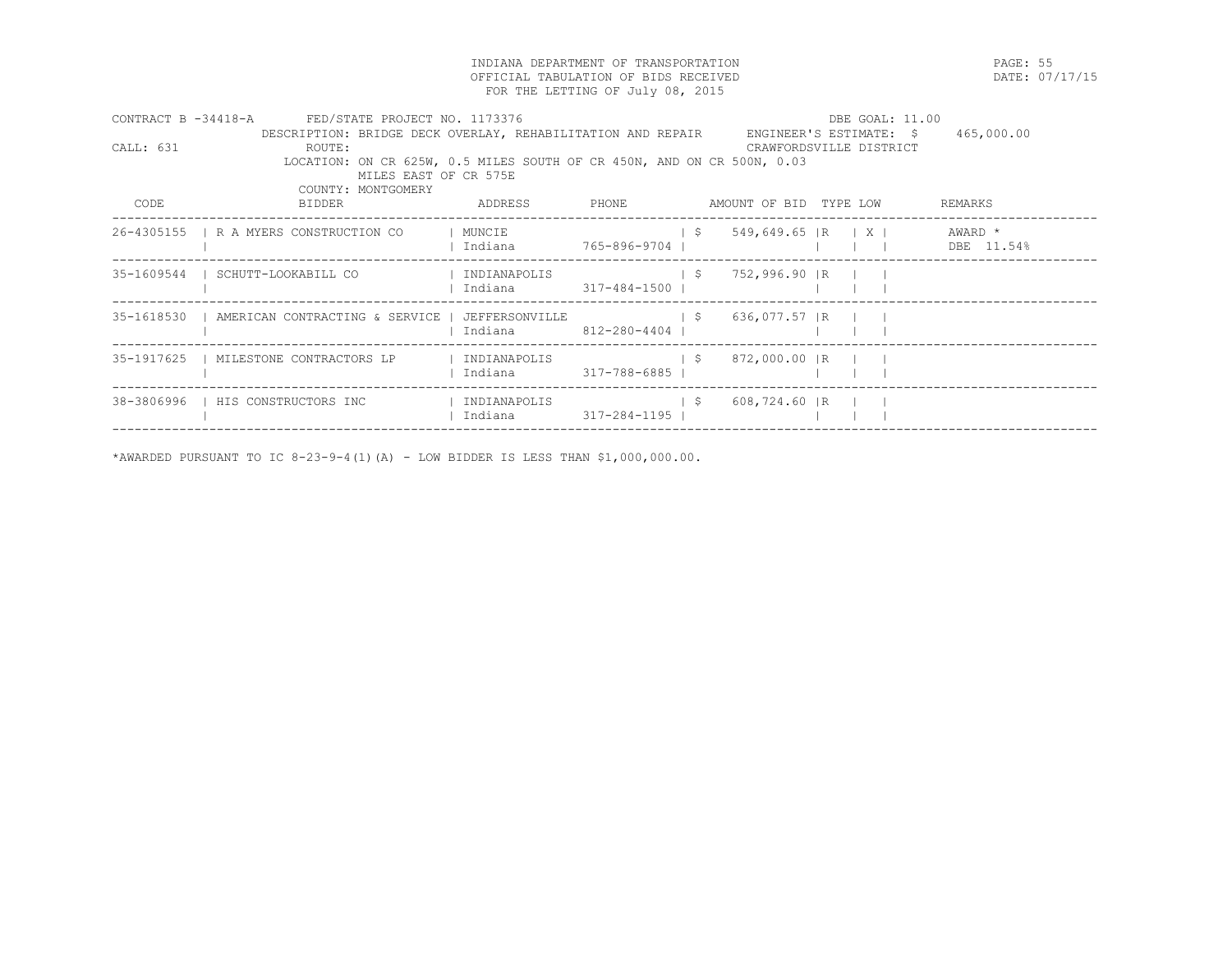INDIANA DEPARTMENT OF TRANSPORTATION
OFFICIAL TABULATION OF BIDS RECEIVED
FOR THE LETTING OF July 08, 2015

DATE: 07/17/15

CONTRACT B -34418-A FED/STATE PROJECT NO. 1173376 DBE GOAL: 11.00
DESCRIPTION: BRIDGE DECK OVERLAY, REHABILITATION AND REPAIR ENGINEER'S ESTIMATE: $ 465,000.00
CALL: 631 ROUTE: CRAWFORDSVILLE DISTRICT
LOCATION: ON CR 625W, 0.5 MILES SOUTH OF CR 450N, AND ON CR 500N, 0.03 MILES EAST OF CR 575E
COUNTY: MONTGOMERY

| CODE | BIDDER | ADDRESS | PHONE | AMOUNT OF BID | TYPE | LOW | REMARKS |
|---|---|---|---|---|---|---|---|
| 26-4305155 | R A MYERS CONSTRUCTION CO | MUNCIE Indiana | 765-896-9704 | $ 549,649.65 | R | X | AWARD * DBE 11.54% |
| 35-1609544 | SCHUTT-LOOKABILL CO | INDIANAPOLIS Indiana | 317-484-1500 | $ 752,996.90 | R | | |
| 35-1618530 | AMERICAN CONTRACTING & SERVICE | JEFFERSONVILLE Indiana | 812-280-4404 | $ 636,077.57 | R | | |
| 35-1917625 | MILESTONE CONTRACTORS LP | INDIANAPOLIS Indiana | 317-788-6885 | $ 872,000.00 | R | | |
| 38-3806996 | HIS CONSTRUCTORS INC | INDIANAPOLIS Indiana | 317-284-1195 | $ 608,724.60 | R | | |

*AWARDED PURSUANT TO IC 8-23-9-4(1)(A) - LOW BIDDER IS LESS THAN $1,000,000.00.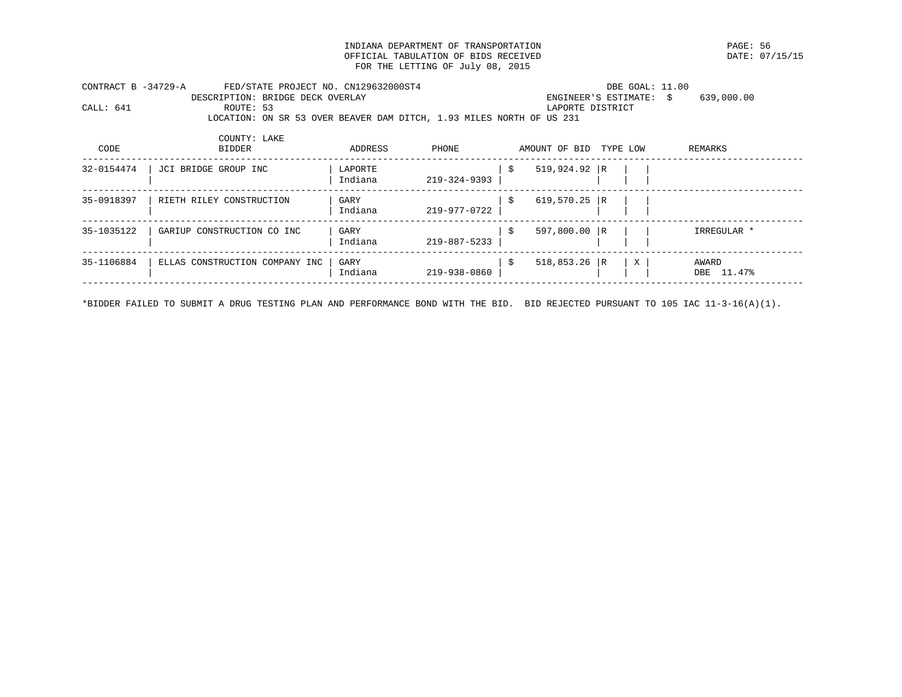INDIANA DEPARTMENT OF TRANSPORTATION
OFFICIAL TABULATION OF BIDS RECEIVED
FOR THE LETTING OF July 08, 2015

DATE: 07/15/15

CONTRACT B -34729-A FED/STATE PROJECT NO. CN129632000ST4 DBE GOAL: 11.00
DESCRIPTION: BRIDGE DECK OVERLAY ENGINEER'S ESTIMATE: $ 639,000.00
CALL: 641 ROUTE: 53 LAPORTE DISTRICT
LOCATION: ON SR 53 OVER BEAVER DAM DITCH, 1.93 MILES NORTH OF US 231
COUNTY: LAKE

| CODE | BIDDER | ADDRESS | PHONE | AMOUNT OF BID | TYPE | LOW | REMARKS |
|---|---|---|---|---|---|---|---|
| 32-0154474 | JCI BRIDGE GROUP INC | LAPORTE Indiana | 219-324-9393 | $ 519,924.92 | R | | |
| 35-0918397 | RIETH RILEY CONSTRUCTION | GARY Indiana | 219-977-0722 | $ 619,570.25 | R | | |
| 35-1035122 | GARIUP CONSTRUCTION CO INC | GARY Indiana | 219-887-5233 | $ 597,800.00 | R | | IRREGULAR * |
| 35-1106884 | ELLAS CONSTRUCTION COMPANY INC | GARY Indiana | 219-938-0860 | $ 518,853.26 | R | X | AWARD DBE 11.47% |

*BIDDER FAILED TO SUBMIT A DRUG TESTING PLAN AND PERFORMANCE BOND WITH THE BID. BID REJECTED PURSUANT TO 105 IAC 11-3-16(A)(1).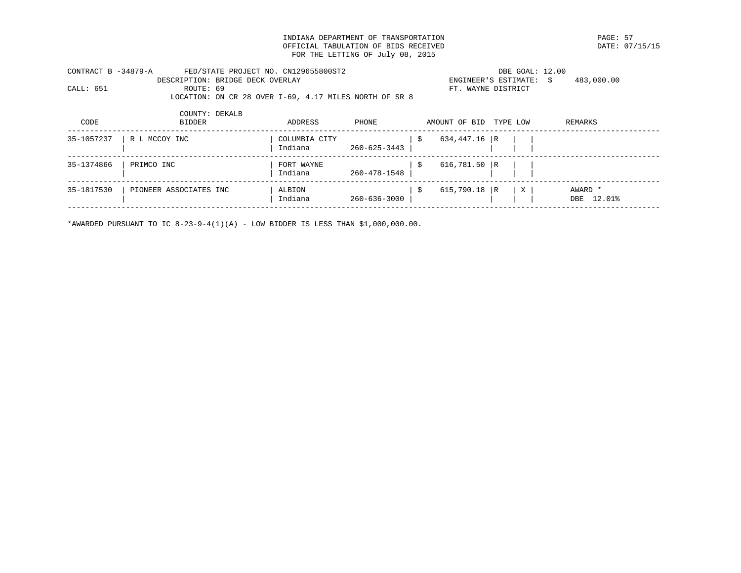INDIANA DEPARTMENT OF TRANSPORTATION
OFFICIAL TABULATION OF BIDS RECEIVED
FOR THE LETTING OF July 08, 2015

DATE: 07/15/15

CONTRACT B -34879-A FED/STATE PROJECT NO. CN129655800ST2 DBE GOAL: 12.00
DESCRIPTION: BRIDGE DECK OVERLAY ENGINEER'S ESTIMATE: $ 483,000.00
CALL: 651 ROUTE: 69 FT. WAYNE DISTRICT
LOCATION: ON CR 28 OVER I-69, 4.17 MILES NORTH OF SR 8
COUNTY: DEKALB

| CODE | BIDDER | ADDRESS | PHONE | AMOUNT OF BID | TYPE | LOW | REMARKS |
|---|---|---|---|---|---|---|---|
| 35-1057237 | R L MCCOY INC | COLUMBIA CITY Indiana | 260-625-3443 | $ 634,447.16 | R | | |
| 35-1374866 | PRIMCO INC | FORT WAYNE Indiana | 260-478-1548 | $ 616,781.50 | R | | |
| 35-1817530 | PIONEER ASSOCIATES INC | ALBION Indiana | 260-636-3000 | $ 615,790.18 | R | X | AWARD * DBE 12.01% |

*AWARDED PURSUANT TO IC 8-23-9-4(1)(A) - LOW BIDDER IS LESS THAN $1,000,000.00.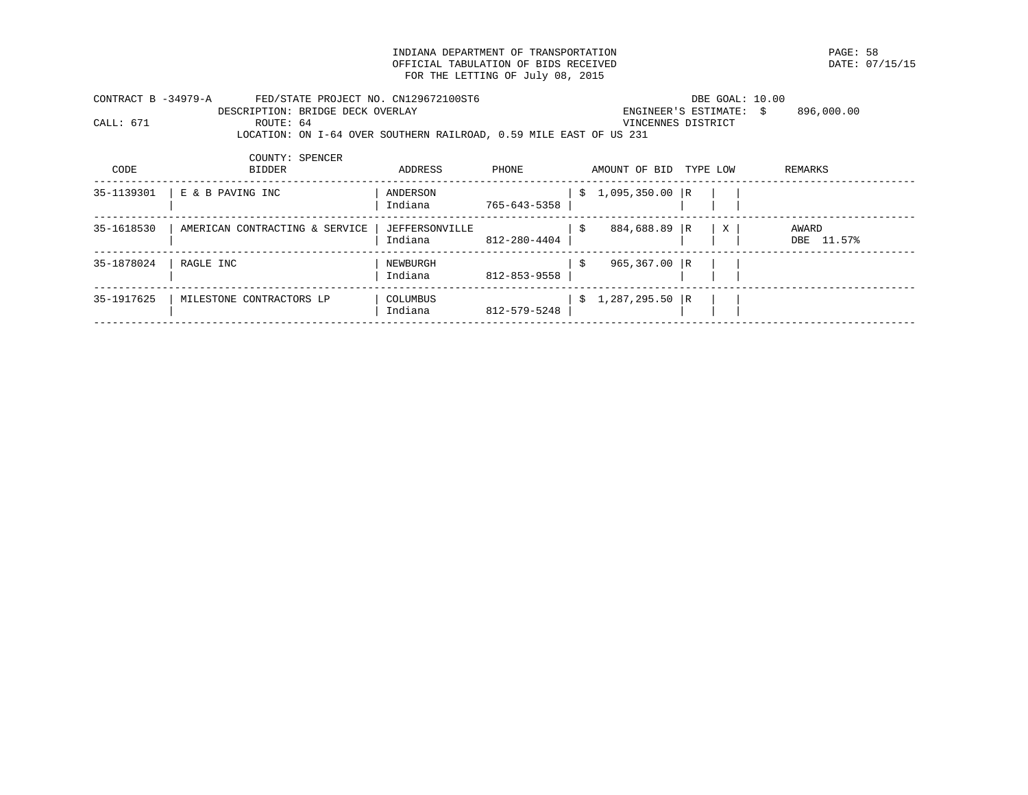INDIANA DEPARTMENT OF TRANSPORTATION
OFFICIAL TABULATION OF BIDS RECEIVED
FOR THE LETTING OF July 08, 2015

PAGE: 58
DATE: 07/15/15

CONTRACT B -34979-A FED/STATE PROJECT NO. CN129672100ST6 DBE GOAL: 10.00
DESCRIPTION: BRIDGE DECK OVERLAY ENGINEER'S ESTIMATE: $ 896,000.00
CALL: 671 ROUTE: 64 VINCENNES DISTRICT
LOCATION: ON I-64 OVER SOUTHERN RAILROAD, 0.59 MILE EAST OF US 231
COUNTY: SPENCER

| CODE | BIDDER | ADDRESS | PHONE | AMOUNT OF BID | TYPE | LOW | REMARKS |
|---|---|---|---|---|---|---|---|
| 35-1139301 | E & B PAVING INC | ANDERSON Indiana | 765-643-5358 | $ 1,095,350.00 | R | | |
| 35-1618530 | AMERICAN CONTRACTING & SERVICE | JEFFERSONVILLE Indiana | 812-280-4404 | $ 884,688.89 | R | X | AWARD DBE 11.57% |
| 35-1878024 | RAGLE INC | NEWBURGH Indiana | 812-853-9558 | $ 965,367.00 | R | | |
| 35-1917625 | MILESTONE CONTRACTORS LP | COLUMBUS Indiana | 812-579-5248 | $ 1,287,295.50 | R | | |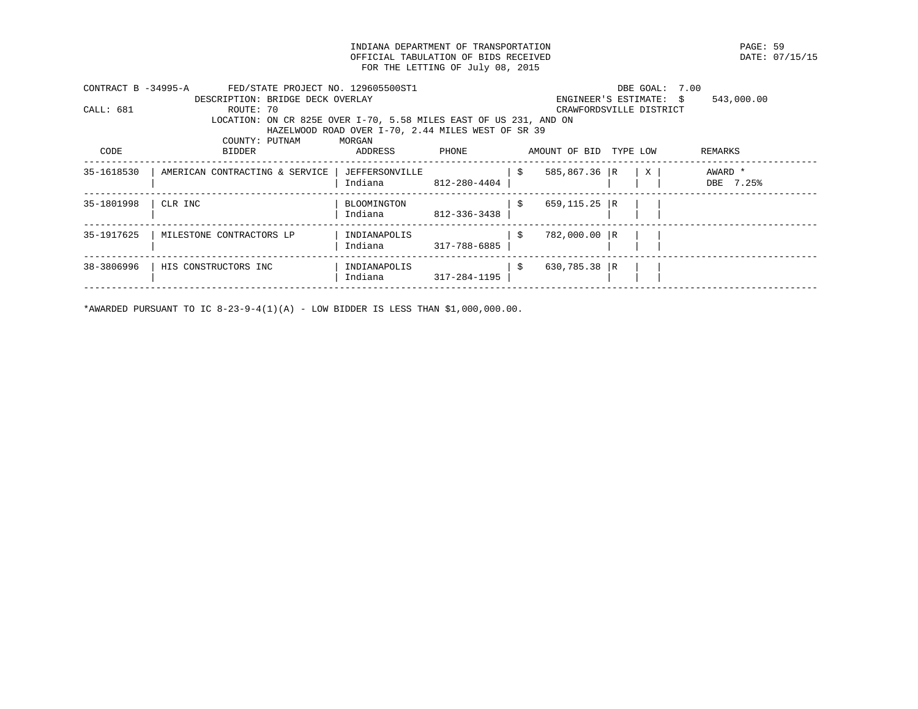INDIANA DEPARTMENT OF TRANSPORTATION
OFFICIAL TABULATION OF BIDS RECEIVED
FOR THE LETTING OF July 08, 2015

DATE: 07/15/15

CONTRACT B -34995-A FED/STATE PROJECT NO. 129605500ST1 DBE GOAL: 7.00
DESCRIPTION: BRIDGE DECK OVERLAY ENGINEER'S ESTIMATE: $ 543,000.00
CALL: 681 ROUTE: 70 CRAWFORDSVILLE DISTRICT
LOCATION: ON CR 825E OVER I-70, 5.58 MILES EAST OF US 231, AND ON HAZELWOOD ROAD OVER I-70, 2.44 MILES WEST OF SR 39
COUNTY: PUTNAM MORGAN

| CODE | BIDDER | ADDRESS | PHONE | AMOUNT OF BID | TYPE | LOW | REMARKS |
|---|---|---|---|---|---|---|---|
| 35-1618530 | AMERICAN CONTRACTING & SERVICE | JEFFERSONVILLE Indiana | 812-280-4404 | $ 585,867.36 | R | X | AWARD * DBE 7.25% |
| 35-1801998 | CLR INC | BLOOMINGTON Indiana | 812-336-3438 | $ 659,115.25 | R | | |
| 35-1917625 | MILESTONE CONTRACTORS LP | INDIANAPOLIS Indiana | 317-788-6885 | $ 782,000.00 | R | | |
| 38-3806996 | HIS CONSTRUCTORS INC | INDIANAPOLIS Indiana | 317-284-1195 | $ 630,785.38 | R | | |

*AWARDED PURSUANT TO IC 8-23-9-4(1)(A) - LOW BIDDER IS LESS THAN $1,000,000.00.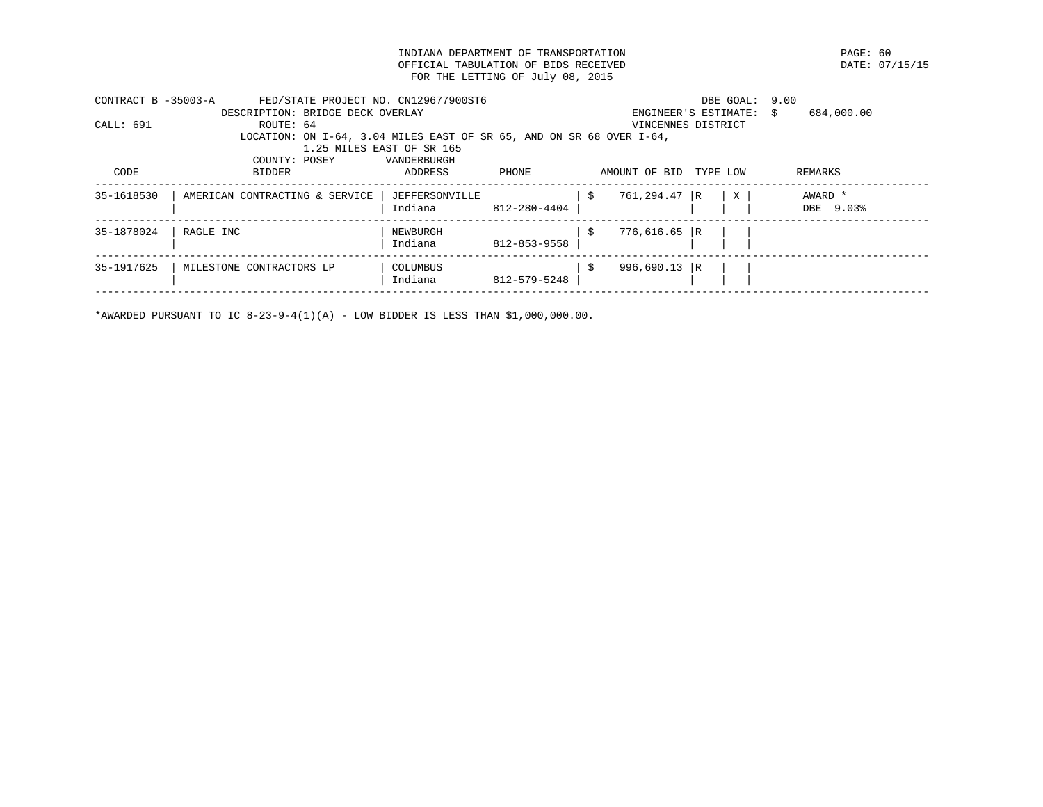INDIANA DEPARTMENT OF TRANSPORTATION
OFFICIAL TABULATION OF BIDS RECEIVED
FOR THE LETTING OF July 08, 2015

DATE: 07/15/15

CONTRACT B -35003-A FED/STATE PROJECT NO. CN129677900ST6 DBE GOAL: 9.00
DESCRIPTION: BRIDGE DECK OVERLAY ENGINEER'S ESTIMATE: $ 684,000.00
CALL: 691 ROUTE: 64 VINCENNES DISTRICT
LOCATION: ON I-64, 3.04 MILES EAST OF SR 65, AND ON SR 68 OVER I-64, 1.25 MILES EAST OF SR 165
COUNTY: POSEY VANDERBURGH

| CODE | BIDDER | ADDRESS | PHONE | AMOUNT OF BID | TYPE | LOW | REMARKS |
|---|---|---|---|---|---|---|---|
| 35-1618530 | AMERICAN CONTRACTING & SERVICE | JEFFERSONVILLE Indiana | 812-280-4404 | $ 761,294.47 | R | X | AWARD * DBE 9.03% |
| 35-1878024 | RAGLE INC | NEWBURGH Indiana | 812-853-9558 | $ 776,616.65 | R | | |
| 35-1917625 | MILESTONE CONTRACTORS LP | COLUMBUS Indiana | 812-579-5248 | $ 996,690.13 | R | | |

*AWARDED PURSUANT TO IC 8-23-9-4(1)(A) - LOW BIDDER IS LESS THAN $1,000,000.00.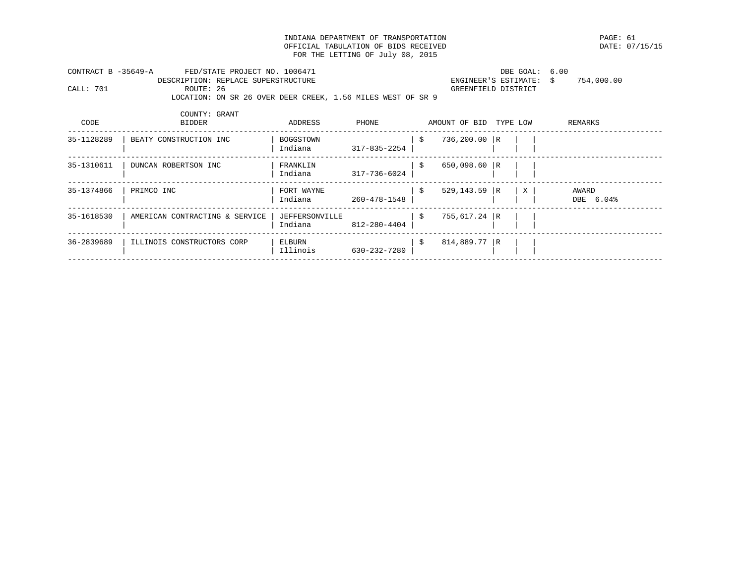INDIANA DEPARTMENT OF TRANSPORTATION
OFFICIAL TABULATION OF BIDS RECEIVED
FOR THE LETTING OF July 08, 2015

DATE: 07/15/15

CONTRACT B -35649-A    FED/STATE PROJECT NO. 1006471    DBE GOAL: 6.00
DESCRIPTION: REPLACE SUPERSTRUCTURE    ENGINEER'S ESTIMATE: $ 754,000.00
CALL: 701    ROUTE: 26    GREENFIELD DISTRICT
LOCATION: ON SR 26 OVER DEER CREEK, 1.56 MILES WEST OF SR 9
COUNTY: GRANT

| CODE | BIDDER | ADDRESS | PHONE | AMOUNT OF BID | TYPE | LOW | REMARKS |
|---|---|---|---|---|---|---|---|
| 35-1128289 | BEATY CONSTRUCTION INC | BOGGSTOWN Indiana | 317-835-2254 | $ 736,200.00 | R | | |
| 35-1310611 | DUNCAN ROBERTSON INC | FRANKLIN Indiana | 317-736-6024 | $ 650,098.60 | R | | |
| 35-1374866 | PRIMCO INC | FORT WAYNE Indiana | 260-478-1548 | $ 529,143.59 | R | X | AWARD DBE 6.04% |
| 35-1618530 | AMERICAN CONTRACTING & SERVICE | JEFFERSONVILLE Indiana | 812-280-4404 | $ 755,617.24 | R | | |
| 36-2839689 | ILLINOIS CONSTRUCTORS CORP | ELBURN Illinois | 630-232-7280 | $ 814,889.77 | R | | |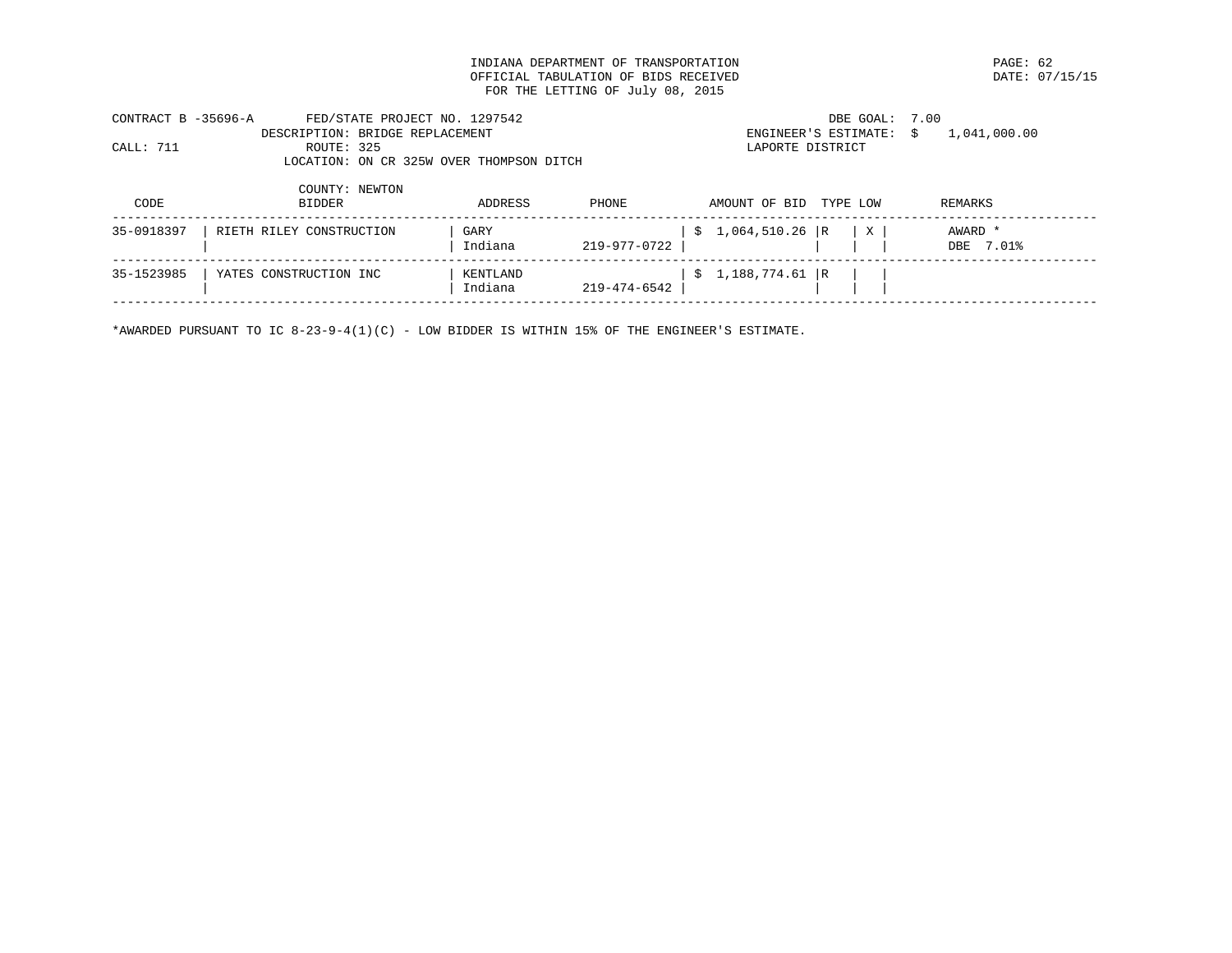INDIANA DEPARTMENT OF TRANSPORTATION
OFFICIAL TABULATION OF BIDS RECEIVED
FOR THE LETTING OF July 08, 2015

DATE: 07/15/15

CONTRACT B -35696-A FED/STATE PROJECT NO. 1297542
DESCRIPTION: BRIDGE REPLACEMENT
CALL: 711 ROUTE: 325
LOCATION: ON CR 325W OVER THOMPSON DITCH
COUNTY: NEWTON

DBE GOAL: 7.00
ENGINEER'S ESTIMATE: $ 1,041,000.00
LAPORTE DISTRICT

| CODE | BIDDER | ADDRESS | PHONE | AMOUNT OF BID | TYPE | LOW | REMARKS |
|---|---|---|---|---|---|---|---|
| 35-0918397 | RIETH RILEY CONSTRUCTION | GARY Indiana | 219-977-0722 | $ 1,064,510.26 | R | X | AWARD * DBE 7.01% |
| 35-1523985 | YATES CONSTRUCTION INC | KENTLAND Indiana | 219-474-6542 | $ 1,188,774.61 | R | | |

*AWARDED PURSUANT TO IC 8-23-9-4(1)(C) - LOW BIDDER IS WITHIN 15% OF THE ENGINEER'S ESTIMATE.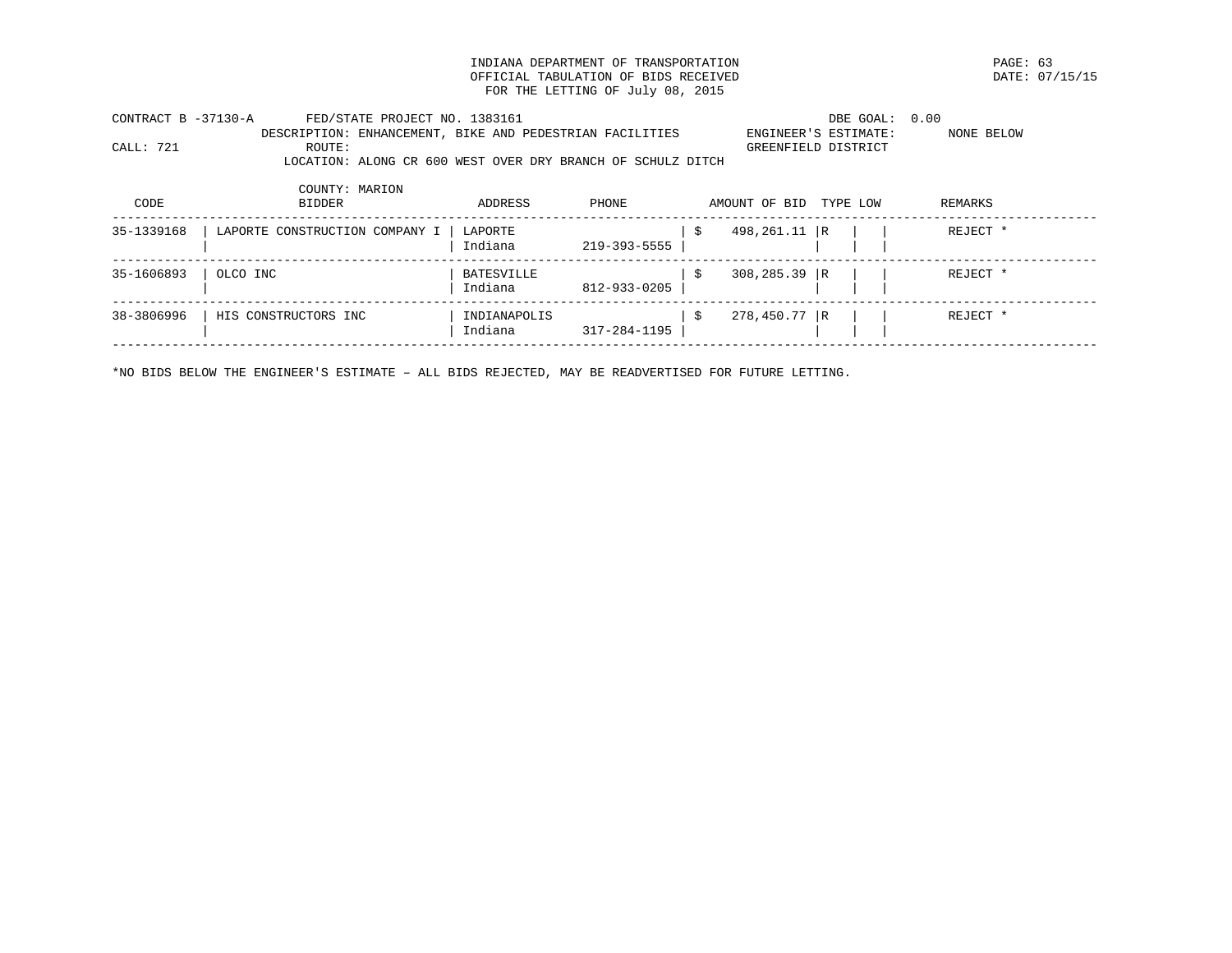INDIANA DEPARTMENT OF TRANSPORTATION
OFFICIAL TABULATION OF BIDS RECEIVED
FOR THE LETTING OF July 08, 2015

DATE: 07/15/15

CONTRACT B -37130-A FED/STATE PROJECT NO. 1383161 DBE GOAL: 0.00
DESCRIPTION: ENHANCEMENT, BIKE AND PEDESTRIAN FACILITIES ENGINEER'S ESTIMATE: NONE BELOW
CALL: 721 ROUTE: GREENFIELD DISTRICT
LOCATION: ALONG CR 600 WEST OVER DRY BRANCH OF SCHULZ DITCH
COUNTY: MARION

| CODE | BIDDER | ADDRESS | PHONE | AMOUNT OF BID | TYPE | LOW | REMARKS |
|---|---|---|---|---|---|---|---|
| 35-1339168 | LAPORTE CONSTRUCTION COMPANY I | LAPORTE Indiana | 219-393-5555 | $ 498,261.11 | R | | REJECT * |
| 35-1606893 | OLCO INC | BATESVILLE Indiana | 812-933-0205 | $ 308,285.39 | R | | REJECT * |
| 38-3806996 | HIS CONSTRUCTORS INC | INDIANAPOLIS Indiana | 317-284-1195 | $ 278,450.77 | R | | REJECT * |

*NO BIDS BELOW THE ENGINEER'S ESTIMATE – ALL BIDS REJECTED, MAY BE READVERTISED FOR FUTURE LETTING.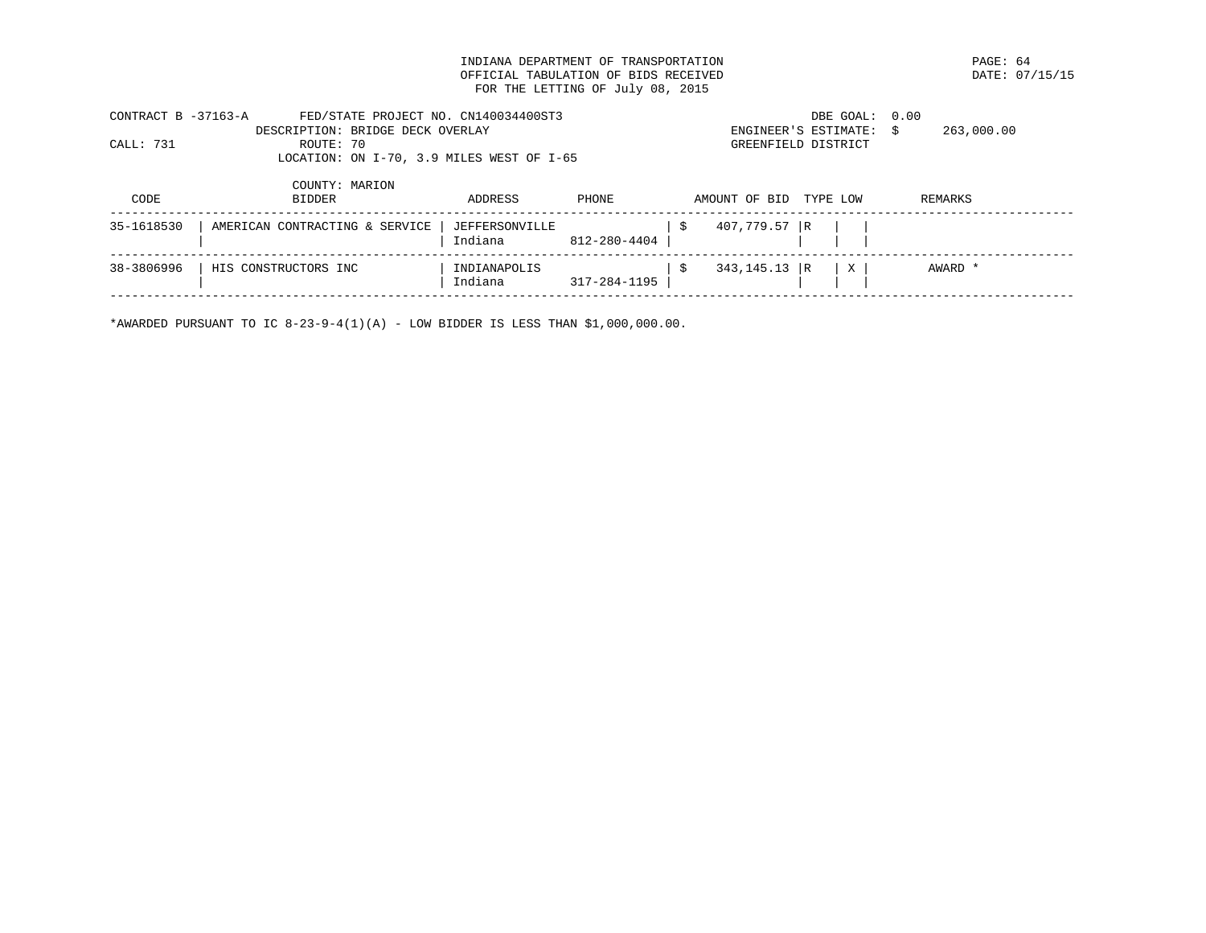INDIANA DEPARTMENT OF TRANSPORTATION
OFFICIAL TABULATION OF BIDS RECEIVED
FOR THE LETTING OF July 08, 2015

PAGE: 64
DATE: 07/15/15

CONTRACT B -37163-A    FED/STATE PROJECT NO. CN140034400ST3    DBE GOAL: 0.00
DESCRIPTION: BRIDGE DECK OVERLAY    ENGINEER'S ESTIMATE: $ 263,000.00
CALL: 731    ROUTE: 70    GREENFIELD DISTRICT
LOCATION: ON I-70, 3.9 MILES WEST OF I-65
COUNTY: MARION

| CODE | BIDDER | ADDRESS | PHONE | AMOUNT OF BID | TYPE | LOW | REMARKS |
|---|---|---|---|---|---|---|---|
| 35-1618530 | AMERICAN CONTRACTING & SERVICE | JEFFERSONVILLE Indiana | 812-280-4404 | $ 407,779.57 | R | | |
| 38-3806996 | HIS CONSTRUCTORS INC | INDIANAPOLIS Indiana | 317-284-1195 | $ 343,145.13 | R | X | AWARD * |

*AWARDED PURSUANT TO IC 8-23-9-4(1)(A) - LOW BIDDER IS LESS THAN $1,000,000.00.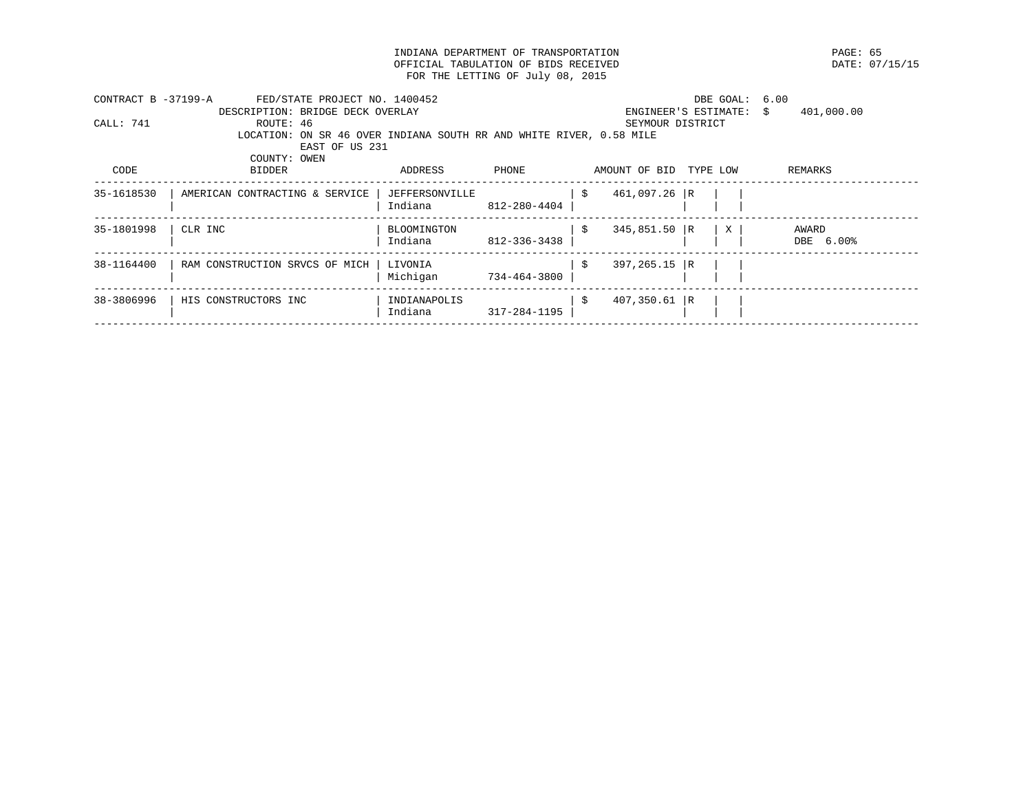INDIANA DEPARTMENT OF TRANSPORTATION
OFFICIAL TABULATION OF BIDS RECEIVED
FOR THE LETTING OF July 08, 2015

PAGE: 65
DATE: 07/15/15

CONTRACT B -37199-A    FED/STATE PROJECT NO. 1400452    DBE GOAL: 6.00
DESCRIPTION: BRIDGE DECK OVERLAY    ENGINEER'S ESTIMATE: $ 401,000.00
CALL: 741    ROUTE: 46    SEYMOUR DISTRICT
LOCATION: ON SR 46 OVER INDIANA SOUTH RR AND WHITE RIVER, 0.58 MILE EAST OF US 231
COUNTY: OWEN

| CODE | BIDDER | ADDRESS | PHONE | AMOUNT OF BID | TYPE | LOW | REMARKS |
|---|---|---|---|---|---|---|---|
| 35-1618530 | AMERICAN CONTRACTING & SERVICE | JEFFERSONVILLE Indiana | 812-280-4404 | $ 461,097.26 | R | | |
| 35-1801998 | CLR INC | BLOOMINGTON Indiana | 812-336-3438 | $ 345,851.50 | R | X | AWARD DBE 6.00% |
| 38-1164400 | RAM CONSTRUCTION SRVCS OF MICH | LIVONIA Michigan | 734-464-3800 | $ 397,265.15 | R | | |
| 38-3806996 | HIS CONSTRUCTORS INC | INDIANAPOLIS Indiana | 317-284-1195 | $ 407,350.61 | R | | |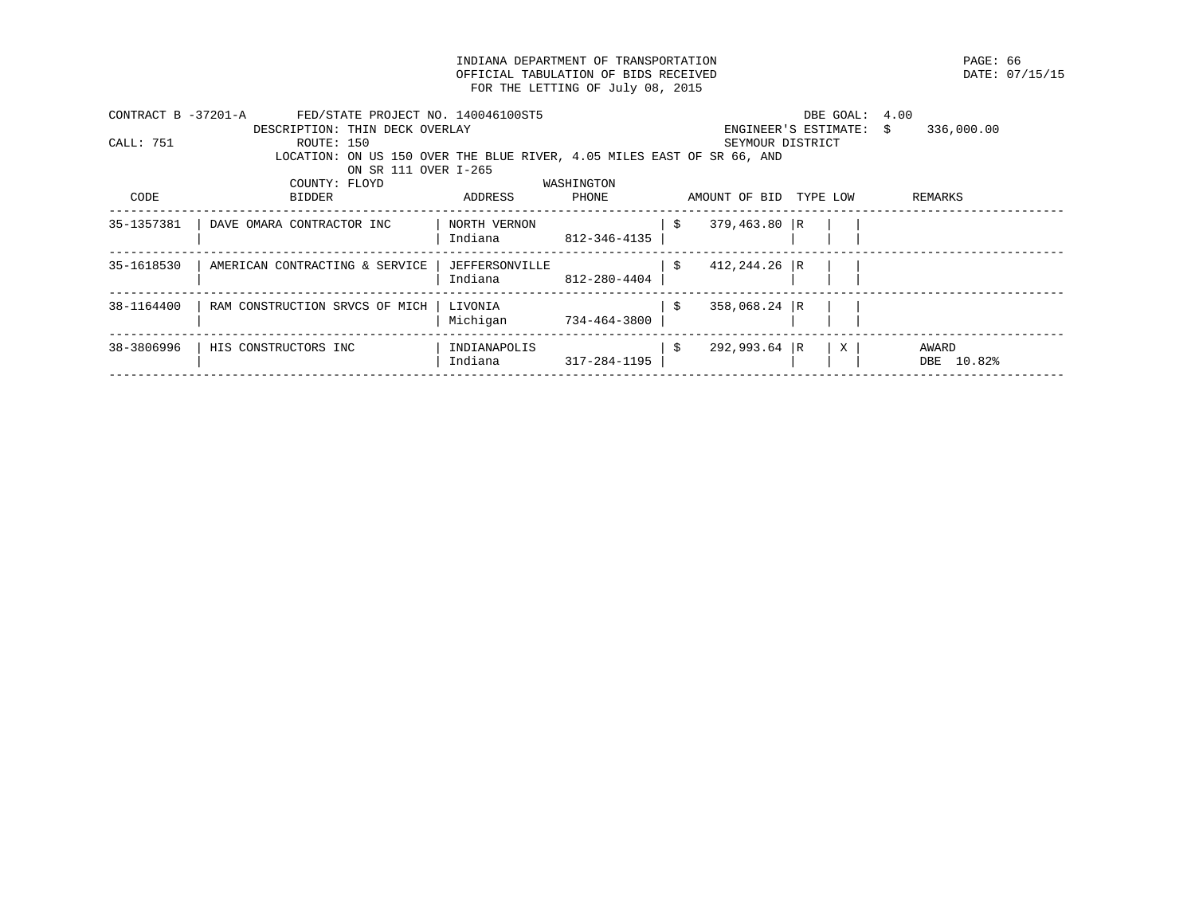INDIANA DEPARTMENT OF TRANSPORTATION
OFFICIAL TABULATION OF BIDS RECEIVED
FOR THE LETTING OF July 08, 2015

PAGE: 66
DATE: 07/15/15

CONTRACT B -37201-A    FED/STATE PROJECT NO. 140046100ST5    DBE GOAL: 4.00
DESCRIPTION: THIN DECK OVERLAY    ENGINEER'S ESTIMATE: $ 336,000.00
CALL: 751    ROUTE: 150    SEYMOUR DISTRICT
LOCATION: ON US 150 OVER THE BLUE RIVER, 4.05 MILES EAST OF SR 66, AND ON SR 111 OVER I-265
COUNTY: FLOYD    WASHINGTON

| CODE | BIDDER | ADDRESS | PHONE | AMOUNT OF BID | TYPE | LOW | REMARKS |
|---|---|---|---|---|---|---|---|
| 35-1357381 | DAVE OMARA CONTRACTOR INC | NORTH VERNON Indiana | 812-346-4135 | $ 379,463.80 | R | | |
| 35-1618530 | AMERICAN CONTRACTING & SERVICE | JEFFERSONVILLE Indiana | 812-280-4404 | $ 412,244.26 | R | | |
| 38-1164400 | RAM CONSTRUCTION SRVCS OF MICH | LIVONIA Michigan | 734-464-3800 | $ 358,068.24 | R | | |
| 38-3806996 | HIS CONSTRUCTORS INC | INDIANAPOLIS Indiana | 317-284-1195 | $ 292,993.64 | R | X | AWARD DBE 10.82% |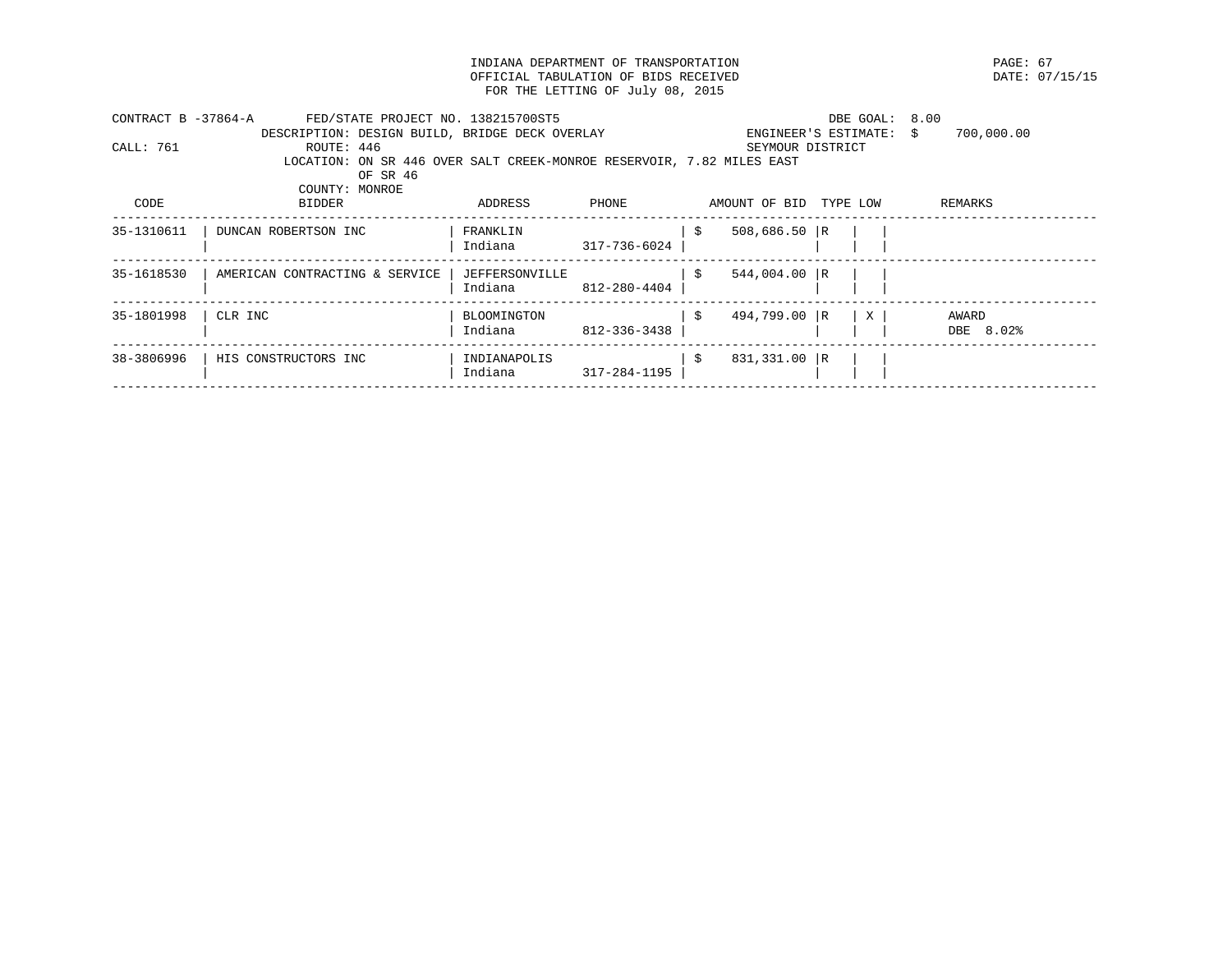INDIANA DEPARTMENT OF TRANSPORTATION
OFFICIAL TABULATION OF BIDS RECEIVED
FOR THE LETTING OF July 08, 2015

DATE: 07/15/15

CONTRACT B -37864-A FED/STATE PROJECT NO. 138215700ST5 DBE GOAL: 8.00
DESCRIPTION: DESIGN BUILD, BRIDGE DECK OVERLAY ENGINEER'S ESTIMATE: $ 700,000.00
CALL: 761 ROUTE: 446 SEYMOUR DISTRICT
LOCATION: ON SR 446 OVER SALT CREEK-MONROE RESERVOIR, 7.82 MILES EAST OF SR 46
COUNTY: MONROE

| CODE | BIDDER | ADDRESS | PHONE | AMOUNT OF BID | TYPE | LOW | REMARKS |
|---|---|---|---|---|---|---|---|
| 35-1310611 | DUNCAN ROBERTSON INC | FRANKLIN Indiana | 317-736-6024 | $ 508,686.50 | R | | |
| 35-1618530 | AMERICAN CONTRACTING & SERVICE | JEFFERSONVILLE Indiana | 812-280-4404 | $ 544,004.00 | R | | |
| 35-1801998 | CLR INC | BLOOMINGTON Indiana | 812-336-3438 | $ 494,799.00 | R | X | AWARD DBE 8.02% |
| 38-3806996 | HIS CONSTRUCTORS INC | INDIANAPOLIS Indiana | 317-284-1195 | $ 831,331.00 | R | | |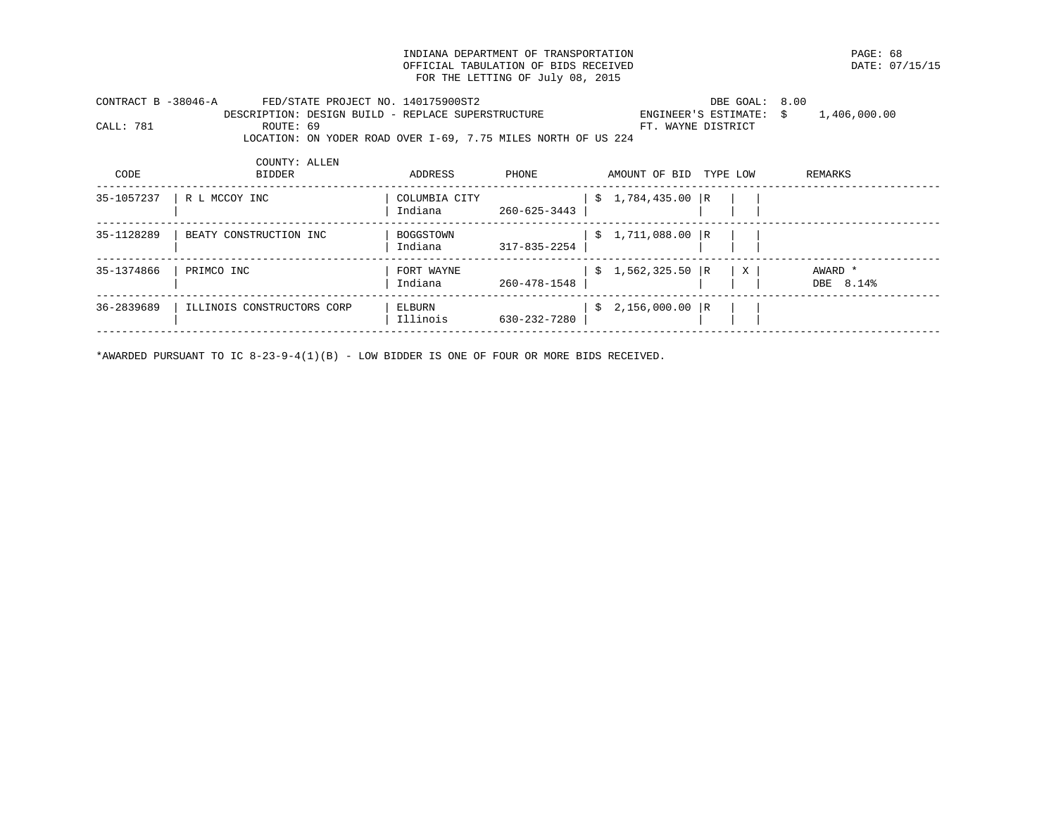INDIANA DEPARTMENT OF TRANSPORTATION
OFFICIAL TABULATION OF BIDS RECEIVED
FOR THE LETTING OF July 08, 2015

PAGE: 68
DATE: 07/15/15

CONTRACT B -38046-A FED/STATE PROJECT NO. 140175900ST2 DBE GOAL: 8.00
DESCRIPTION: DESIGN BUILD - REPLACE SUPERSTRUCTURE ENGINEER'S ESTIMATE: $ 1,406,000.00
CALL: 781 ROUTE: 69 FT. WAYNE DISTRICT
LOCATION: ON YODER ROAD OVER I-69, 7.75 MILES NORTH OF US 224
COUNTY: ALLEN

| CODE | BIDDER | ADDRESS | PHONE | AMOUNT OF BID | TYPE | LOW | REMARKS |
|---|---|---|---|---|---|---|---|
| 35-1057237 | R L MCCOY INC | COLUMBIA CITY Indiana | 260-625-3443 | $ 1,784,435.00 | R | | |
| 35-1128289 | BEATY CONSTRUCTION INC | BOGGSTOWN Indiana | 317-835-2254 | $ 1,711,088.00 | R | | |
| 35-1374866 | PRIMCO INC | FORT WAYNE Indiana | 260-478-1548 | $ 1,562,325.50 | R | X | AWARD * DBE 8.14% |
| 36-2839689 | ILLINOIS CONSTRUCTORS CORP | ELBURN Illinois | 630-232-7280 | $ 2,156,000.00 | R | | |

*AWARDED PURSUANT TO IC 8-23-9-4(1)(B) - LOW BIDDER IS ONE OF FOUR OR MORE BIDS RECEIVED.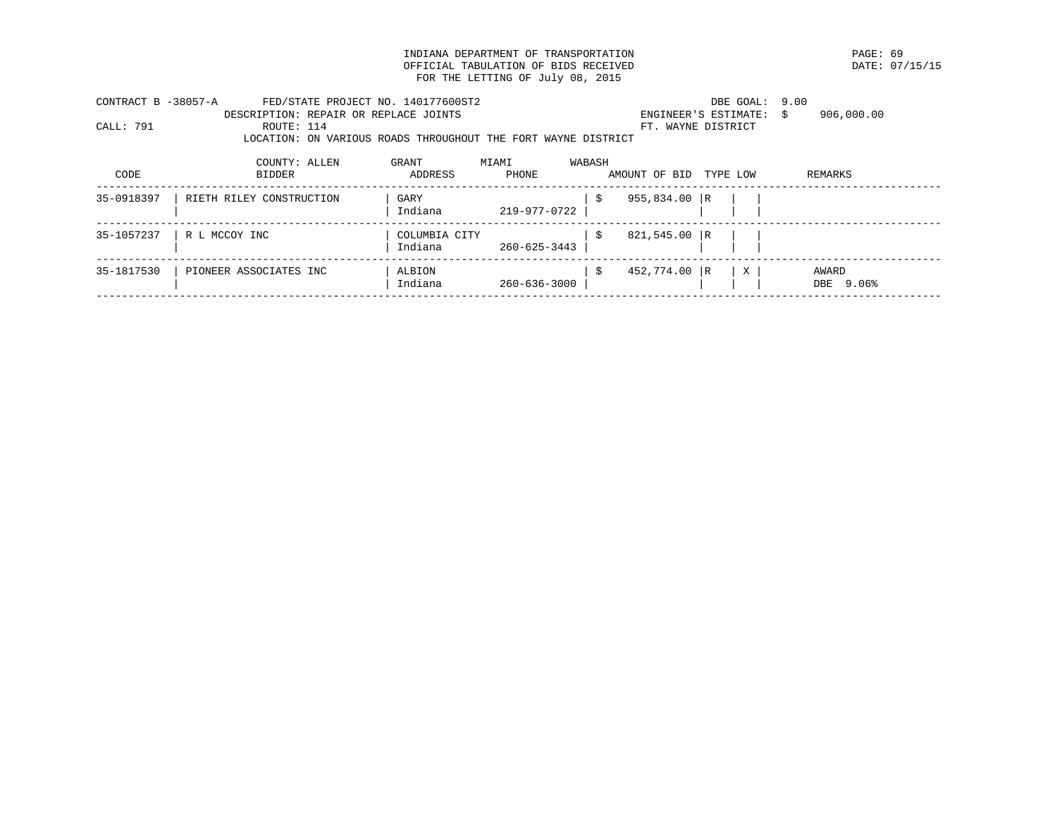INDIANA DEPARTMENT OF TRANSPORTATION
OFFICIAL TABULATION OF BIDS RECEIVED
FOR THE LETTING OF July 08, 2015

DATE: 07/15/15

CONTRACT B -38057-A    FED/STATE PROJECT NO. 140177600ST2    DBE GOAL: 9.00
DESCRIPTION: REPAIR OR REPLACE JOINTS    ENGINEER'S ESTIMATE: $ 906,000.00
CALL: 791    ROUTE: 114    FT. WAYNE DISTRICT
LOCATION: ON VARIOUS ROADS THROUGHOUT THE FORT WAYNE DISTRICT

COUNTY: ALLEN    GRANT    MIAMI    WABASH

| CODE | BIDDER | ADDRESS | PHONE | AMOUNT OF BID | TYPE | LOW | REMARKS |
|---|---|---|---|---|---|---|---|
| 35-0918397 | RIETH RILEY CONSTRUCTION | GARY<br>Indiana | 219-977-0722 | $ 955,834.00 | R | | |
| 35-1057237 | R L MCCOY INC | COLUMBIA CITY<br>Indiana | 260-625-3443 | $ 821,545.00 | R | | |
| 35-1817530 | PIONEER ASSOCIATES INC | ALBION<br>Indiana | 260-636-3000 | $ 452,774.00 | R | X | AWARD<br>DBE 9.06% |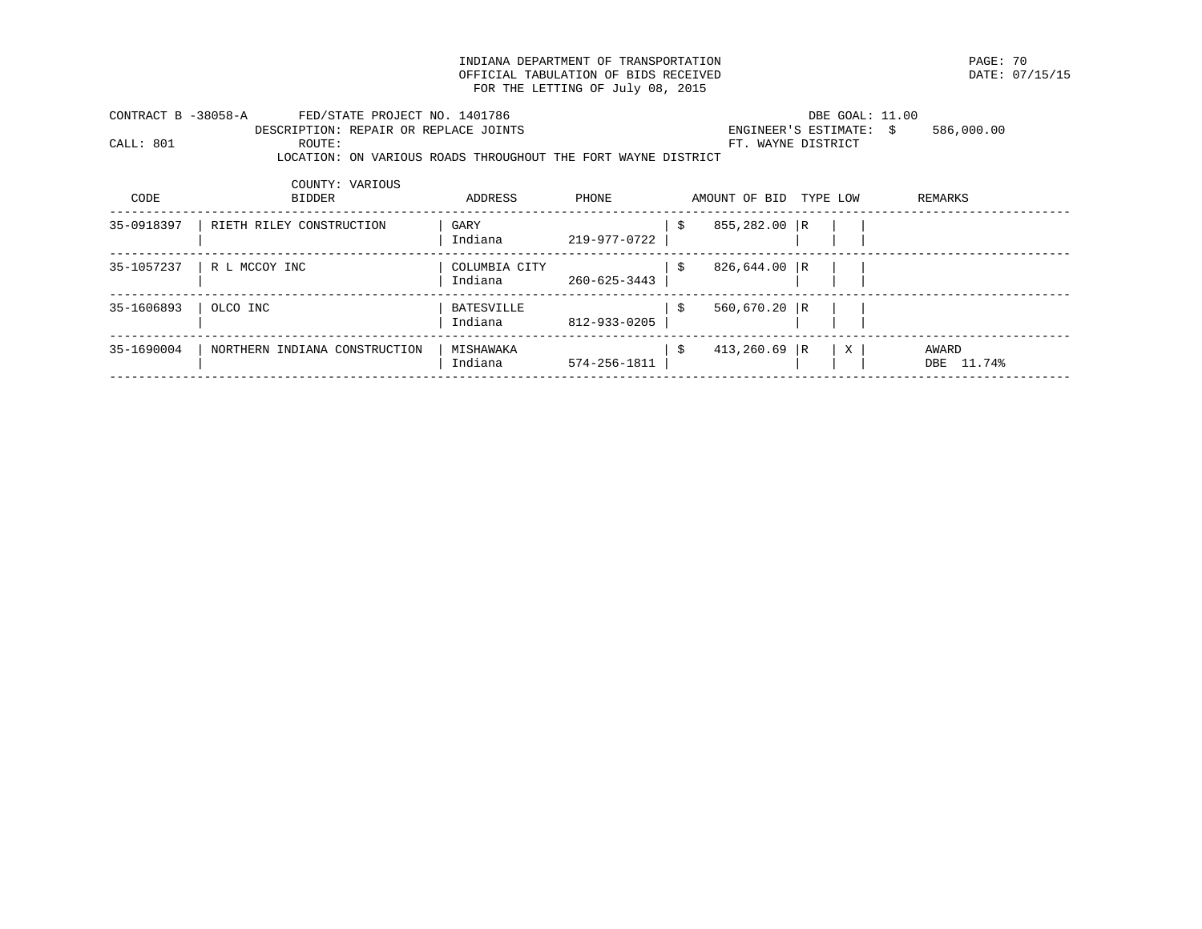INDIANA DEPARTMENT OF TRANSPORTATION
OFFICIAL TABULATION OF BIDS RECEIVED
FOR THE LETTING OF July 08, 2015

DATE: 07/15/15

CONTRACT B -38058-A    FED/STATE PROJECT NO. 1401786    DBE GOAL: 11.00
DESCRIPTION: REPAIR OR REPLACE JOINTS    ENGINEER'S ESTIMATE: $ 586,000.00
CALL: 801    ROUTE:    FT. WAYNE DISTRICT
LOCATION: ON VARIOUS ROADS THROUGHOUT THE FORT WAYNE DISTRICT
COUNTY: VARIOUS

| CODE | BIDDER | ADDRESS | PHONE | AMOUNT OF BID | TYPE | LOW | REMARKS |
|---|---|---|---|---|---|---|---|
| 35-0918397 | RIETH RILEY CONSTRUCTION | GARY Indiana | 219-977-0722 | $ 855,282.00 | R | | |
| 35-1057237 | R L MCCOY INC | COLUMBIA CITY Indiana | 260-625-3443 | $ 826,644.00 | R | | |
| 35-1606893 | OLCO INC | BATESVILLE Indiana | 812-933-0205 | $ 560,670.20 | R | | |
| 35-1690004 | NORTHERN INDIANA CONSTRUCTION | MISHAWAKA Indiana | 574-256-1811 | $ 413,260.69 | R | X | AWARD DBE 11.74% |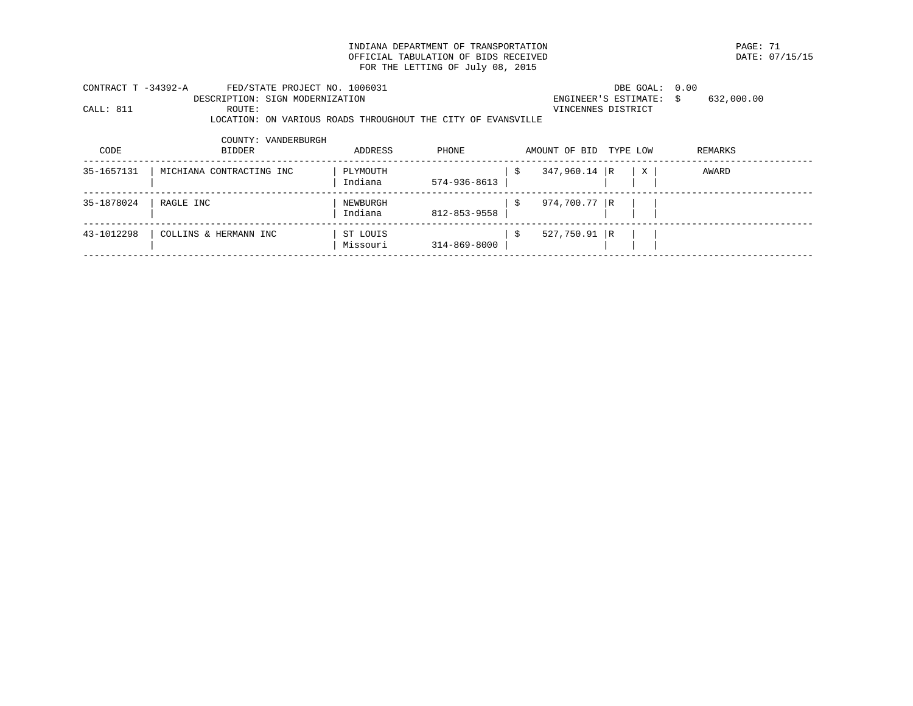INDIANA DEPARTMENT OF TRANSPORTATION
OFFICIAL TABULATION OF BIDS RECEIVED
FOR THE LETTING OF July 08, 2015

CONTRACT T -34392-A    FED/STATE PROJECT NO. 1006031    DBE GOAL: 0.00
DESCRIPTION: SIGN MODERNIZATION    ENGINEER'S ESTIMATE: $ 632,000.00
CALL: 811    ROUTE:    VINCENNES DISTRICT
LOCATION: ON VARIOUS ROADS THROUGHOUT THE CITY OF EVANSVILLE
COUNTY: VANDERBURGH

| CODE | BIDDER | ADDRESS | PHONE | AMOUNT OF BID | TYPE | LOW | REMARKS |
|---|---|---|---|---|---|---|---|
| 35-1657131 | MICHIANA CONTRACTING INC | PLYMOUTH Indiana | 574-936-8613 | $ 347,960.14 | R | X | AWARD |
| 35-1878024 | RAGLE INC | NEWBURGH Indiana | 812-853-9558 | $ 974,700.77 | R | | |
| 43-1012298 | COLLINS & HERMANN INC | ST LOUIS Missouri | 314-869-8000 | $ 527,750.91 | R | | |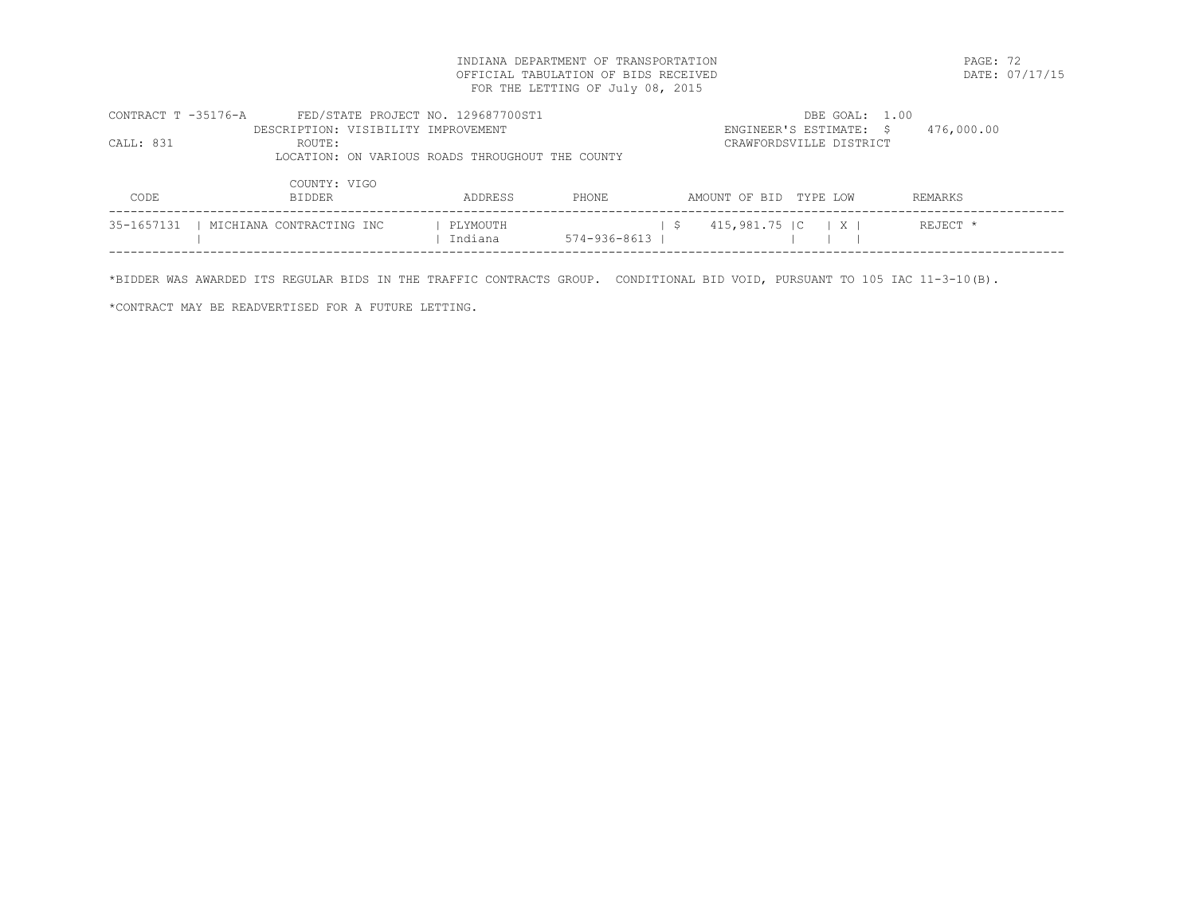INDIANA DEPARTMENT OF TRANSPORTATION
OFFICIAL TABULATION OF BIDS RECEIVED
FOR THE LETTING OF July 08, 2015

DATE: 07/17/15

CONTRACT T -35176-A  FED/STATE PROJECT NO. 129687700ST1  DBE GOAL: 1.00
DESCRIPTION: VISIBILITY IMPROVEMENT  ENGINEER'S ESTIMATE: $ 476,000.00
CALL: 831  ROUTE:  CRAWFORDSVILLE DISTRICT
LOCATION: ON VARIOUS ROADS THROUGHOUT THE COUNTY

COUNTY: VIGO

| CODE | BIDDER | ADDRESS | PHONE | AMOUNT OF BID | TYPE | LOW | REMARKS |
|---|---|---|---|---|---|---|---|
| 35-1657131 | MICHIANA CONTRACTING INC | PLYMOUTH Indiana | 574-936-8613 | $ 415,981.75 | C | X | REJECT * |

*BIDDER WAS AWARDED ITS REGULAR BIDS IN THE TRAFFIC CONTRACTS GROUP. CONDITIONAL BID VOID, PURSUANT TO 105 IAC 11-3-10(B).

*CONTRACT MAY BE READVERTISED FOR A FUTURE LETTING.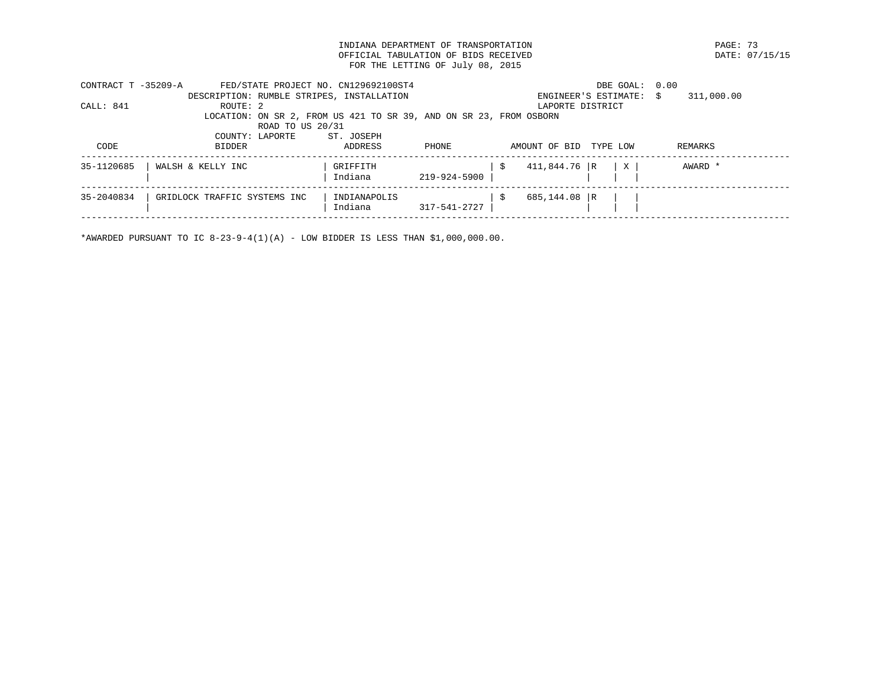INDIANA DEPARTMENT OF TRANSPORTATION
OFFICIAL TABULATION OF BIDS RECEIVED
FOR THE LETTING OF July 08, 2015

DATE: 07/15/15

CONTRACT T -35209-A  FED/STATE PROJECT NO. CN129692100ST4  DBE GOAL: 0.00
DESCRIPTION: RUMBLE STRIPES, INSTALLATION  ENGINEER'S ESTIMATE: $ 311,000.00
CALL: 841  ROUTE: 2  LAPORTE DISTRICT
LOCATION: ON SR 2, FROM US 421 TO SR 39, AND ON SR 23, FROM OSBORN ROAD TO US 20/31
COUNTY: LAPORTE  ST. JOSEPH

| CODE | BIDDER | ADDRESS | PHONE | AMOUNT OF BID | TYPE | LOW | REMARKS |
|---|---|---|---|---|---|---|---|
| 35-1120685 | WALSH & KELLY INC | GRIFFITH Indiana | 219-924-5900 | $ 411,844.76 | R | X | AWARD * |
| 35-2040834 | GRIDLOCK TRAFFIC SYSTEMS INC | INDIANAPOLIS Indiana | 317-541-2727 | $ 685,144.08 | R | | |

*AWARDED PURSUANT TO IC 8-23-9-4(1)(A) - LOW BIDDER IS LESS THAN $1,000,000.00.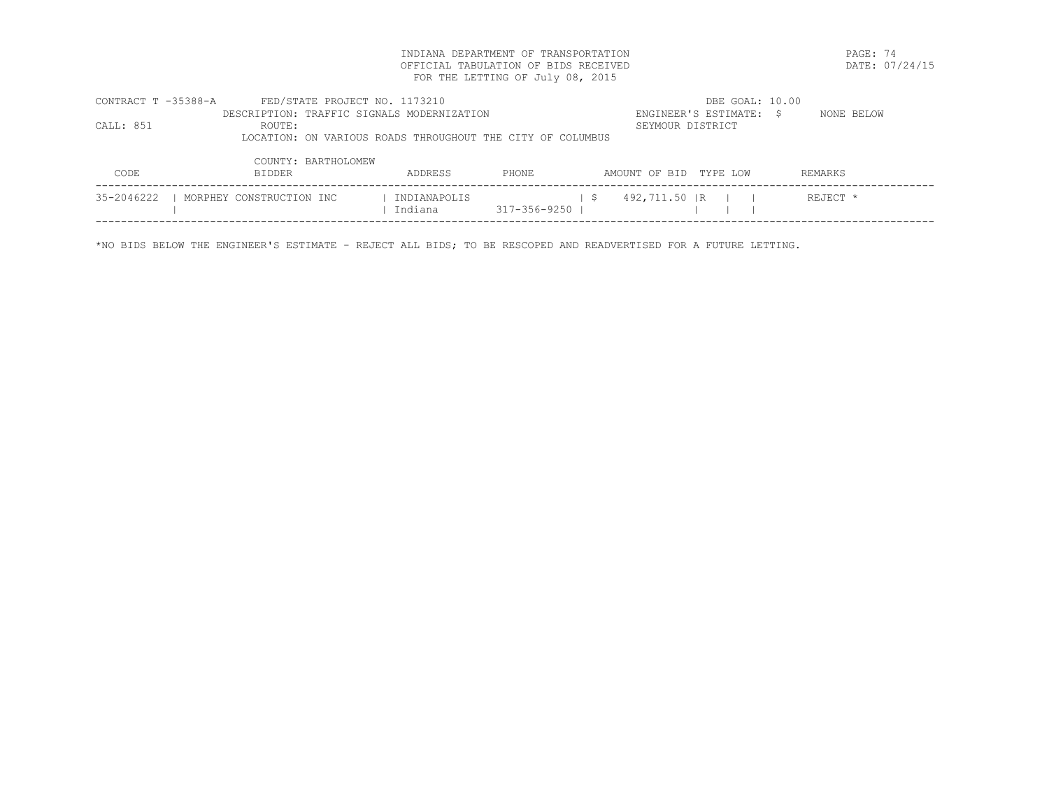INDIANA DEPARTMENT OF TRANSPORTATION
OFFICIAL TABULATION OF BIDS RECEIVED
FOR THE LETTING OF July 08, 2015

DATE: 07/24/15

CONTRACT T -35388-A    FED/STATE PROJECT NO. 1173210    DBE GOAL: 10.00
DESCRIPTION: TRAFFIC SIGNALS MODERNIZATION    ENGINEER'S ESTIMATE: $ NONE BELOW
CALL: 851    ROUTE:    SEYMOUR DISTRICT
LOCATION: ON VARIOUS ROADS THROUGHOUT THE CITY OF COLUMBUS
COUNTY: BARTHOLOMEW

| CODE | BIDDER | ADDRESS | PHONE | AMOUNT OF BID | TYPE | LOW | REMARKS |
|---|---|---|---|---|---|---|---|
| 35-2046222 | MORPHEY CONSTRUCTION INC | INDIANAPOLIS Indiana | 317-356-9250 | $ 492,711.50 | R | | REJECT * |

*NO BIDS BELOW THE ENGINEER'S ESTIMATE - REJECT ALL BIDS; TO BE RESCOPED AND READVERTISED FOR A FUTURE LETTING.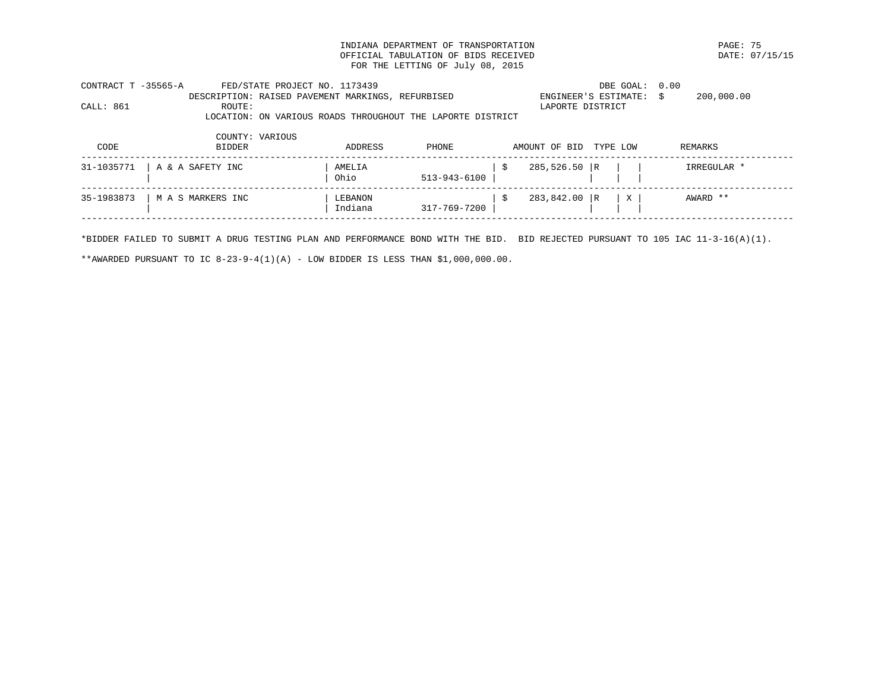INDIANA DEPARTMENT OF TRANSPORTATION
OFFICIAL TABULATION OF BIDS RECEIVED
FOR THE LETTING OF July 08, 2015

PAGE: 75
DATE: 07/15/15

CONTRACT T -35565-A FED/STATE PROJECT NO. 1173439 DBE GOAL: 0.00
DESCRIPTION: RAISED PAVEMENT MARKINGS, REFURBISHED ENGINEER'S ESTIMATE: $ 200,000.00
CALL: 861 ROUTE: LAPORTE DISTRICT
LOCATION: ON VARIOUS ROADS THROUGHOUT THE LAPORTE DISTRICT
COUNTY: VARIOUS

| CODE | BIDDER | ADDRESS | PHONE | AMOUNT OF BID | TYPE | LOW | REMARKS |
|---|---|---|---|---|---|---|---|
| 31-1035771 | A & A SAFETY INC | AMELIA Ohio | 513-943-6100 | $ 285,526.50 | R | | IRREGULAR * |
| 35-1983873 | M A S MARKERS INC | LEBANON Indiana | 317-769-7200 | $ 283,842.00 | R | X | AWARD ** |

*BIDDER FAILED TO SUBMIT A DRUG TESTING PLAN AND PERFORMANCE BOND WITH THE BID. BID REJECTED PURSUANT TO 105 IAC 11-3-16(A)(1).

**AWARDED PURSUANT TO IC 8-23-9-4(1)(A) - LOW BIDDER IS LESS THAN $1,000,000.00.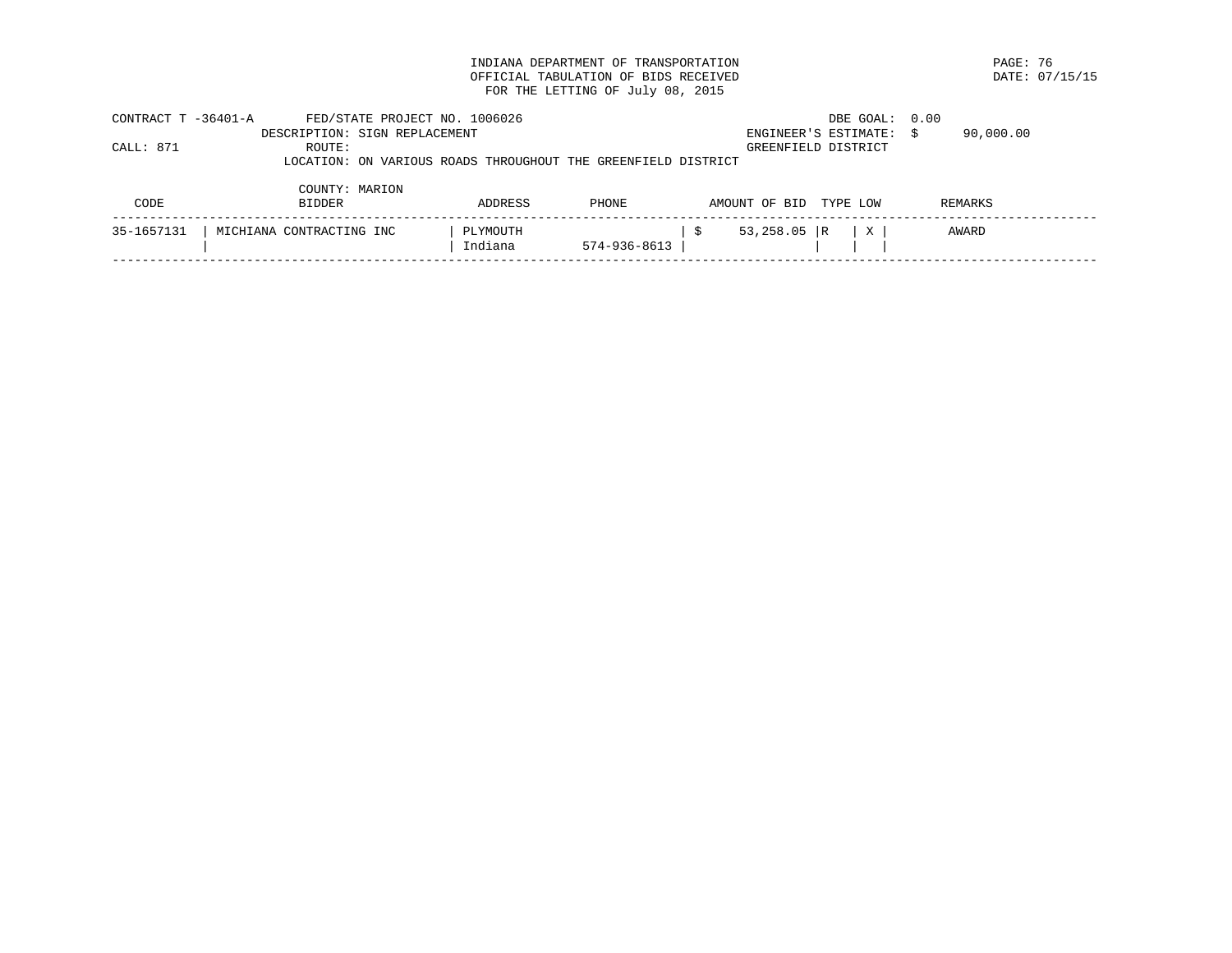INDIANA DEPARTMENT OF TRANSPORTATION
OFFICIAL TABULATION OF BIDS RECEIVED
FOR THE LETTING OF July 08, 2015

DATE: 07/15/15

CONTRACT T -36401-A    FED/STATE PROJECT NO. 1006026    DBE GOAL: 0.00
DESCRIPTION: SIGN REPLACEMENT    ENGINEER'S ESTIMATE: $ 90,000.00
CALL: 871    ROUTE:    GREENFIELD DISTRICT
LOCATION: ON VARIOUS ROADS THROUGHOUT THE GREENFIELD DISTRICT
COUNTY: MARION

| CODE | BIDDER | ADDRESS | PHONE | AMOUNT OF BID | TYPE | LOW | REMARKS |
|---|---|---|---|---|---|---|---|
| 35-1657131 | MICHIANA CONTRACTING INC | PLYMOUTH Indiana | 574-936-8613 | $ 53,258.05 | R | X | AWARD |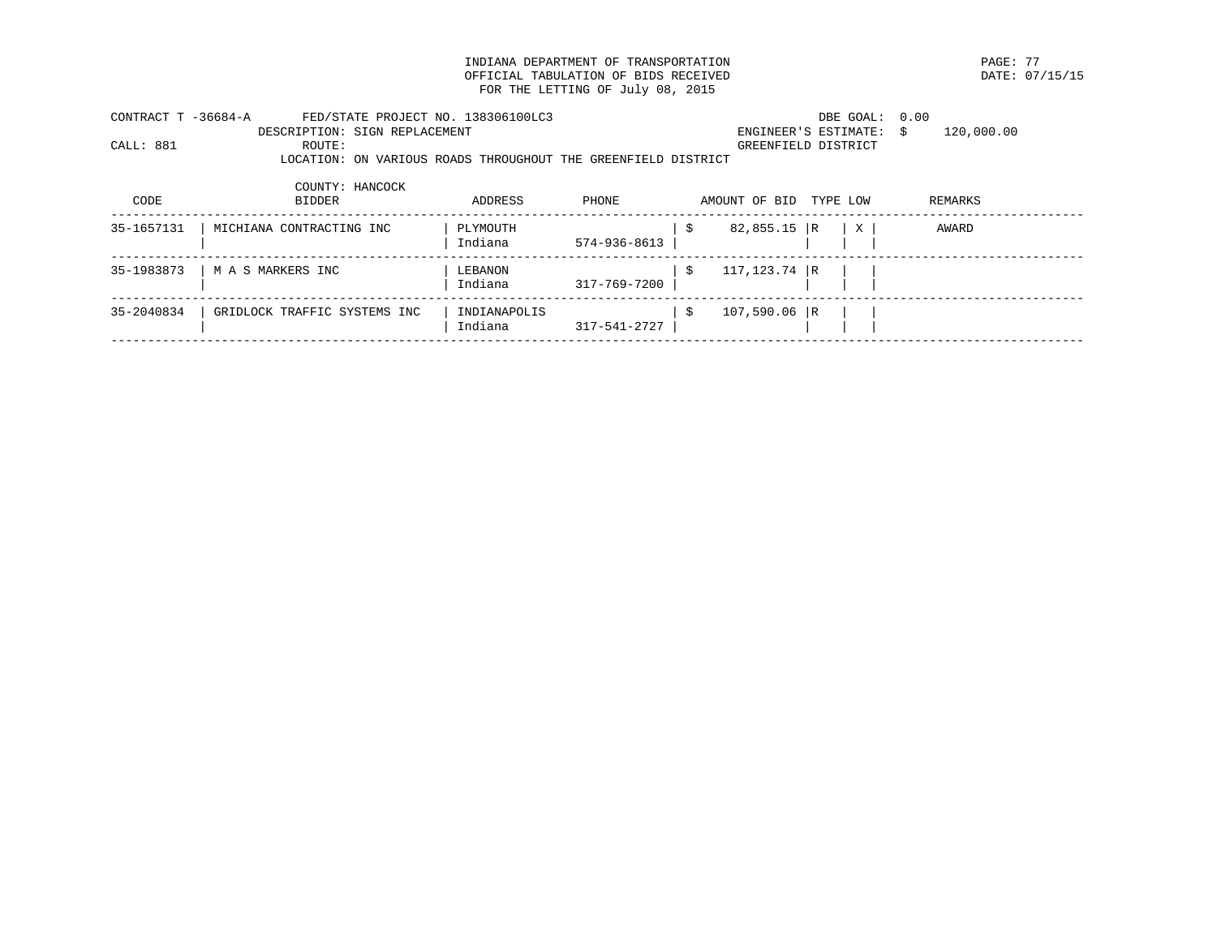INDIANA DEPARTMENT OF TRANSPORTATION
OFFICIAL TABULATION OF BIDS RECEIVED
FOR THE LETTING OF July 08, 2015

DATE: 07/15/15

CONTRACT T -36684-A FED/STATE PROJECT NO. 138306100LC3 DBE GOAL: 0.00
DESCRIPTION: SIGN REPLACEMENT ENGINEER'S ESTIMATE: $ 120,000.00
CALL: 881 ROUTE: GREENFIELD DISTRICT
LOCATION: ON VARIOUS ROADS THROUGHOUT THE GREENFIELD DISTRICT
COUNTY: HANCOCK

| CODE | BIDDER | ADDRESS | PHONE | AMOUNT OF BID | TYPE | LOW | REMARKS |
|---|---|---|---|---|---|---|---|
| 35-1657131 | MICHIANA CONTRACTING INC | PLYMOUTH Indiana | 574-936-8613 | $ 82,855.15 | R | X | AWARD |
| 35-1983873 | M A S MARKERS INC | LEBANON Indiana | 317-769-7200 | $ 117,123.74 | R | | |
| 35-2040834 | GRIDLOCK TRAFFIC SYSTEMS INC | INDIANAPOLIS Indiana | 317-541-2727 | $ 107,590.06 | R | | |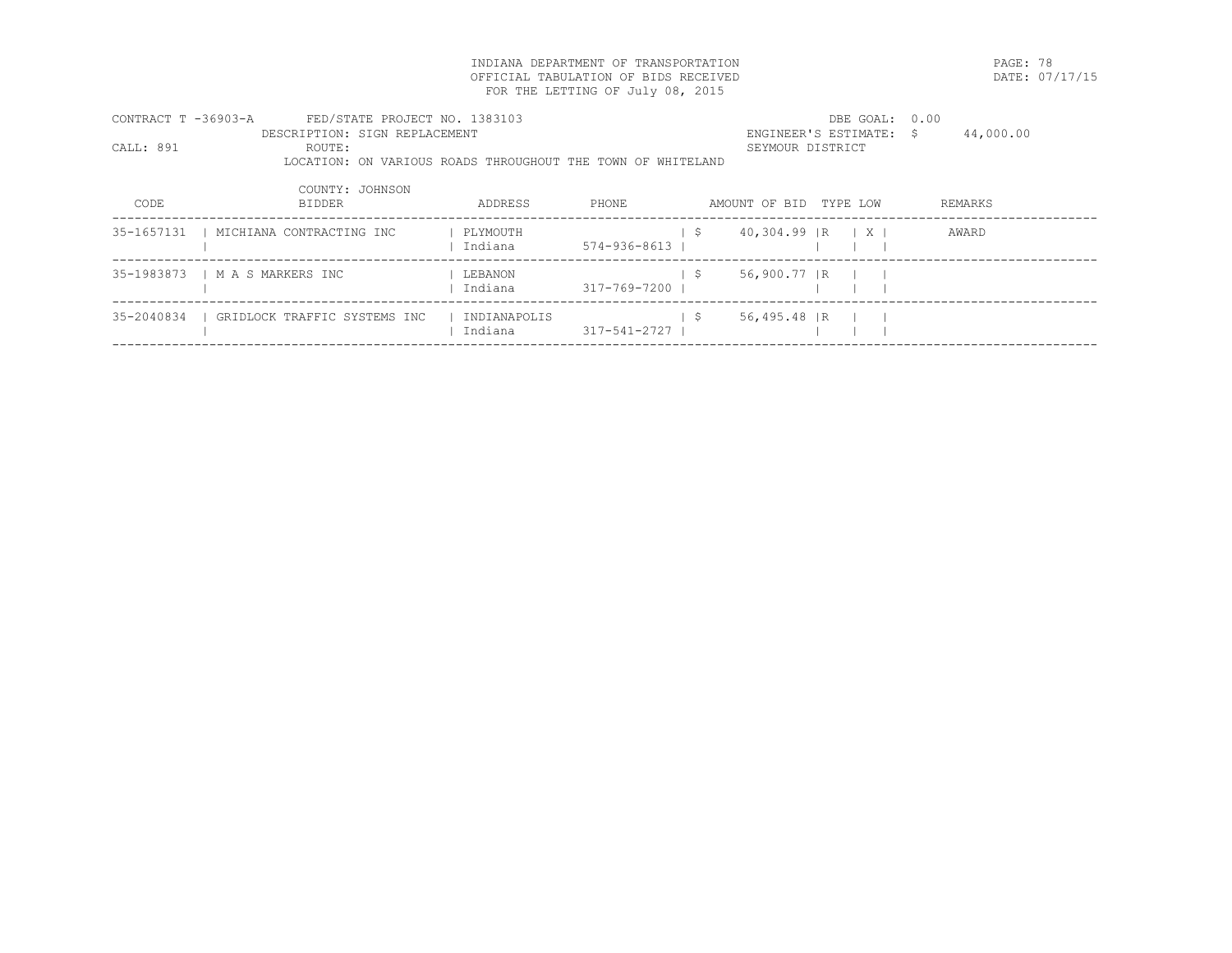INDIANA DEPARTMENT OF TRANSPORTATION
OFFICIAL TABULATION OF BIDS RECEIVED
FOR THE LETTING OF July 08, 2015

DATE: 07/17/15

CONTRACT T -36903-A FED/STATE PROJECT NO. 1383103 DBE GOAL: 0.00
DESCRIPTION: SIGN REPLACEMENT ENGINEER'S ESTIMATE: $ 44,000.00
CALL: 891 ROUTE: SEYMOUR DISTRICT
LOCATION: ON VARIOUS ROADS THROUGHOUT THE TOWN OF WHITELAND
COUNTY: JOHNSON

| CODE | BIDDER | ADDRESS | PHONE | AMOUNT OF BID | TYPE | LOW | REMARKS |
|---|---|---|---|---|---|---|---|
| 35-1657131 | MICHIANA CONTRACTING INC | PLYMOUTH Indiana | 574-936-8613 | $ 40,304.99 | R | X | AWARD |
| 35-1983873 | M A S MARKERS INC | LEBANON Indiana | 317-769-7200 | $ 56,900.77 | R | | |
| 35-2040834 | GRIDLOCK TRAFFIC SYSTEMS INC | INDIANAPOLIS Indiana | 317-541-2727 | $ 56,495.48 | R | | |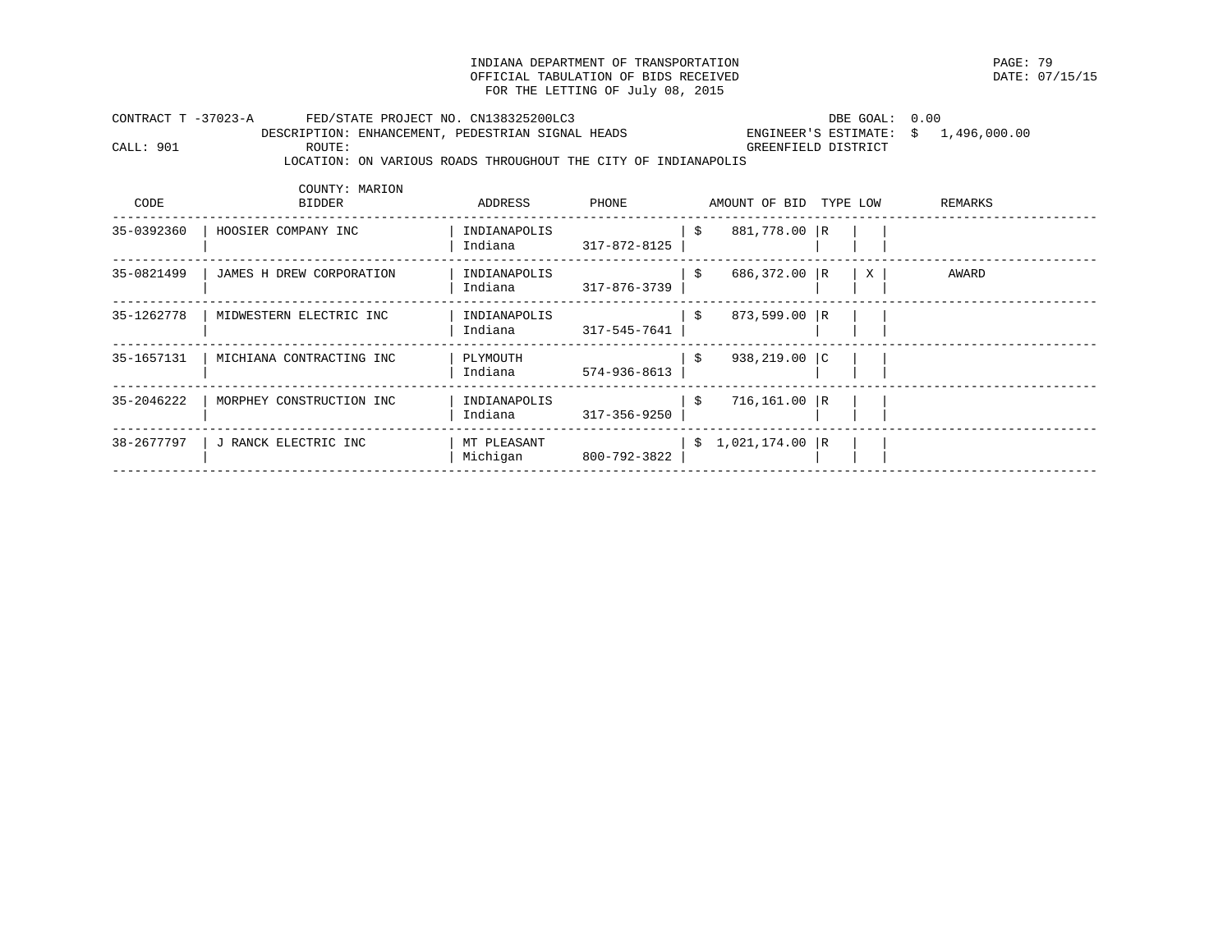INDIANA DEPARTMENT OF TRANSPORTATION
OFFICIAL TABULATION OF BIDS RECEIVED
FOR THE LETTING OF July 08, 2015

PAGE: 79
DATE: 07/15/15

CONTRACT T -37023-A    FED/STATE PROJECT NO. CN138325200LC3    DBE GOAL: 0.00
DESCRIPTION: ENHANCEMENT, PEDESTRIAN SIGNAL HEADS    ENGINEER'S ESTIMATE: $ 1,496,000.00
CALL: 901    ROUTE:    GREENFIELD DISTRICT
LOCATION: ON VARIOUS ROADS THROUGHOUT THE CITY OF INDIANAPOLIS
COUNTY: MARION

| CODE | BIDDER | ADDRESS | PHONE | AMOUNT OF BID | TYPE | LOW | REMARKS |
|---|---|---|---|---|---|---|---|
| 35-0392360 | HOOSIER COMPANY INC | INDIANAPOLIS Indiana | 317-872-8125 | $ 881,778.00 | R | | |
| 35-0821499 | JAMES H DREW CORPORATION | INDIANAPOLIS Indiana | 317-876-3739 | $ 686,372.00 | R | X | AWARD |
| 35-1262778 | MIDWESTERN ELECTRIC INC | INDIANAPOLIS Indiana | 317-545-7641 | $ 873,599.00 | R | | |
| 35-1657131 | MICHIANA CONTRACTING INC | PLYMOUTH Indiana | 574-936-8613 | $ 938,219.00 | C | | |
| 35-2046222 | MORPHEY CONSTRUCTION INC | INDIANAPOLIS Indiana | 317-356-9250 | $ 716,161.00 | R | | |
| 38-2677797 | J RANCK ELECTRIC INC | MT PLEASANT Michigan | 800-792-3822 | $ 1,021,174.00 | R | | |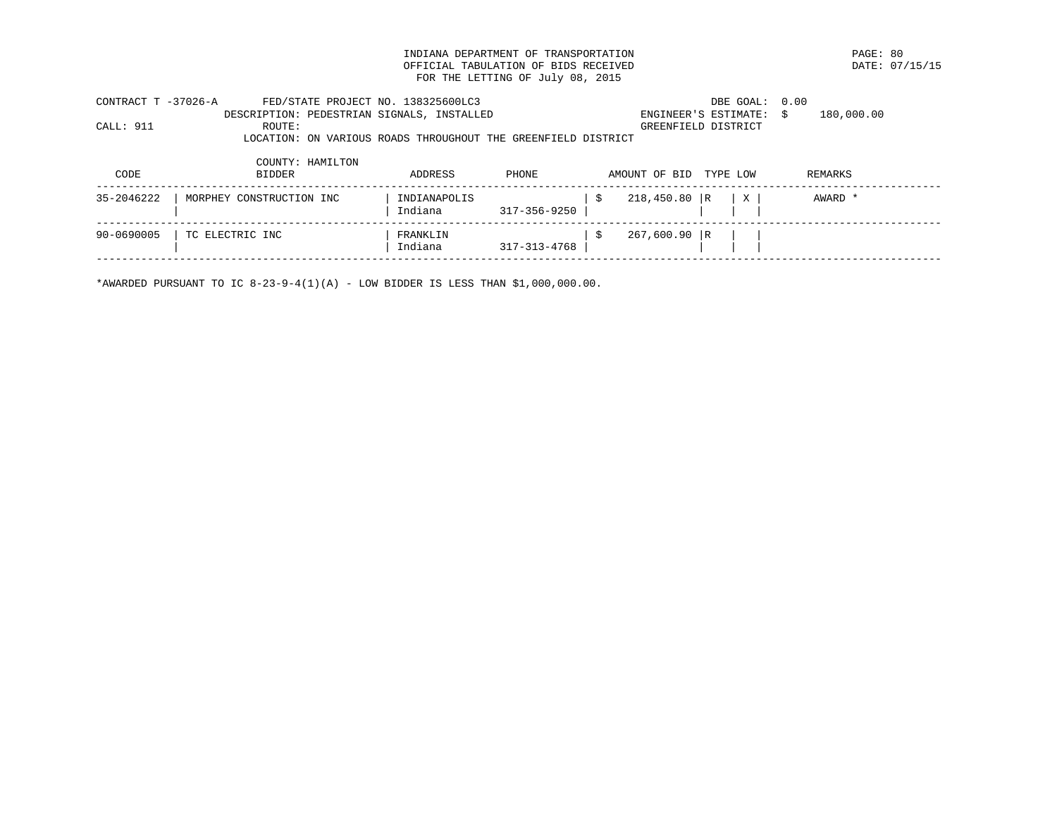INDIANA DEPARTMENT OF TRANSPORTATION
OFFICIAL TABULATION OF BIDS RECEIVED
FOR THE LETTING OF July 08, 2015

PAGE: 80
DATE: 07/15/15

CONTRACT T -37026-A    FED/STATE PROJECT NO. 138325600LC3    DBE GOAL: 0.00
DESCRIPTION: PEDESTRIAN SIGNALS, INSTALLED    ENGINEER'S ESTIMATE: $ 180,000.00
CALL: 911    ROUTE:    GREENFIELD DISTRICT
LOCATION: ON VARIOUS ROADS THROUGHOUT THE GREENFIELD DISTRICT
COUNTY: HAMILTON

| CODE | BIDDER | ADDRESS | PHONE | AMOUNT OF BID | TYPE | LOW | REMARKS |
|---|---|---|---|---|---|---|---|
| 35-2046222 | MORPHEY CONSTRUCTION INC | INDIANAPOLIS Indiana | 317-356-9250 | $ 218,450.80 | R | X | AWARD * |
| 90-0690005 | TC ELECTRIC INC | FRANKLIN Indiana | 317-313-4768 | $ 267,600.90 | R | | |

*AWARDED PURSUANT TO IC 8-23-9-4(1)(A) - LOW BIDDER IS LESS THAN $1,000,000.00.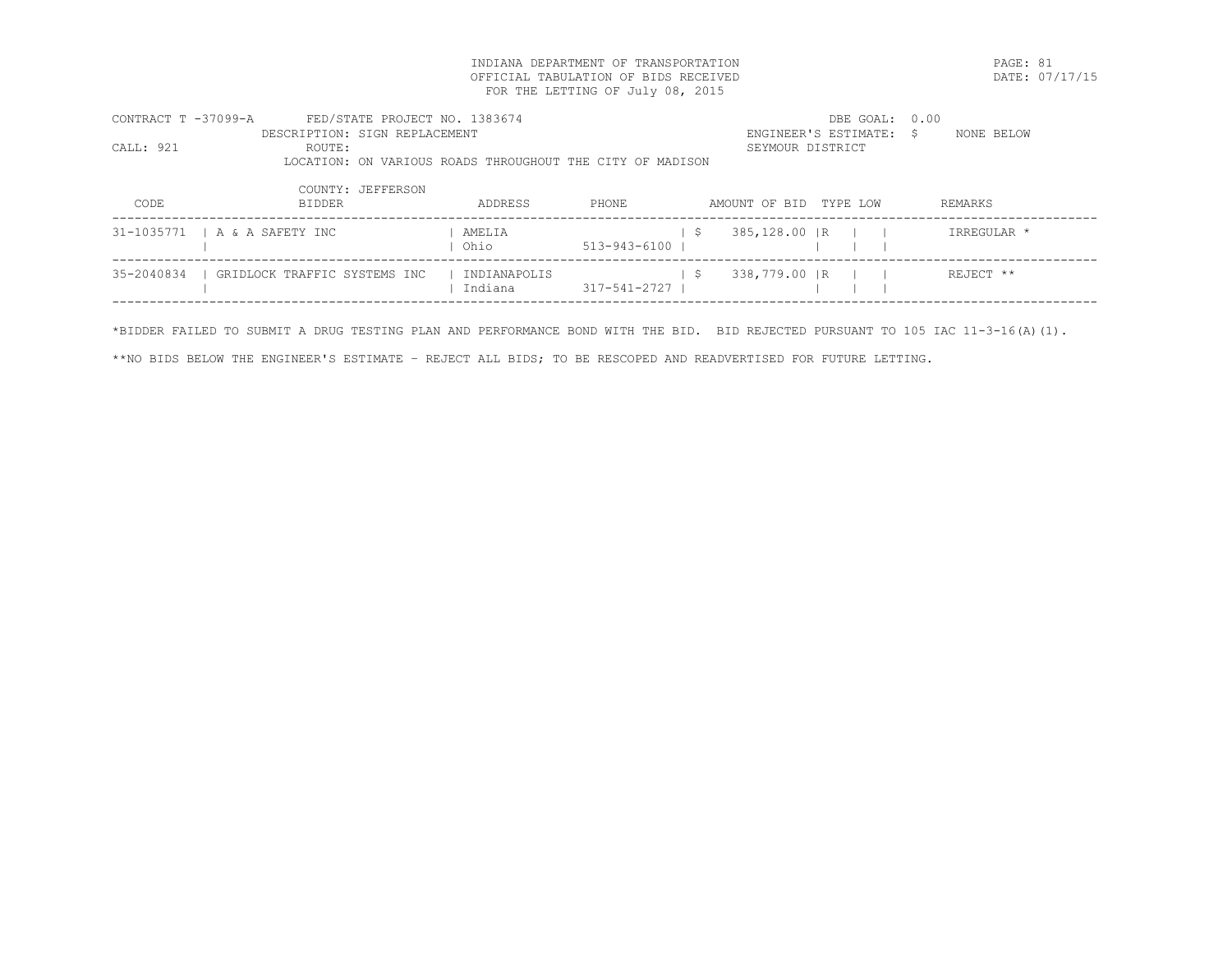INDIANA DEPARTMENT OF TRANSPORTATION
OFFICIAL TABULATION OF BIDS RECEIVED
FOR THE LETTING OF July 08, 2015

DATE: 07/17/15

CONTRACT T -37099-A FED/STATE PROJECT NO. 1383674
DESCRIPTION: SIGN REPLACEMENT
CALL: 921 ROUTE:
LOCATION: ON VARIOUS ROADS THROUGHOUT THE CITY OF MADISON
COUNTY: JEFFERSON

DBE GOAL: 0.00
ENGINEER'S ESTIMATE: $ NONE BELOW
SEYMOUR DISTRICT

| CODE | BIDDER | ADDRESS | PHONE | AMOUNT OF BID | TYPE | LOW | REMARKS |
|---|---|---|---|---|---|---|---|
| 31-1035771 | A & A SAFETY INC | AMELIA Ohio | 513-943-6100 | $ 385,128.00 | R | | IRREGULAR * |
| 35-2040834 | GRIDLOCK TRAFFIC SYSTEMS INC | INDIANAPOLIS Indiana | 317-541-2727 | $ 338,779.00 | R | | REJECT ** |

*BIDDER FAILED TO SUBMIT A DRUG TESTING PLAN AND PERFORMANCE BOND WITH THE BID. BID REJECTED PURSUANT TO 105 IAC 11-3-16(A)(1).

**NO BIDS BELOW THE ENGINEER'S ESTIMATE - REJECT ALL BIDS; TO BE RESCOPED AND READVERTISED FOR FUTURE LETTING.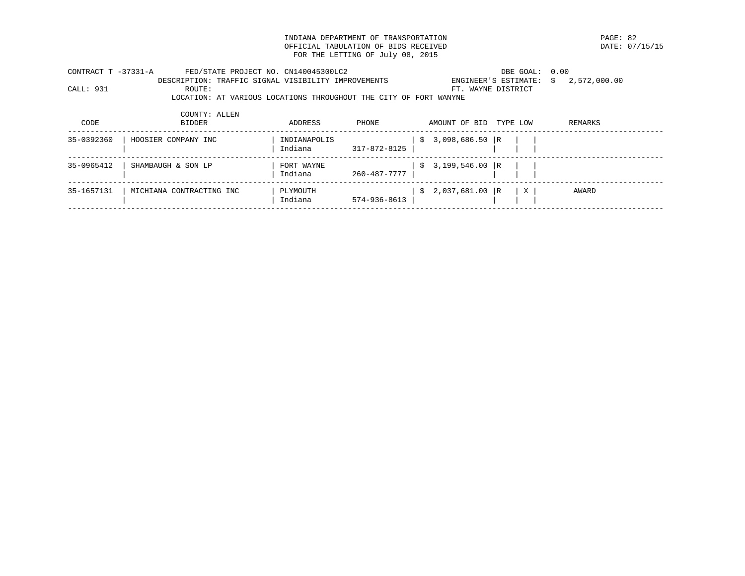INDIANA DEPARTMENT OF TRANSPORTATION
OFFICIAL TABULATION OF BIDS RECEIVED
FOR THE LETTING OF July 08, 2015

DATE: 07/15/15

CONTRACT T -37331-A FED/STATE PROJECT NO. CN140045300LC2 DBE GOAL: 0.00
DESCRIPTION: TRAFFIC SIGNAL VISIBILITY IMPROVEMENTS ENGINEER'S ESTIMATE: $ 2,572,000.00
CALL: 931 ROUTE: FT. WAYNE DISTRICT
LOCATION: AT VARIOUS LOCATIONS THROUGHOUT THE CITY OF FORT WANYNE
COUNTY: ALLEN

| CODE | BIDDER | ADDRESS | PHONE | AMOUNT OF BID | TYPE | LOW | REMARKS |
|---|---|---|---|---|---|---|---|
| 35-0392360 | HOOSIER COMPANY INC | INDIANAPOLIS Indiana | 317-872-8125 | $ 3,098,686.50 | R | | |
| 35-0965412 | SHAMBAUGH & SON LP | FORT WAYNE Indiana | 260-487-7777 | $ 3,199,546.00 | R | | |
| 35-1657131 | MICHIANA CONTRACTING INC | PLYMOUTH Indiana | 574-936-8613 | $ 2,037,681.00 | R | X | AWARD |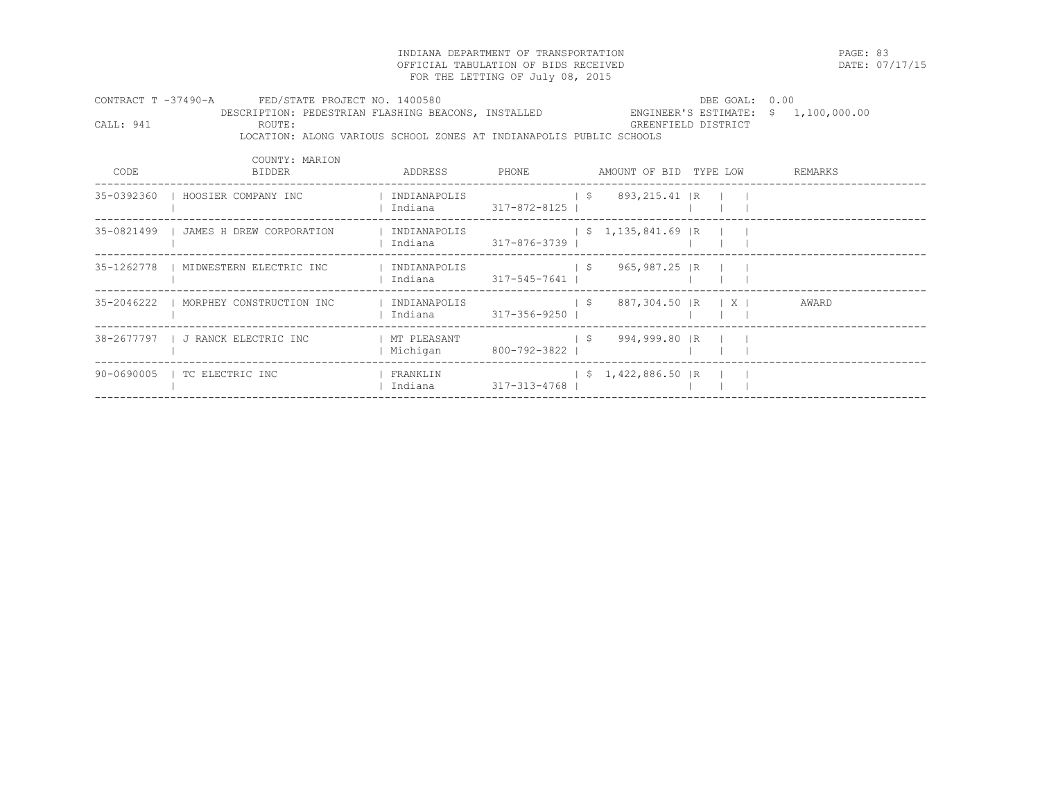INDIANA DEPARTMENT OF TRANSPORTATION
OFFICIAL TABULATION OF BIDS RECEIVED
FOR THE LETTING OF July 08, 2015

DATE: 07/17/15

CONTRACT T -37490-A FED/STATE PROJECT NO. 1400580 DBE GOAL: 0.00
DESCRIPTION: PEDESTRIAN FLASHING BEACONS, INSTALLED ENGINEER'S ESTIMATE: $ 1,100,000.00
CALL: 941 ROUTE: GREENFIELD DISTRICT
LOCATION: ALONG VARIOUS SCHOOL ZONES AT INDIANAPOLIS PUBLIC SCHOOLS

COUNTY: MARION

| CODE | BIDDER | ADDRESS | PHONE | AMOUNT OF BID | TYPE | LOW | REMARKS |
|---|---|---|---|---|---|---|---|
| 35-0392360 | HOOSIER COMPANY INC | INDIANAPOLIS Indiana | 317-872-8125 | $ 893,215.41 | R | | |
| 35-0821499 | JAMES H DREW CORPORATION | INDIANAPOLIS Indiana | 317-876-3739 | $ 1,135,841.69 | R | | |
| 35-1262778 | MIDWESTERN ELECTRIC INC | INDIANAPOLIS Indiana | 317-545-7641 | $ 965,987.25 | R | | |
| 35-2046222 | MORPHEY CONSTRUCTION INC | INDIANAPOLIS Indiana | 317-356-9250 | $ 887,304.50 | R | X | AWARD |
| 38-2677797 | J RANCK ELECTRIC INC | MT PLEASANT Michigan | 800-792-3822 | $ 994,999.80 | R | | |
| 90-0690005 | TC ELECTRIC INC | FRANKLIN Indiana | 317-313-4768 | $ 1,422,886.50 | R | | |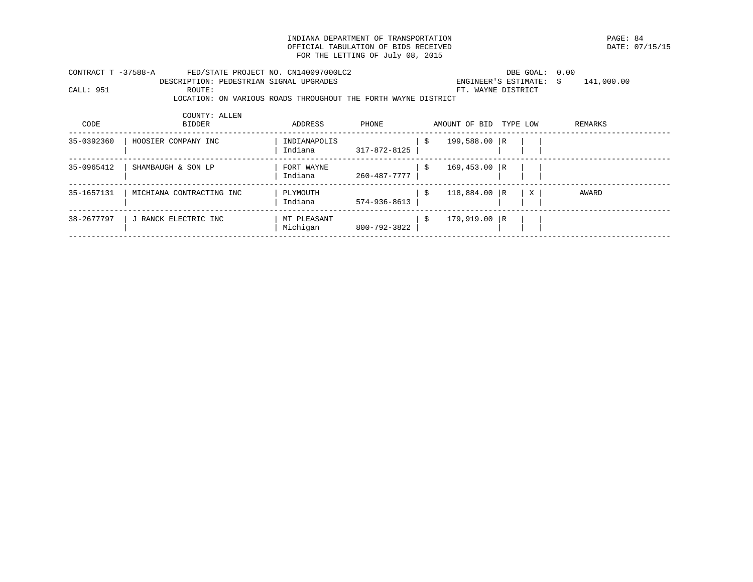INDIANA DEPARTMENT OF TRANSPORTATION
OFFICIAL TABULATION OF BIDS RECEIVED
FOR THE LETTING OF July 08, 2015

PAGE: 84
DATE: 07/15/15

CONTRACT T -37588-A FED/STATE PROJECT NO. CN140097000LC2 DBE GOAL: 0.00
DESCRIPTION: PEDESTRIAN SIGNAL UPGRADES ENGINEER'S ESTIMATE: $ 141,000.00
CALL: 951 ROUTE: FT. WAYNE DISTRICT
LOCATION: ON VARIOUS ROADS THROUGHOUT THE FORTH WAYNE DISTRICT

COUNTY: ALLEN

| CODE | BIDDER | ADDRESS | PHONE | AMOUNT OF BID | TYPE | LOW | REMARKS |
|---|---|---|---|---|---|---|---|
| 35-0392360 | HOOSIER COMPANY INC | INDIANAPOLIS Indiana | 317-872-8125 | $ 199,588.00 | R | | |
| 35-0965412 | SHAMBAUGH & SON LP | FORT WAYNE Indiana | 260-487-7777 | $ 169,453.00 | R | | |
| 35-1657131 | MICHIANA CONTRACTING INC | PLYMOUTH Indiana | 574-936-8613 | $ 118,884.00 | R | X | AWARD |
| 38-2677797 | J RANCK ELECTRIC INC | MT PLEASANT Michigan | 800-792-3822 | $ 179,919.00 | R | | |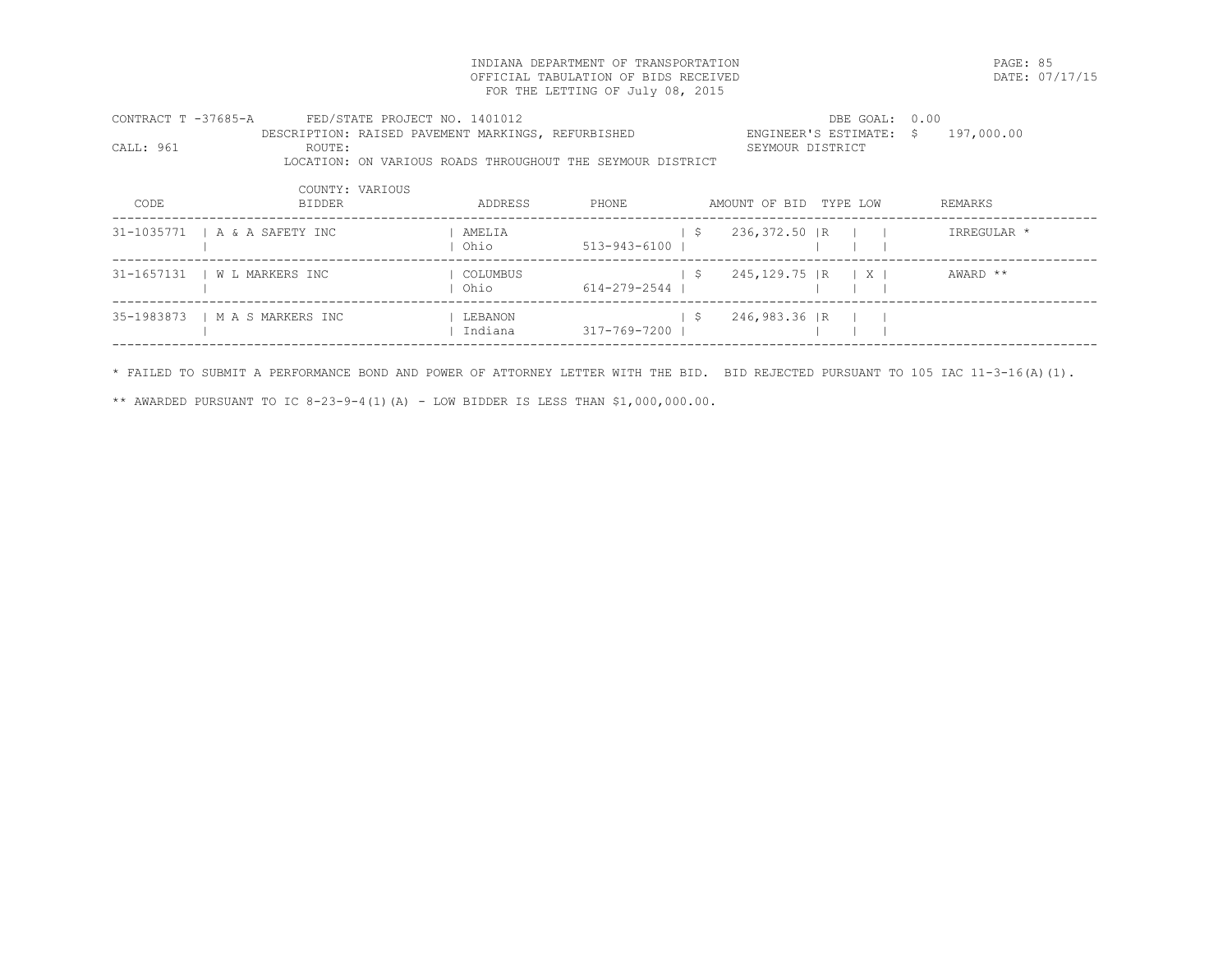INDIANA DEPARTMENT OF TRANSPORTATION
OFFICIAL TABULATION OF BIDS RECEIVED
FOR THE LETTING OF July 08, 2015

DATE: 07/17/15

CONTRACT T -37685-A FED/STATE PROJECT NO. 1401012 DBE GOAL: 0.00
DESCRIPTION: RAISED PAVEMENT MARKINGS, REFURBISHED ENGINEER'S ESTIMATE: $ 197,000.00
CALL: 961 ROUTE: SEYMOUR DISTRICT
LOCATION: ON VARIOUS ROADS THROUGHOUT THE SEYMOUR DISTRICT

COUNTY: VARIOUS

| CODE | BIDDER | ADDRESS | PHONE | AMOUNT OF BID | TYPE | LOW | REMARKS |
|---|---|---|---|---|---|---|---|
| 31-1035771 | A & A SAFETY INC | AMELIA Ohio | 513-943-6100 | $ 236,372.50 | R | | IRREGULAR * |
| 31-1657131 | W L MARKERS INC | COLUMBUS Ohio | 614-279-2544 | $ 245,129.75 | R | X | AWARD ** |
| 35-1983873 | M A S MARKERS INC | LEBANON Indiana | 317-769-7200 | $ 246,983.36 | R | | |

* FAILED TO SUBMIT A PERFORMANCE BOND AND POWER OF ATTORNEY LETTER WITH THE BID. BID REJECTED PURSUANT TO 105 IAC 11-3-16(A)(1).

** AWARDED PURSUANT TO IC 8-23-9-4(1)(A) - LOW BIDDER IS LESS THAN $1,000,000.00.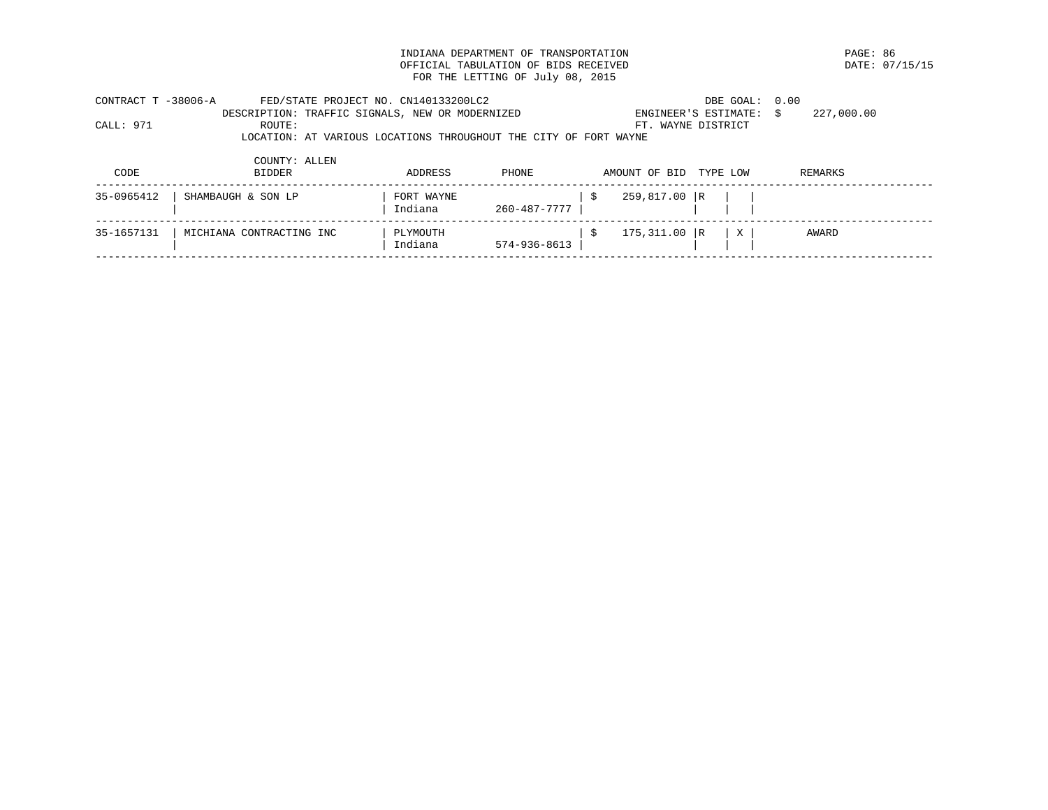INDIANA DEPARTMENT OF TRANSPORTATION
OFFICIAL TABULATION OF BIDS RECEIVED
FOR THE LETTING OF July 08, 2015

DATE: 07/15/15

CONTRACT T -38006-A FED/STATE PROJECT NO. CN140133200LC2 DBE GOAL: 0.00
DESCRIPTION: TRAFFIC SIGNALS, NEW OR MODERNIZED ENGINEER'S ESTIMATE: $ 227,000.00
CALL: 971 ROUTE: FT. WAYNE DISTRICT
LOCATION: AT VARIOUS LOCATIONS THROUGHOUT THE CITY OF FORT WAYNE
COUNTY: ALLEN

| CODE | BIDDER | ADDRESS | PHONE | AMOUNT OF BID | TYPE | LOW | REMARKS |
|---|---|---|---|---|---|---|---|
| 35-0965412 | SHAMBAUGH & SON LP | FORT WAYNE Indiana | 260-487-7777 | $ 259,817.00 | R | | |
| 35-1657131 | MICHIANA CONTRACTING INC | PLYMOUTH Indiana | 574-936-8613 | $ 175,311.00 | R | X | AWARD |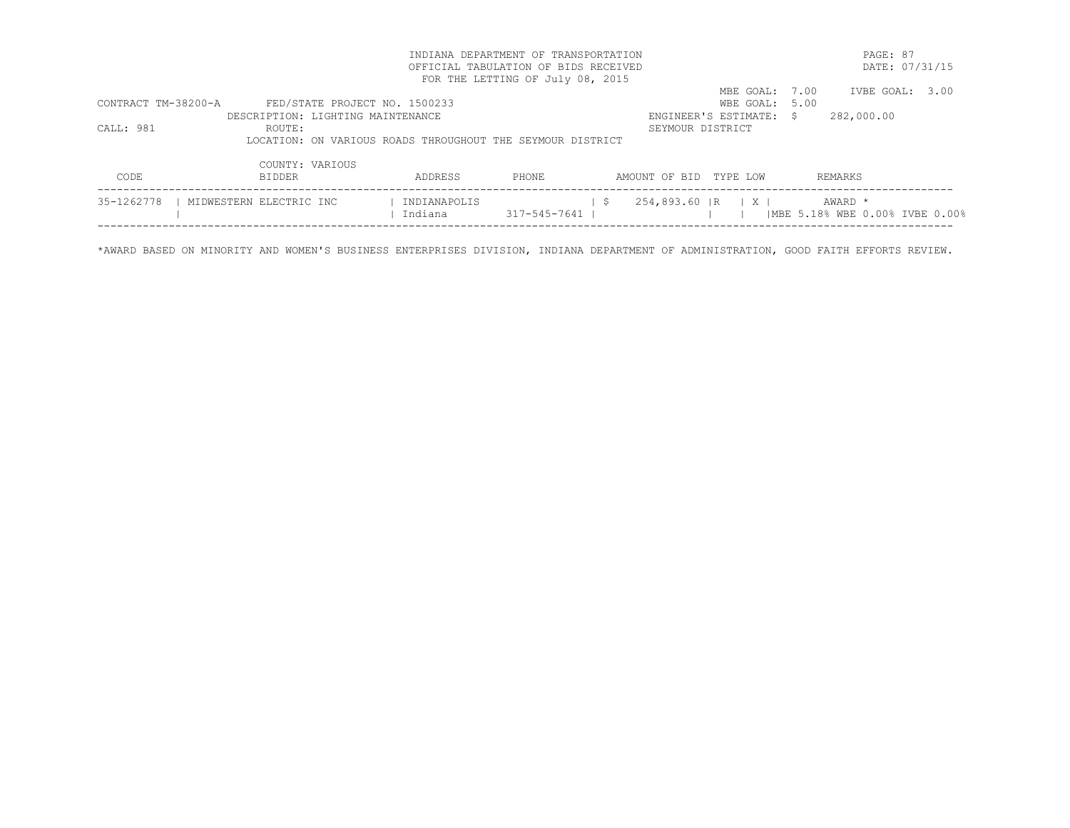INDIANA DEPARTMENT OF TRANSPORTATION
OFFICIAL TABULATION OF BIDS RECEIVED
FOR THE LETTING OF July 08, 2015

DATE: 07/31/15

CONTRACT TM-38200-A FED/STATE PROJECT NO. 1500233
DESCRIPTION: LIGHTING MAINTENANCE
CALL: 981 ROUTE:
LOCATION: ON VARIOUS ROADS THROUGHOUT THE SEYMOUR DISTRICT
COUNTY: VARIOUS

MBE GOAL: 7.00 IVBE GOAL: 3.00
WBE GOAL: 5.00
ENGINEER'S ESTIMATE: $ 282,000.00
SEYMOUR DISTRICT

| CODE | BIDDER | ADDRESS | PHONE | AMOUNT OF BID | TYPE | LOW | REMARKS |
|---|---|---|---|---|---|---|---|
| 35-1262778 | MIDWESTERN ELECTRIC INC | INDIANAPOLIS Indiana | 317-545-7641 | $ 254,893.60 | R | X | AWARD * MBE 5.18% WBE 0.00% IVBE 0.00% |

*AWARD BASED ON MINORITY AND WOMEN'S BUSINESS ENTERPRISES DIVISION, INDIANA DEPARTMENT OF ADMINISTRATION, GOOD FAITH EFFORTS REVIEW.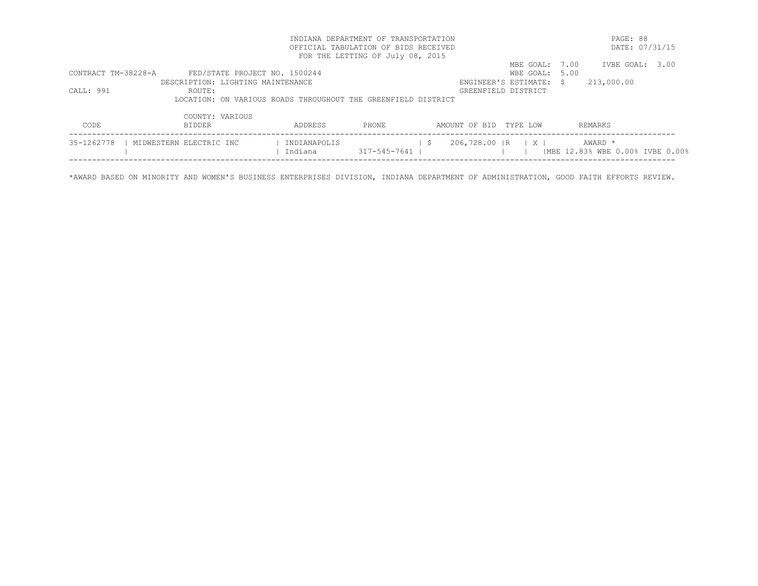INDIANA DEPARTMENT OF TRANSPORTATION
OFFICIAL TABULATION OF BIDS RECEIVED
FOR THE LETTING OF July 08, 2015

PAGE: 88
DATE: 07/31/15

MBE GOAL: 7.00 IVBE GOAL: 3.00
WBE GOAL: 5.00

CONTRACT TM-38228-A FED/STATE PROJECT NO. 1500244
DESCRIPTION: LIGHTING MAINTENANCE
ENGINEER'S ESTIMATE: $ 213,000.00
CALL: 991 ROUTE:
GREENFIELD DISTRICT
LOCATION: ON VARIOUS ROADS THROUGHOUT THE GREENFIELD DISTRICT

COUNTY: VARIOUS

| CODE | BIDDER | ADDRESS | PHONE | AMOUNT OF BID | TYPE | LOW | REMARKS |
|---|---|---|---|---|---|---|---|
| 35-1262778 | MIDWESTERN ELECTRIC INC | INDIANAPOLIS Indiana | 317-545-7641 | $ 206,728.00 | R | X | AWARD * MBE 12.83% WBE 0.00% IVBE 0.00% |

*AWARD BASED ON MINORITY AND WOMEN'S BUSINESS ENTERPRISES DIVISION, INDIANA DEPARTMENT OF ADMINISTRATION, GOOD FAITH EFFORTS REVIEW.